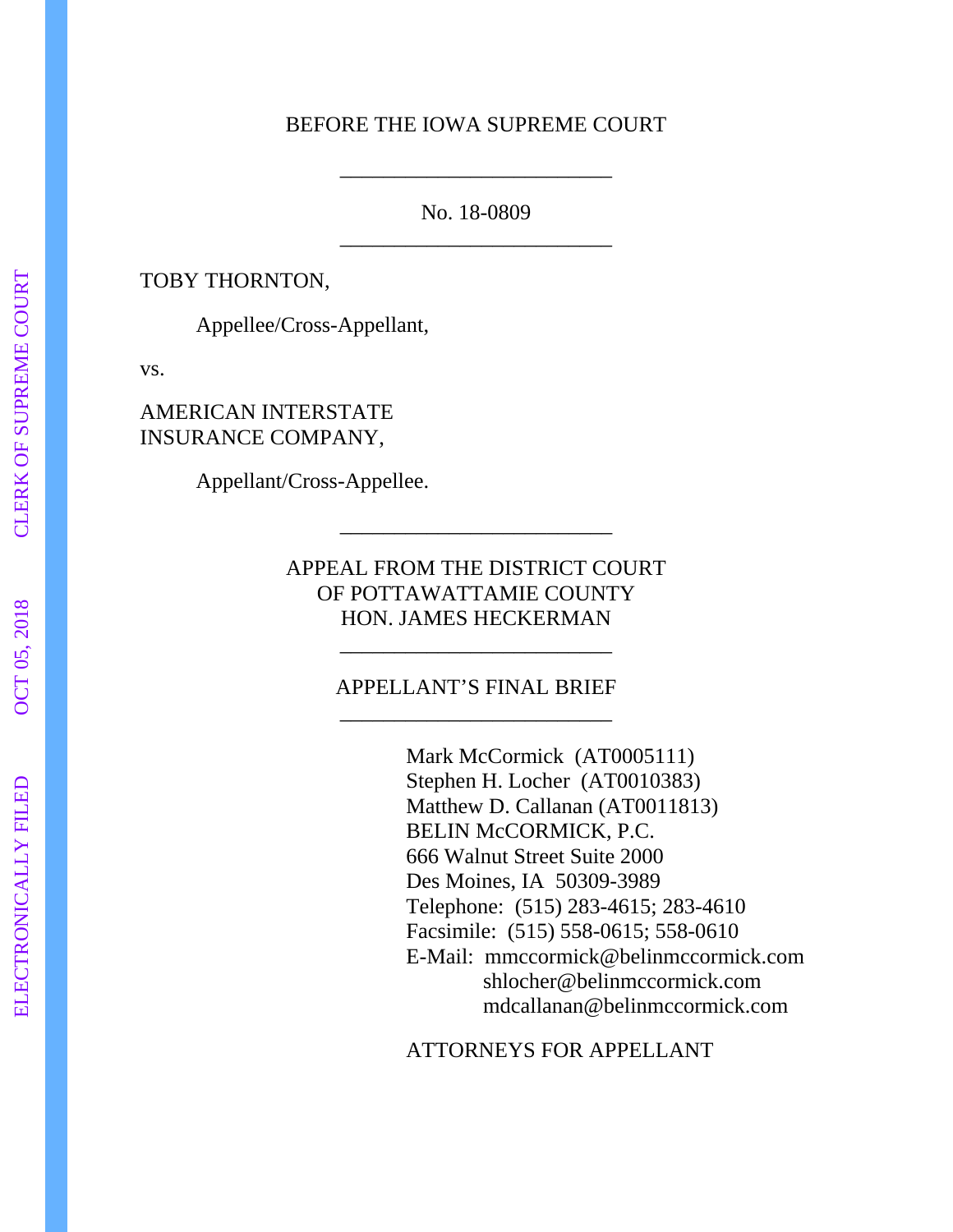BEFORE THE IOWA SUPREME COURT

---

No. 18-0809

---

TOBY THORNTON,

Appellee/Cross-Appellant,

vs.

AMERICAN INTERSTATE INSURANCE COMPANY,

Appellant/Cross-Appellee.

---

APPEAL FROM THE DISTRICT COURT
OF POTTAWATTAMIE COUNTY
HON. JAMES HECKERMAN

---

APPELLANT'S FINAL BRIEF

---

Mark McCormick (AT0005111)
Stephen H. Locher (AT0010383)
Matthew D. Callanan (AT0011813)
BELIN McCORMICK, P.C.
666 Walnut Street Suite 2000
Des Moines, IA 50309-3989
Telephone: (515) 283-4615; 283-4610
Facsimile: (515) 558-0615; 558-0610
E-Mail: mmccormick@belinmccormick.com
shlocher@belinmccormick.com
mdcallanan@belinmccormick.com

ATTORNEYS FOR APPELLANT

ELECTRONICALLY FILED OCT 05, 2018 CLERK OF SUPREME COURT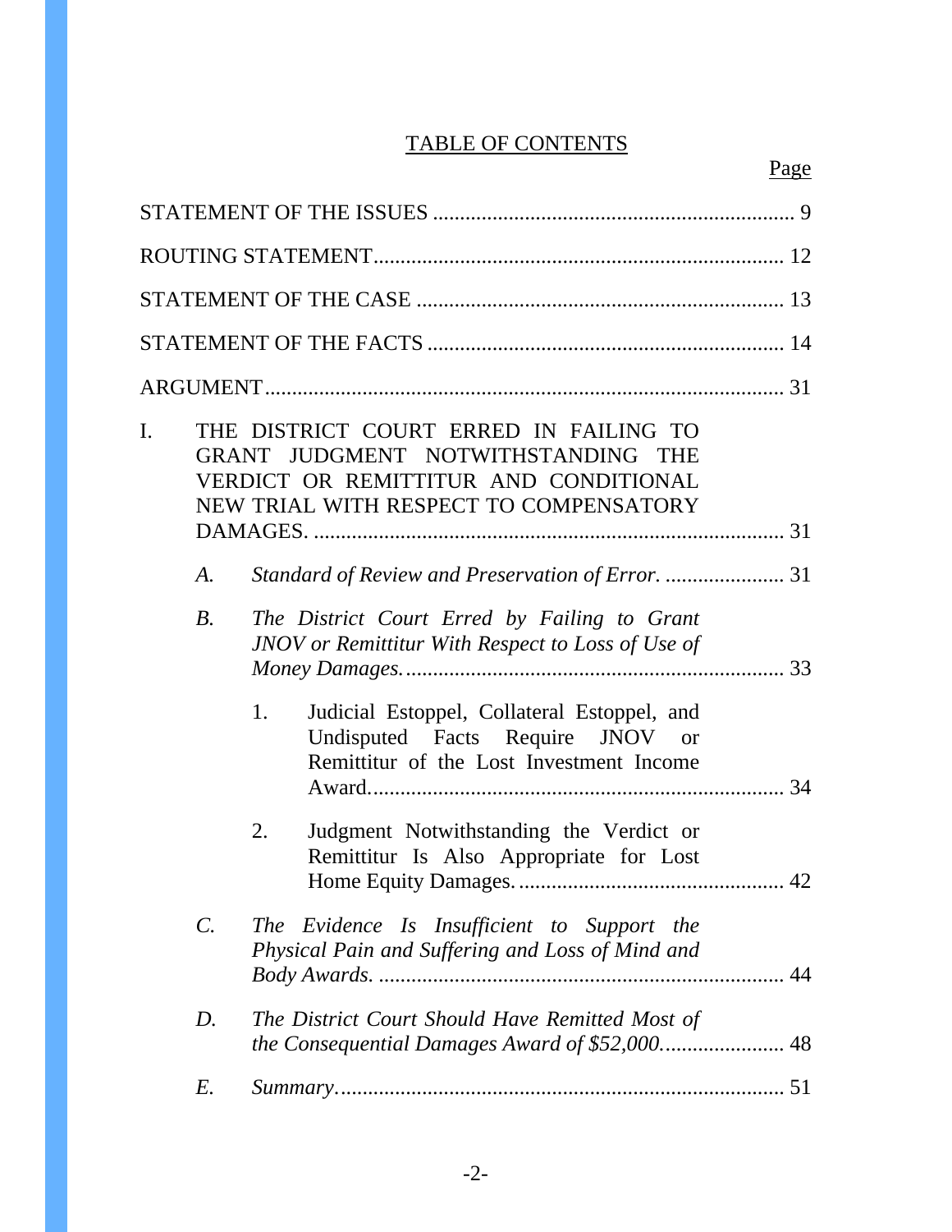# TABLE OF CONTENTS

Page

STATEMENT OF THE ISSUES ..... 9

ROUTING STATEMENT ..... 12

STATEMENT OF THE CASE ..... 13

STATEMENT OF THE FACTS ..... 14

ARGUMENT ..... 31

I. THE DISTRICT COURT ERRED IN FAILING TO GRANT JUDGMENT NOTWITHSTANDING THE VERDICT OR REMITTITUR AND CONDITIONAL NEW TRIAL WITH RESPECT TO COMPENSATORY DAMAGES. ..... 31

   *A. Standard of Review and Preservation of Error.* ..... 31

   *B. The District Court Erred by Failing to Grant JNOV or Remittitur With Respect to Loss of Use of Money Damages.* ..... 33

      1. Judicial Estoppel, Collateral Estoppel, and Undisputed Facts Require JNOV or Remittitur of the Lost Investment Income Award. ..... 34

      2. Judgment Notwithstanding the Verdict or Remittitur Is Also Appropriate for Lost Home Equity Damages. ..... 42

   *C. The Evidence Is Insufficient to Support the Physical Pain and Suffering and Loss of Mind and Body Awards.* ..... 44

   *D. The District Court Should Have Remitted Most of the Consequential Damages Award of $52,000.* ..... 48

   *E. Summary.* ..... 51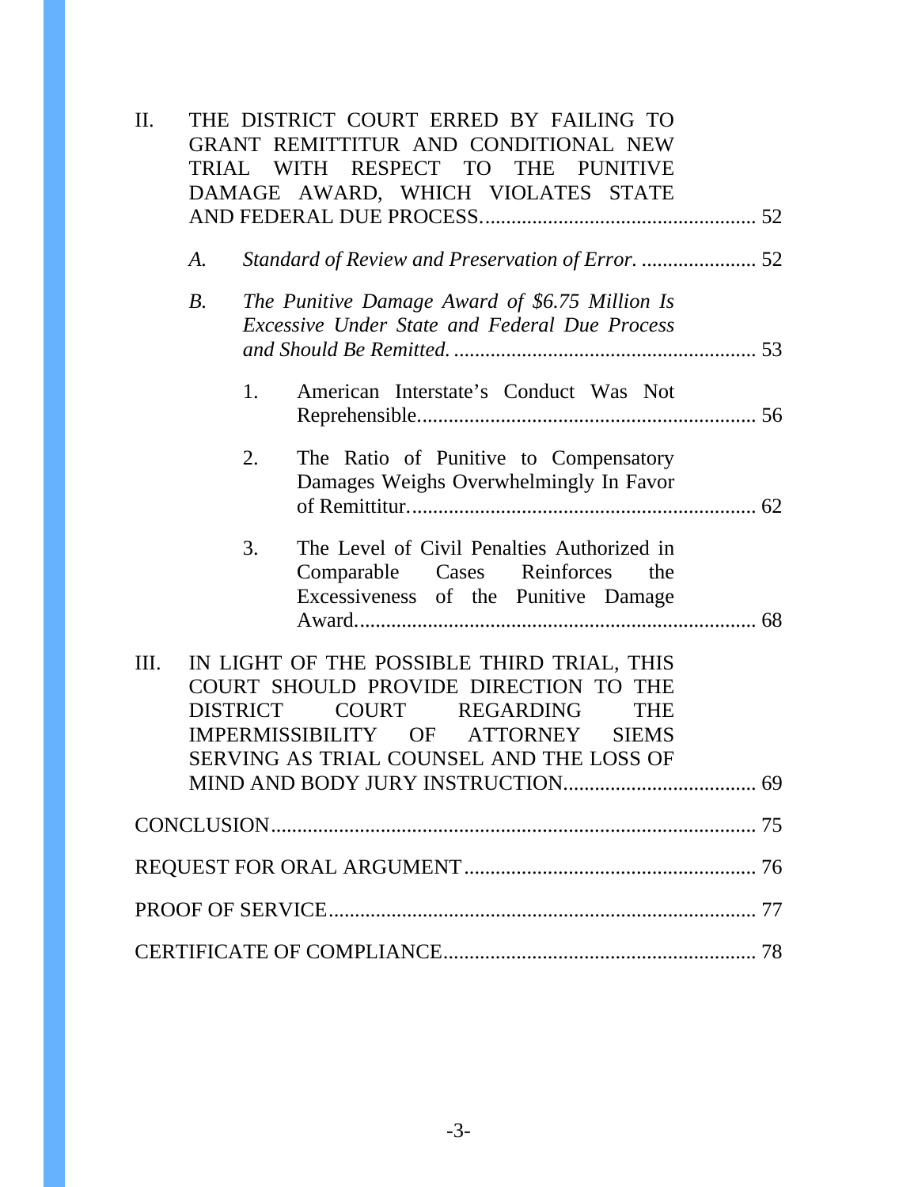II. THE DISTRICT COURT ERRED BY FAILING TO GRANT REMITTITUR AND CONDITIONAL NEW TRIAL WITH RESPECT TO THE PUNITIVE DAMAGE AWARD, WHICH VIOLATES STATE AND FEDERAL DUE PROCESS.................................................... 52

   *A. Standard of Review and Preservation of Error.* ...................... 52

   *B. The Punitive Damage Award of $6.75 Million Is Excessive Under State and Federal Due Process and Should Be Remitted.* .......................................................... 53

      1. American Interstate's Conduct Was Not Reprehensible................................................................ 56

      2. The Ratio of Punitive to Compensatory Damages Weighs Overwhelmingly In Favor of Remittitur.................................................................. 62

      3. The Level of Civil Penalties Authorized in Comparable Cases Reinforces the Excessiveness of the Punitive Damage Award........................................................................... 68

III. IN LIGHT OF THE POSSIBLE THIRD TRIAL, THIS COURT SHOULD PROVIDE DIRECTION TO THE DISTRICT COURT REGARDING THE IMPERMISSIBILITY OF ATTORNEY SIEMS SERVING AS TRIAL COUNSEL AND THE LOSS OF MIND AND BODY JURY INSTRUCTION..................................... 69

CONCLUSION............................................................................................ 75

REQUEST FOR ORAL ARGUMENT........................................................ 76

PROOF OF SERVICE.................................................................................. 77

CERTIFICATE OF COMPLIANCE............................................................ 78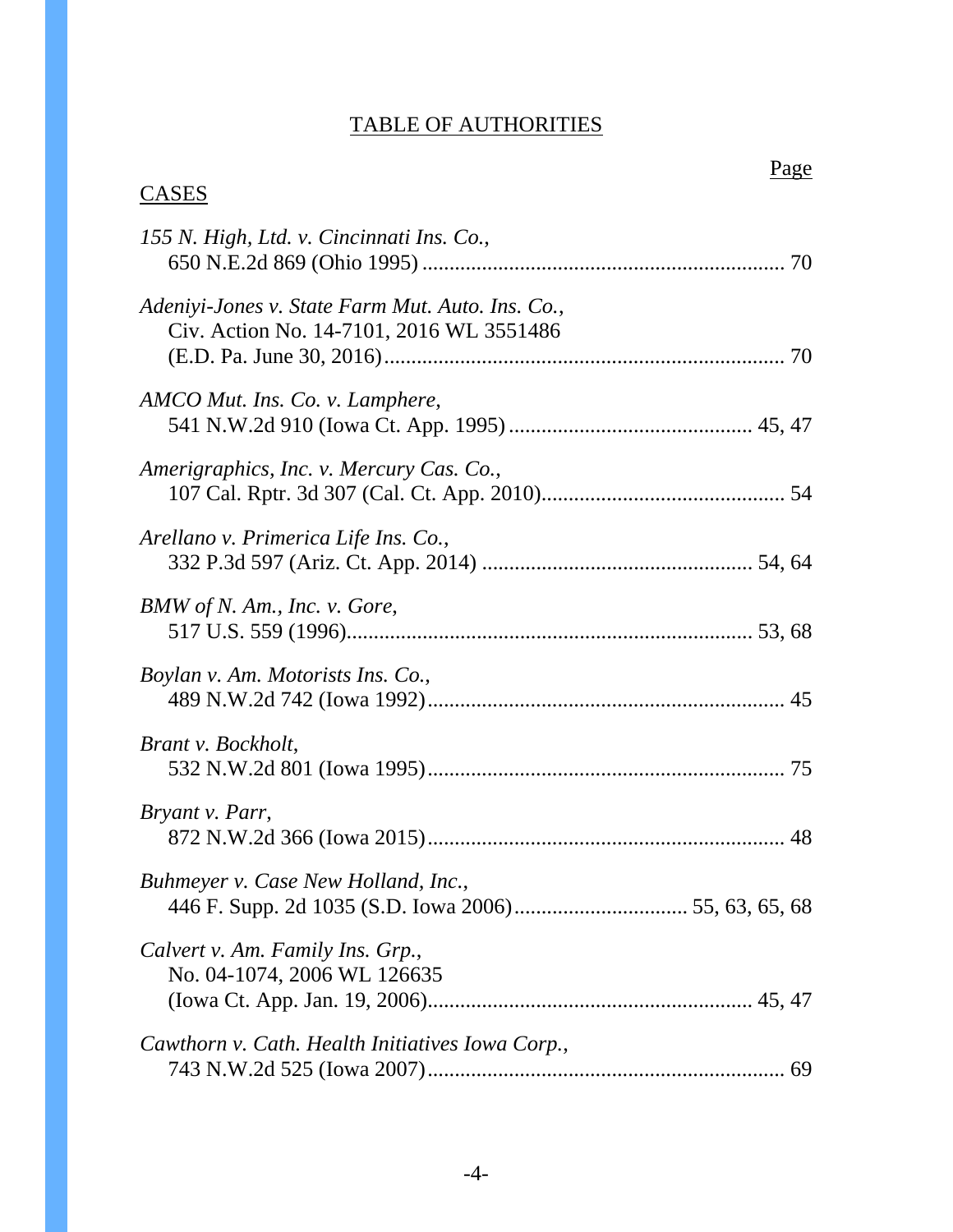# TABLE OF AUTHORITIES

Page

CASES

*155 N. High, Ltd. v. Cincinnati Ins. Co.*,
650 N.E.2d 869 (Ohio 1995) .................................................................. 70

*Adeniyi-Jones v. State Farm Mut. Auto. Ins. Co.*,
Civ. Action No. 14-7101, 2016 WL 3551486
(E.D. Pa. June 30, 2016)......................................................................... 70

*AMCO Mut. Ins. Co. v. Lamphere*,
541 N.W.2d 910 (Iowa Ct. App. 1995) ............................................. 45, 47

*Amerigraphics, Inc. v. Mercury Cas. Co.*,
107 Cal. Rptr. 3d 307 (Cal. Ct. App. 2010)............................................. 54

*Arellano v. Primerica Life Ins. Co.*,
332 P.3d 597 (Ariz. Ct. App. 2014) ................................................. 54, 64

*BMW of N. Am., Inc. v. Gore*,
517 U.S. 559 (1996)........................................................................... 53, 68

*Boylan v. Am. Motorists Ins. Co.*,
489 N.W.2d 742 (Iowa 1992).................................................................. 45

*Brant v. Bockholt*,
532 N.W.2d 801 (Iowa 1995).................................................................. 75

*Bryant v. Parr*,
872 N.W.2d 366 (Iowa 2015).................................................................. 48

*Buhmeyer v. Case New Holland, Inc.*,
446 F. Supp. 2d 1035 (S.D. Iowa 2006)............................... 55, 63, 65, 68

*Calvert v. Am. Family Ins. Grp.*,
No. 04-1074, 2006 WL 126635
(Iowa Ct. App. Jan. 19, 2006)........................................................... 45, 47

*Cawthorn v. Cath. Health Initiatives Iowa Corp.*,
743 N.W.2d 525 (Iowa 2007).................................................................. 69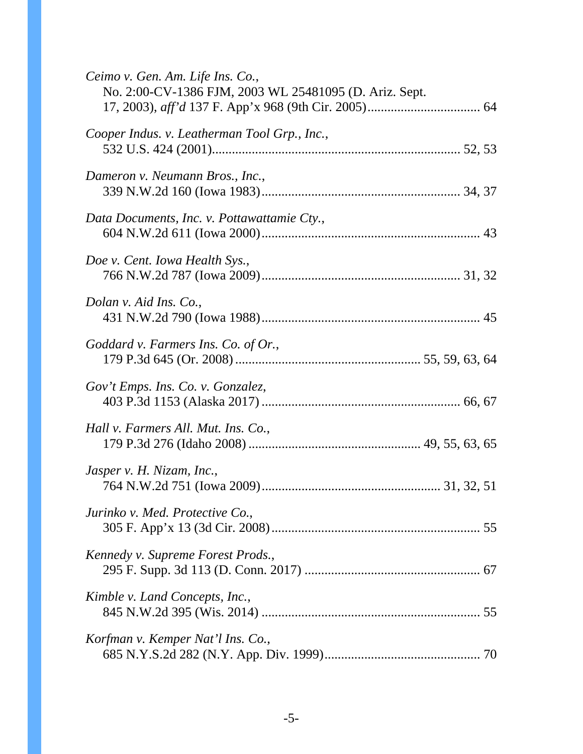*Ceimo v. Gen. Am. Life Ins. Co.*,
No. 2:00-CV-1386 FJM, 2003 WL 25481095 (D. Ariz. Sept. 17, 2003), *aff'd* 137 F. App'x 968 (9th Cir. 2005)................................. 64

*Cooper Indus. v. Leatherman Tool Grp., Inc.*,
532 U.S. 424 (2001)........................................................................ 52, 53

*Dameron v. Neumann Bros., Inc.*,
339 N.W.2d 160 (Iowa 1983).......................................................... 34, 37

*Data Documents, Inc. v. Pottawattamie Cty.*,
604 N.W.2d 611 (Iowa 2000)................................................................ 43

*Doe v. Cent. Iowa Health Sys.*,
766 N.W.2d 787 (Iowa 2009).......................................................... 31, 32

*Dolan v. Aid Ins. Co.*,
431 N.W.2d 790 (Iowa 1988)................................................................ 45

*Goddard v. Farmers Ins. Co. of Or.*,
179 P.3d 645 (Or. 2008)...................................................... 55, 59, 63, 64

*Gov't Emps. Ins. Co. v. Gonzalez*,
403 P.3d 1153 (Alaska 2017).......................................................... 66, 67

*Hall v. Farmers All. Mut. Ins. Co.*,
179 P.3d 276 (Idaho 2008).................................................. 49, 55, 63, 65

*Jasper v. H. Nizam, Inc.*,
764 N.W.2d 751 (Iowa 2009).................................................... 31, 32, 51

*Jurinko v. Med. Protective Co.*,
305 F. App'x 13 (3d Cir. 2008)............................................................. 55

*Kennedy v. Supreme Forest Prods.*,
295 F. Supp. 3d 113 (D. Conn. 2017).................................................... 67

*Kimble v. Land Concepts, Inc.*,
845 N.W.2d 395 (Wis. 2014)................................................................ 55

*Korfman v. Kemper Nat'l Ins. Co.*,
685 N.Y.S.2d 282 (N.Y. App. Div. 1999).............................................. 70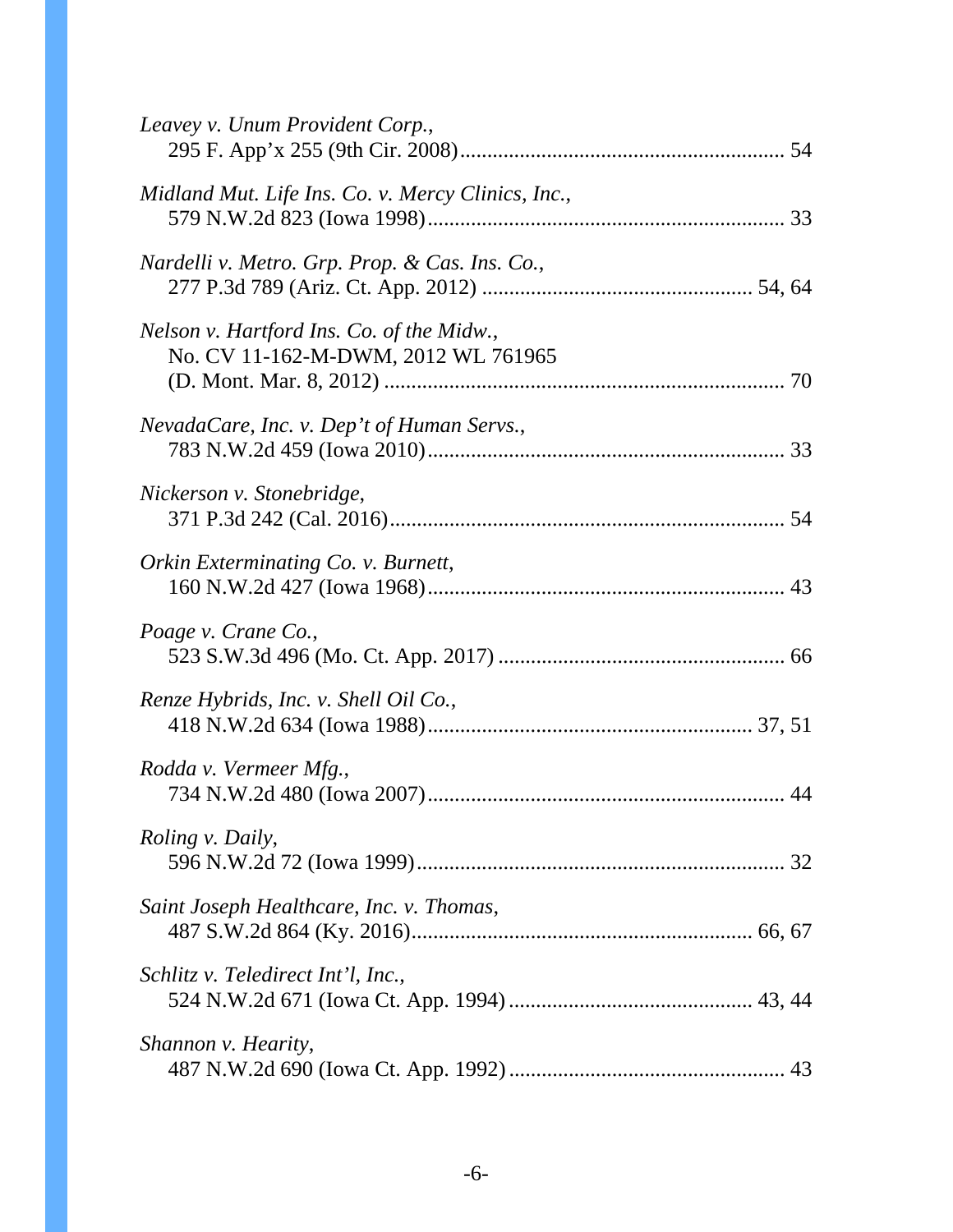*Leavey v. Unum Provident Corp.*,
295 F. App'x 255 (9th Cir. 2008)........................................................... 54

*Midland Mut. Life Ins. Co. v. Mercy Clinics, Inc.*,
579 N.W.2d 823 (Iowa 1998)................................................................ 33

*Nardelli v. Metro. Grp. Prop. & Cas. Ins. Co.*,
277 P.3d 789 (Ariz. Ct. App. 2012) ................................................. 54, 64

*Nelson v. Hartford Ins. Co. of the Midw.*,
No. CV 11-162-M-DWM, 2012 WL 761965
(D. Mont. Mar. 8, 2012) ......................................................................... 70

*NevadaCare, Inc. v. Dep't of Human Servs.*,
783 N.W.2d 459 (Iowa 2010)................................................................ 33

*Nickerson v. Stonebridge*,
371 P.3d 242 (Cal. 2016)....................................................................... 54

*Orkin Exterminating Co. v. Burnett*,
160 N.W.2d 427 (Iowa 1968)................................................................ 43

*Poage v. Crane Co.*,
523 S.W.3d 496 (Mo. Ct. App. 2017) .................................................... 66

*Renze Hybrids, Inc. v. Shell Oil Co.*,
418 N.W.2d 634 (Iowa 1988)........................................................... 37, 51

*Rodda v. Vermeer Mfg.*,
734 N.W.2d 480 (Iowa 2007)................................................................ 44

*Roling v. Daily*,
596 N.W.2d 72 (Iowa 1999).................................................................. 32

*Saint Joseph Healthcare, Inc. v. Thomas*,
487 S.W.2d 864 (Ky. 2016)............................................................. 66, 67

*Schlitz v. Teledirect Int'l, Inc.*,
524 N.W.2d 671 (Iowa Ct. App. 1994) ............................................ 43, 44

*Shannon v. Hearity*,
487 N.W.2d 690 (Iowa Ct. App. 1992) .................................................. 43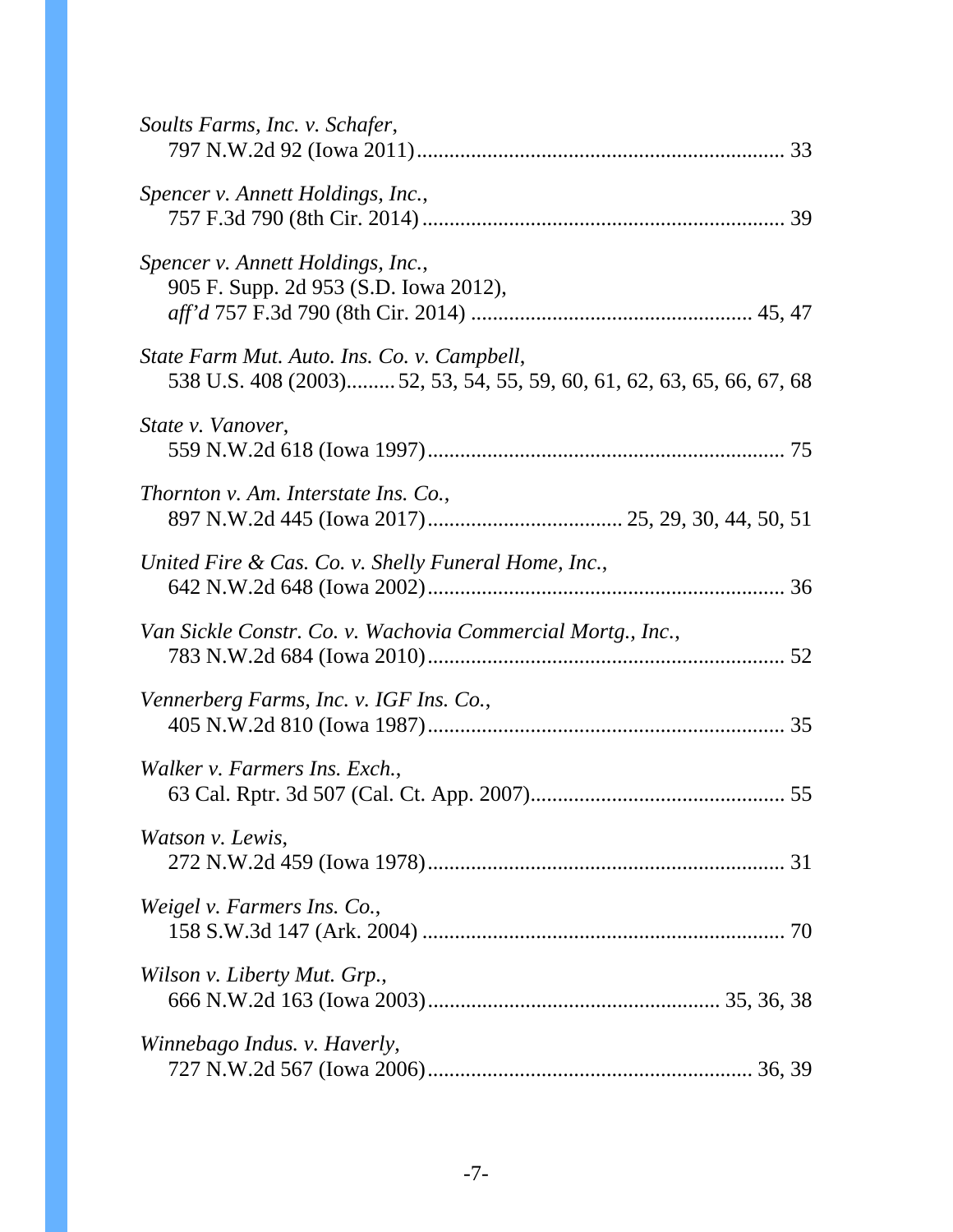*Soults Farms, Inc. v. Schafer*,
797 N.W.2d 92 (Iowa 2011)................................................................... 33

*Spencer v. Annett Holdings, Inc.*,
757 F.3d 790 (8th Cir. 2014) .................................................................. 39

*Spencer v. Annett Holdings, Inc.*,
905 F. Supp. 2d 953 (S.D. Iowa 2012),
*aff'd* 757 F.3d 790 (8th Cir. 2014) ................................................... 45, 47

*State Farm Mut. Auto. Ins. Co. v. Campbell*,
538 U.S. 408 (2003)......... 52, 53, 54, 55, 59, 60, 61, 62, 63, 65, 66, 67, 68

*State v. Vanover*,
559 N.W.2d 618 (Iowa 1997)................................................................. 75

*Thornton v. Am. Interstate Ins. Co.*,
897 N.W.2d 445 (Iowa 2017)................................... 25, 29, 30, 44, 50, 51

*United Fire & Cas. Co. v. Shelly Funeral Home, Inc.*,
642 N.W.2d 648 (Iowa 2002)................................................................. 36

*Van Sickle Constr. Co. v. Wachovia Commercial Mortg., Inc.*,
783 N.W.2d 684 (Iowa 2010)................................................................. 52

*Vennerberg Farms, Inc. v. IGF Ins. Co.*,
405 N.W.2d 810 (Iowa 1987)................................................................. 35

*Walker v. Farmers Ins. Exch.*,
63 Cal. Rptr. 3d 507 (Cal. Ct. App. 2007).............................................. 55

*Watson v. Lewis*,
272 N.W.2d 459 (Iowa 1978)................................................................. 31

*Weigel v. Farmers Ins. Co.*,
158 S.W.3d 147 (Ark. 2004) .................................................................. 70

*Wilson v. Liberty Mut. Grp.*,
666 N.W.2d 163 (Iowa 2003)..................................................... 35, 36, 38

*Winnebago Indus. v. Haverly*,
727 N.W.2d 567 (Iowa 2006)........................................................... 36, 39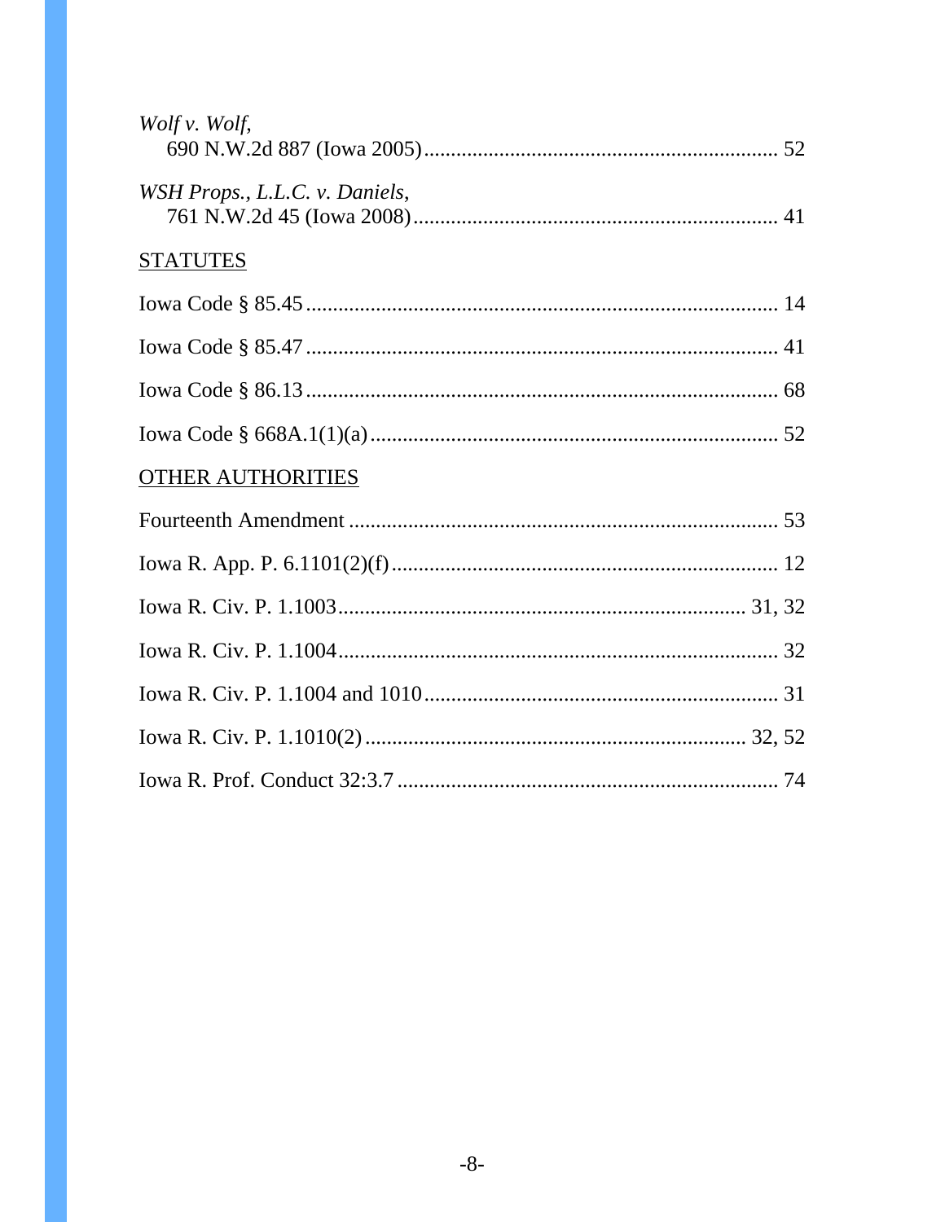*Wolf v. Wolf*,
690 N.W.2d 887 (Iowa 2005)................................................................. 52

*WSH Props., L.L.C. v. Daniels*,
761 N.W.2d 45 (Iowa 2008)................................................................... 41

STATUTES

Iowa Code § 85.45 ....................................................................................... 14

Iowa Code § 85.47 ....................................................................................... 41

Iowa Code § 86.13 ....................................................................................... 68

Iowa Code § 668A.1(1)(a) ........................................................................... 52

OTHER AUTHORITIES

Fourteenth Amendment ................................................................................ 53

Iowa R. App. P. 6.1101(2)(f) ........................................................................ 12

Iowa R. Civ. P. 1.1003 ........................................................................... 31, 32

Iowa R. Civ. P. 1.1004 ................................................................................. 32

Iowa R. Civ. P. 1.1004 and 1010 ................................................................. 31

Iowa R. Civ. P. 1.1010(2) ....................................................................... 32, 52

Iowa R. Prof. Conduct 32:3.7 ....................................................................... 74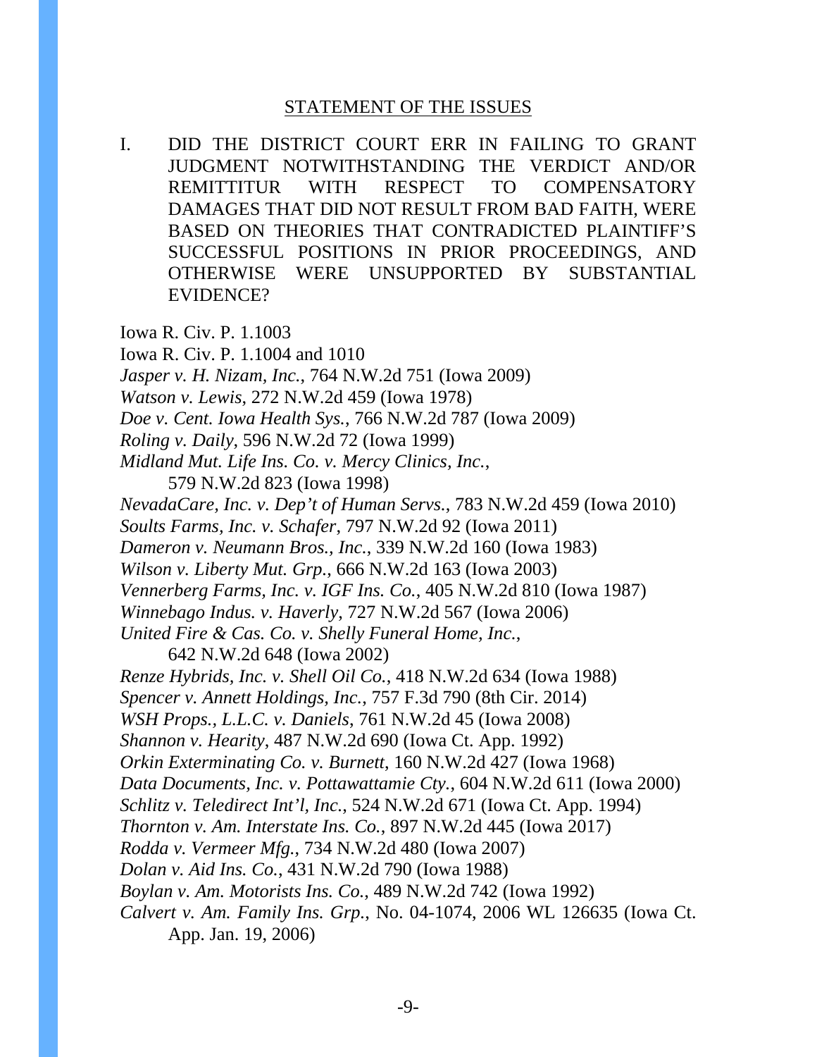## STATEMENT OF THE ISSUES

I. DID THE DISTRICT COURT ERR IN FAILING TO GRANT JUDGMENT NOTWITHSTANDING THE VERDICT AND/OR REMITTITUR WITH RESPECT TO COMPENSATORY DAMAGES THAT DID NOT RESULT FROM BAD FAITH, WERE BASED ON THEORIES THAT CONTRADICTED PLAINTIFF'S SUCCESSFUL POSITIONS IN PRIOR PROCEEDINGS, AND OTHERWISE WERE UNSUPPORTED BY SUBSTANTIAL EVIDENCE?

Iowa R. Civ. P. 1.1003

Iowa R. Civ. P. 1.1004 and 1010

*Jasper v. H. Nizam, Inc.*, 764 N.W.2d 751 (Iowa 2009)

*Watson v. Lewis*, 272 N.W.2d 459 (Iowa 1978)

*Doe v. Cent. Iowa Health Sys.*, 766 N.W.2d 787 (Iowa 2009)

*Roling v. Daily*, 596 N.W.2d 72 (Iowa 1999)

*Midland Mut. Life Ins. Co. v. Mercy Clinics, Inc.*, 579 N.W.2d 823 (Iowa 1998)

*NevadaCare, Inc. v. Dep't of Human Servs.*, 783 N.W.2d 459 (Iowa 2010)

*Soults Farms, Inc. v. Schafer*, 797 N.W.2d 92 (Iowa 2011)

*Dameron v. Neumann Bros., Inc.*, 339 N.W.2d 160 (Iowa 1983)

*Wilson v. Liberty Mut. Grp.*, 666 N.W.2d 163 (Iowa 2003)

*Vennerberg Farms, Inc. v. IGF Ins. Co.*, 405 N.W.2d 810 (Iowa 1987)

*Winnebago Indus. v. Haverly*, 727 N.W.2d 567 (Iowa 2006)

*United Fire & Cas. Co. v. Shelly Funeral Home, Inc.*, 642 N.W.2d 648 (Iowa 2002)

*Renze Hybrids, Inc. v. Shell Oil Co.*, 418 N.W.2d 634 (Iowa 1988)

*Spencer v. Annett Holdings, Inc.*, 757 F.3d 790 (8th Cir. 2014)

*WSH Props., L.L.C. v. Daniels*, 761 N.W.2d 45 (Iowa 2008)

*Shannon v. Hearity*, 487 N.W.2d 690 (Iowa Ct. App. 1992)

*Orkin Exterminating Co. v. Burnett*, 160 N.W.2d 427 (Iowa 1968)

*Data Documents, Inc. v. Pottawattamie Cty.*, 604 N.W.2d 611 (Iowa 2000)

*Schlitz v. Teledirect Int'l, Inc.*, 524 N.W.2d 671 (Iowa Ct. App. 1994)

*Thornton v. Am. Interstate Ins. Co.*, 897 N.W.2d 445 (Iowa 2017)

*Rodda v. Vermeer Mfg.*, 734 N.W.2d 480 (Iowa 2007)

*Dolan v. Aid Ins. Co.*, 431 N.W.2d 790 (Iowa 1988)

*Boylan v. Am. Motorists Ins. Co.*, 489 N.W.2d 742 (Iowa 1992)

*Calvert v. Am. Family Ins. Grp.*, No. 04-1074, 2006 WL 126635 (Iowa Ct. App. Jan. 19, 2006)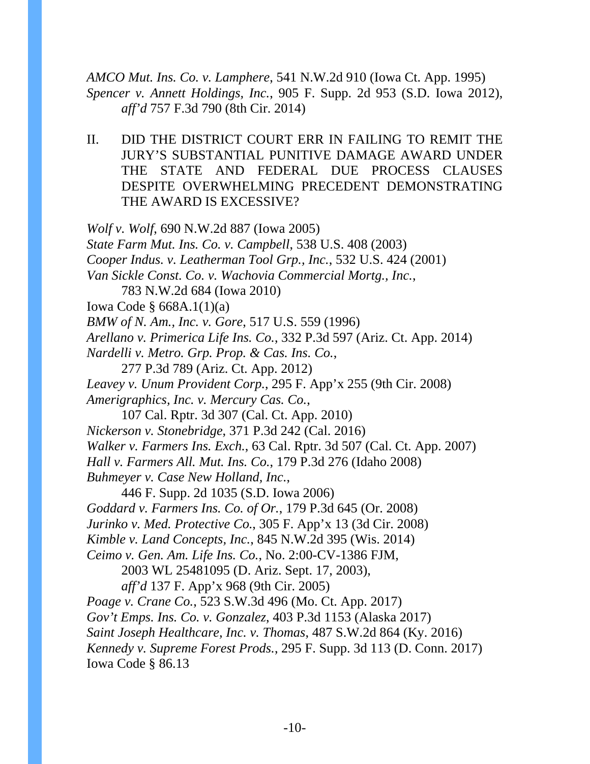*AMCO Mut. Ins. Co. v. Lamphere*, 541 N.W.2d 910 (Iowa Ct. App. 1995)
*Spencer v. Annett Holdings, Inc.*, 905 F. Supp. 2d 953 (S.D. Iowa 2012), *aff'd* 757 F.3d 790 (8th Cir. 2014)

II. DID THE DISTRICT COURT ERR IN FAILING TO REMIT THE JURY'S SUBSTANTIAL PUNITIVE DAMAGE AWARD UNDER THE STATE AND FEDERAL DUE PROCESS CLAUSES DESPITE OVERWHELMING PRECEDENT DEMONSTRATING THE AWARD IS EXCESSIVE?

*Wolf v. Wolf*, 690 N.W.2d 887 (Iowa 2005)
*State Farm Mut. Ins. Co. v. Campbell*, 538 U.S. 408 (2003)
*Cooper Indus. v. Leatherman Tool Grp., Inc.*, 532 U.S. 424 (2001)
*Van Sickle Const. Co. v. Wachovia Commercial Mortg., Inc.*, 783 N.W.2d 684 (Iowa 2010)
Iowa Code § 668A.1(1)(a)
*BMW of N. Am., Inc. v. Gore*, 517 U.S. 559 (1996)
*Arellano v. Primerica Life Ins. Co.*, 332 P.3d 597 (Ariz. Ct. App. 2014)
*Nardelli v. Metro. Grp. Prop. & Cas. Ins. Co.*, 277 P.3d 789 (Ariz. Ct. App. 2012)
*Leavey v. Unum Provident Corp.*, 295 F. App'x 255 (9th Cir. 2008)
*Amerigraphics, Inc. v. Mercury Cas. Co.*, 107 Cal. Rptr. 3d 307 (Cal. Ct. App. 2010)
*Nickerson v. Stonebridge*, 371 P.3d 242 (Cal. 2016)
*Walker v. Farmers Ins. Exch.*, 63 Cal. Rptr. 3d 507 (Cal. Ct. App. 2007)
*Hall v. Farmers All. Mut. Ins. Co.*, 179 P.3d 276 (Idaho 2008)
*Buhmeyer v. Case New Holland, Inc.*, 446 F. Supp. 2d 1035 (S.D. Iowa 2006)
*Goddard v. Farmers Ins. Co. of Or.*, 179 P.3d 645 (Or. 2008)
*Jurinko v. Med. Protective Co.*, 305 F. App'x 13 (3d Cir. 2008)
*Kimble v. Land Concepts, Inc.*, 845 N.W.2d 395 (Wis. 2014)
*Ceimo v. Gen. Am. Life Ins. Co.*, No. 2:00-CV-1386 FJM, 2003 WL 25481095 (D. Ariz. Sept. 17, 2003), *aff'd* 137 F. App'x 968 (9th Cir. 2005)
*Poage v. Crane Co.*, 523 S.W.3d 496 (Mo. Ct. App. 2017)
*Gov't Emps. Ins. Co. v. Gonzalez*, 403 P.3d 1153 (Alaska 2017)
*Saint Joseph Healthcare, Inc. v. Thomas*, 487 S.W.2d 864 (Ky. 2016)
*Kennedy v. Supreme Forest Prods.*, 295 F. Supp. 3d 113 (D. Conn. 2017)
Iowa Code § 86.13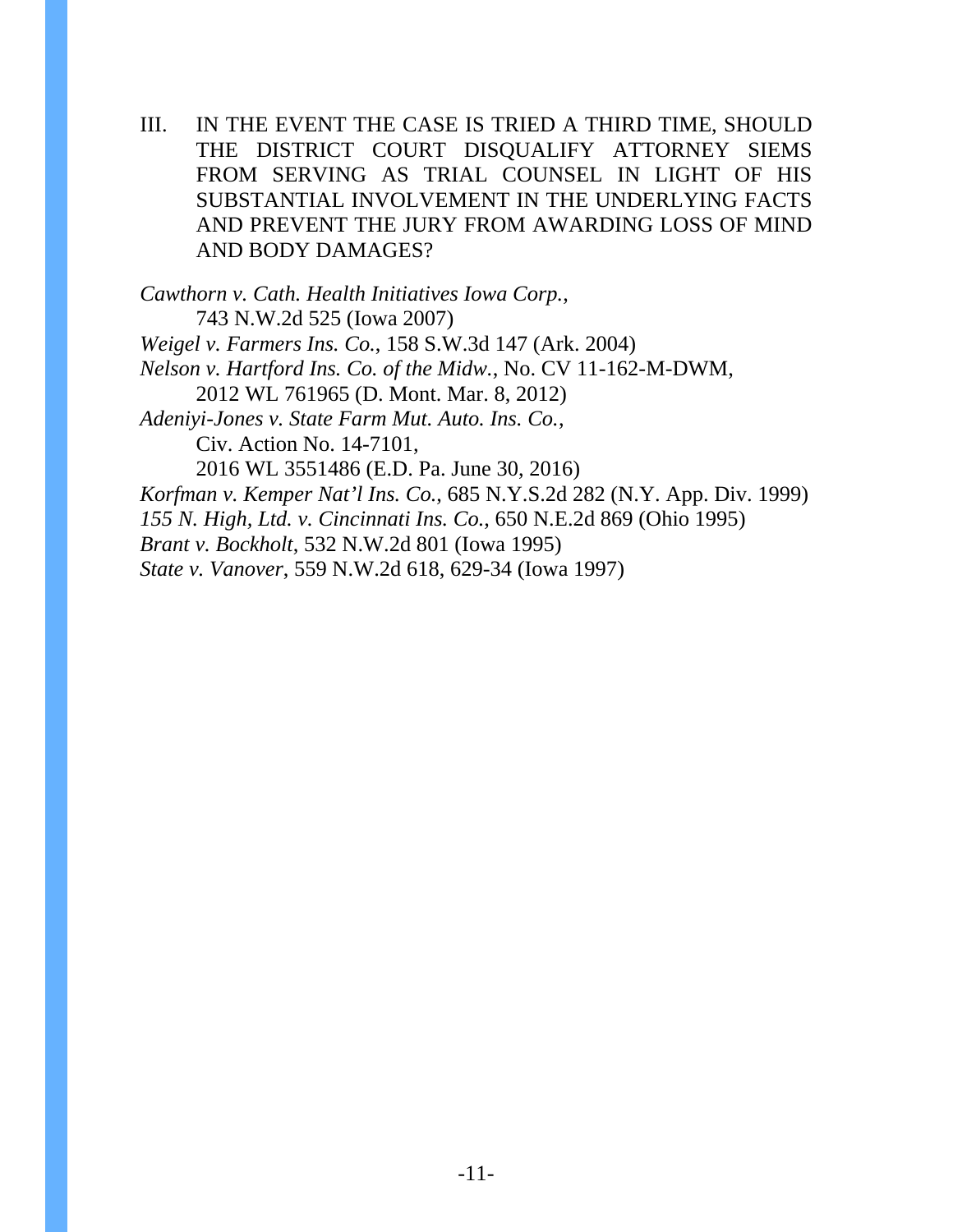III. IN THE EVENT THE CASE IS TRIED A THIRD TIME, SHOULD THE DISTRICT COURT DISQUALIFY ATTORNEY SIEMS FROM SERVING AS TRIAL COUNSEL IN LIGHT OF HIS SUBSTANTIAL INVOLVEMENT IN THE UNDERLYING FACTS AND PREVENT THE JURY FROM AWARDING LOSS OF MIND AND BODY DAMAGES?

*Cawthorn v. Cath. Health Initiatives Iowa Corp.*,
743 N.W.2d 525 (Iowa 2007)
*Weigel v. Farmers Ins. Co.*, 158 S.W.3d 147 (Ark. 2004)
*Nelson v. Hartford Ins. Co. of the Midw.*, No. CV 11-162-M-DWM,
2012 WL 761965 (D. Mont. Mar. 8, 2012)
*Adeniyi-Jones v. State Farm Mut. Auto. Ins. Co.*,
Civ. Action No. 14-7101,
2016 WL 3551486 (E.D. Pa. June 30, 2016)
*Korfman v. Kemper Nat'l Ins. Co.*, 685 N.Y.S.2d 282 (N.Y. App. Div. 1999)
*155 N. High, Ltd. v. Cincinnati Ins. Co.*, 650 N.E.2d 869 (Ohio 1995)
*Brant v. Bockholt*, 532 N.W.2d 801 (Iowa 1995)
*State v. Vanover*, 559 N.W.2d 618, 629-34 (Iowa 1997)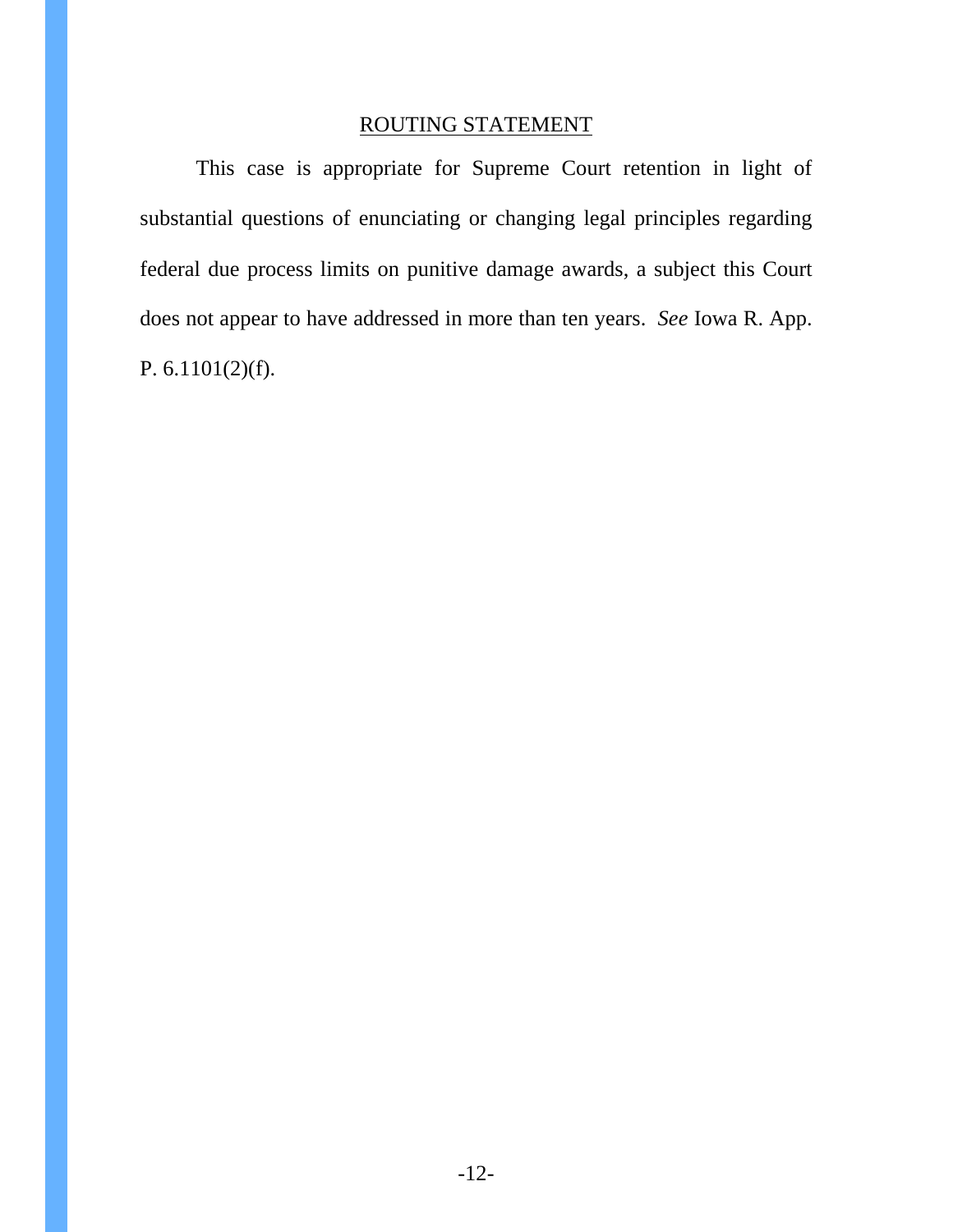## ROUTING STATEMENT

This case is appropriate for Supreme Court retention in light of substantial questions of enunciating or changing legal principles regarding federal due process limits on punitive damage awards, a subject this Court does not appear to have addressed in more than ten years. *See* Iowa R. App. P. 6.1101(2)(f).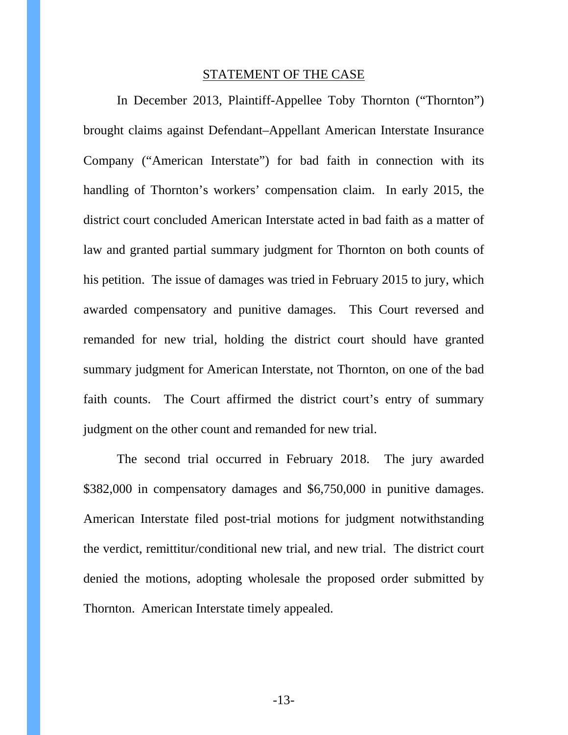## STATEMENT OF THE CASE

In December 2013, Plaintiff-Appellee Toby Thornton ("Thornton") brought claims against Defendant–Appellant American Interstate Insurance Company ("American Interstate") for bad faith in connection with its handling of Thornton's workers' compensation claim. In early 2015, the district court concluded American Interstate acted in bad faith as a matter of law and granted partial summary judgment for Thornton on both counts of his petition. The issue of damages was tried in February 2015 to jury, which awarded compensatory and punitive damages. This Court reversed and remanded for new trial, holding the district court should have granted summary judgment for American Interstate, not Thornton, on one of the bad faith counts. The Court affirmed the district court's entry of summary judgment on the other count and remanded for new trial.

The second trial occurred in February 2018. The jury awarded $382,000 in compensatory damages and $6,750,000 in punitive damages. American Interstate filed post-trial motions for judgment notwithstanding the verdict, remittitur/conditional new trial, and new trial. The district court denied the motions, adopting wholesale the proposed order submitted by Thornton. American Interstate timely appealed.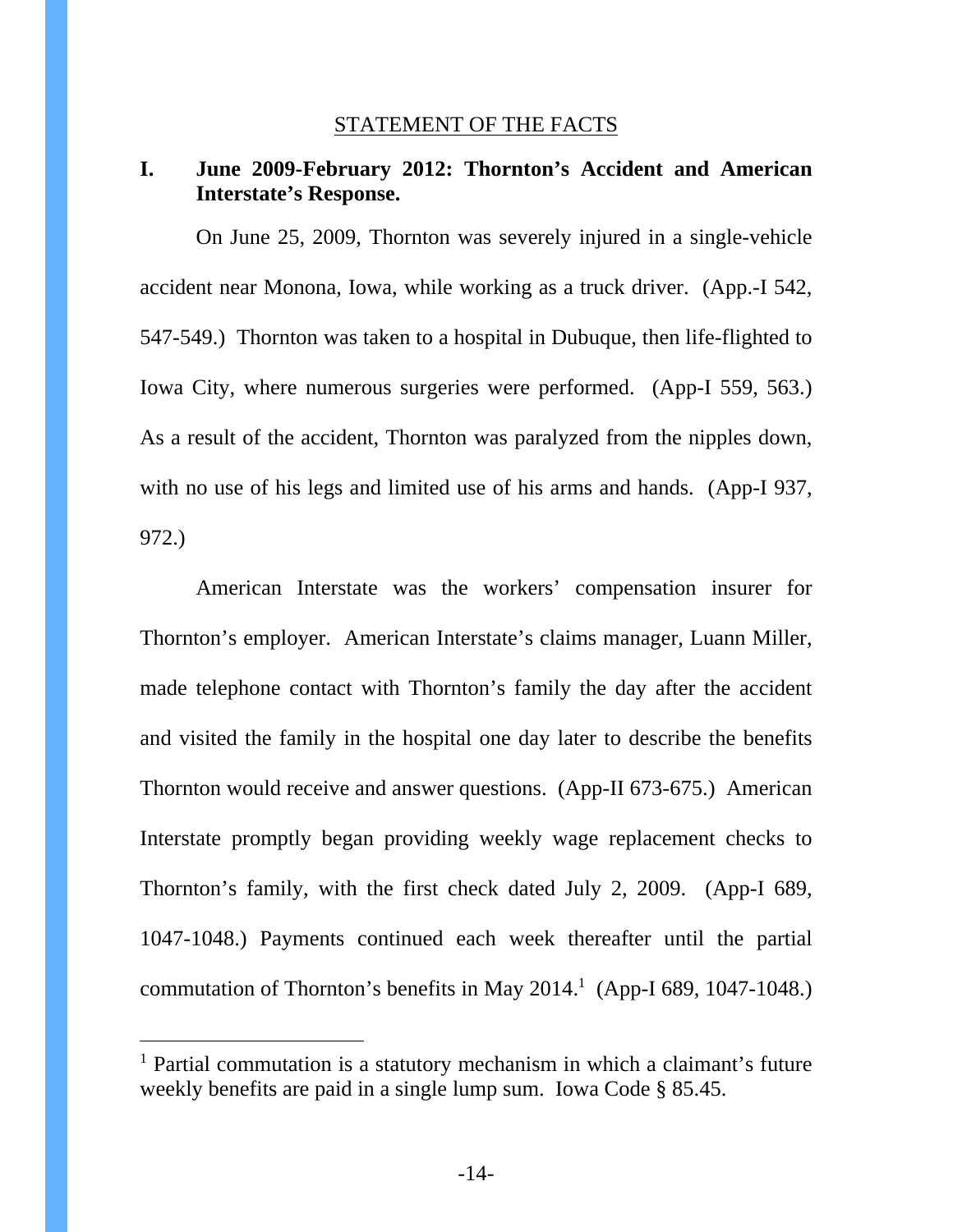## STATEMENT OF THE FACTS

### I. June 2009-February 2012: Thornton's Accident and American Interstate's Response.

On June 25, 2009, Thornton was severely injured in a single-vehicle accident near Monona, Iowa, while working as a truck driver. (App.-I 542, 547-549.) Thornton was taken to a hospital in Dubuque, then life-flighted to Iowa City, where numerous surgeries were performed. (App-I 559, 563.) As a result of the accident, Thornton was paralyzed from the nipples down, with no use of his legs and limited use of his arms and hands. (App-I 937, 972.)

American Interstate was the workers' compensation insurer for Thornton's employer. American Interstate's claims manager, Luann Miller, made telephone contact with Thornton's family the day after the accident and visited the family in the hospital one day later to describe the benefits Thornton would receive and answer questions. (App-II 673-675.) American Interstate promptly began providing weekly wage replacement checks to Thornton's family, with the first check dated July 2, 2009. (App-I 689, 1047-1048.) Payments continued each week thereafter until the partial commutation of Thornton's benefits in May 2014.[1] (App-I 689, 1047-1048.)

[1] Partial commutation is a statutory mechanism in which a claimant's future weekly benefits are paid in a single lump sum. Iowa Code § 85.45.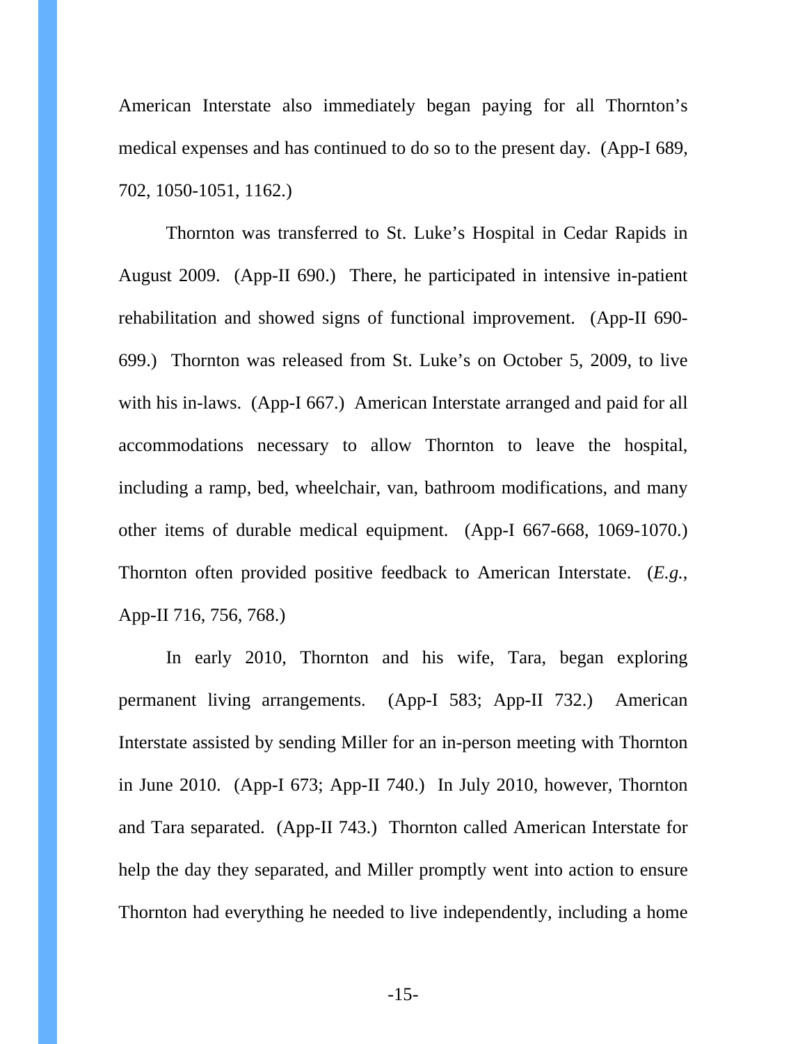American Interstate also immediately began paying for all Thornton's medical expenses and has continued to do so to the present day. (App-I 689, 702, 1050-1051, 1162.)

Thornton was transferred to St. Luke's Hospital in Cedar Rapids in August 2009. (App-II 690.) There, he participated in intensive in-patient rehabilitation and showed signs of functional improvement. (App-II 690-699.) Thornton was released from St. Luke's on October 5, 2009, to live with his in-laws. (App-I 667.) American Interstate arranged and paid for all accommodations necessary to allow Thornton to leave the hospital, including a ramp, bed, wheelchair, van, bathroom modifications, and many other items of durable medical equipment. (App-I 667-668, 1069-1070.) Thornton often provided positive feedback to American Interstate. (*E.g.*, App-II 716, 756, 768.)

In early 2010, Thornton and his wife, Tara, began exploring permanent living arrangements. (App-I 583; App-II 732.) American Interstate assisted by sending Miller for an in-person meeting with Thornton in June 2010. (App-I 673; App-II 740.) In July 2010, however, Thornton and Tara separated. (App-II 743.) Thornton called American Interstate for help the day they separated, and Miller promptly went into action to ensure Thornton had everything he needed to live independently, including a home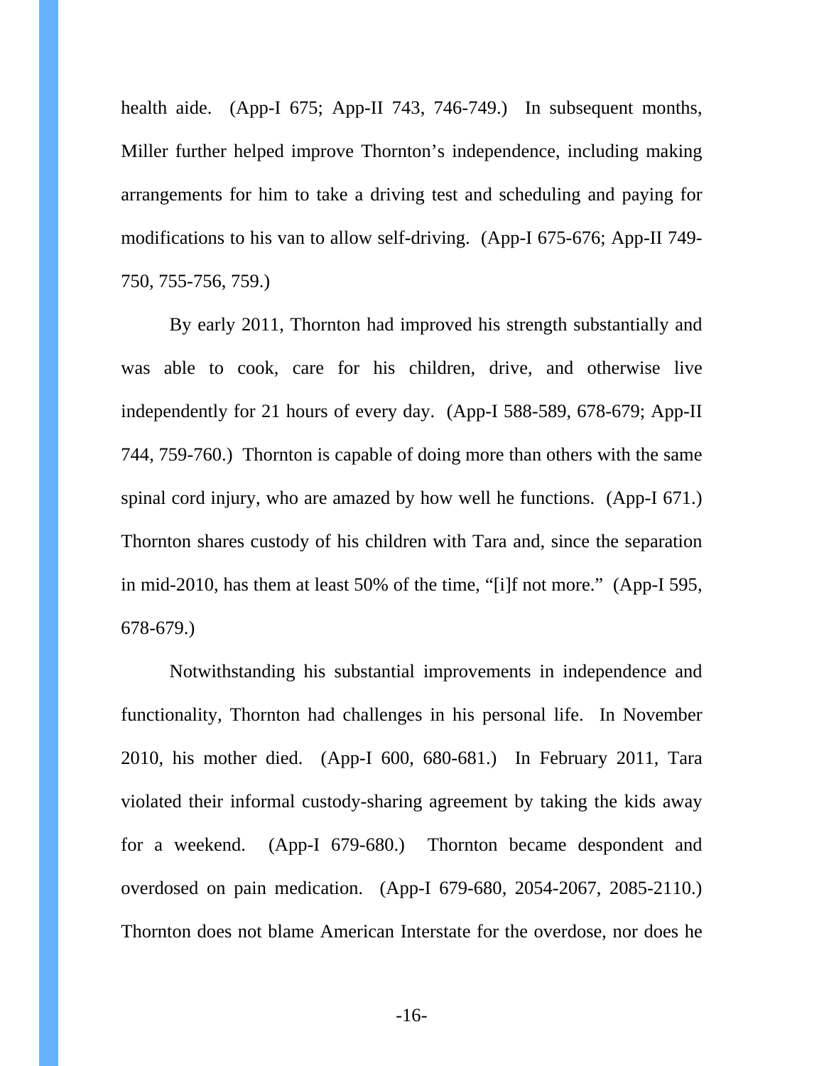health aide. (App-I 675; App-II 743, 746-749.) In subsequent months, Miller further helped improve Thornton's independence, including making arrangements for him to take a driving test and scheduling and paying for modifications to his van to allow self-driving. (App-I 675-676; App-II 749-750, 755-756, 759.)

By early 2011, Thornton had improved his strength substantially and was able to cook, care for his children, drive, and otherwise live independently for 21 hours of every day. (App-I 588-589, 678-679; App-II 744, 759-760.) Thornton is capable of doing more than others with the same spinal cord injury, who are amazed by how well he functions. (App-I 671.) Thornton shares custody of his children with Tara and, since the separation in mid-2010, has them at least 50% of the time, "[i]f not more." (App-I 595, 678-679.)

Notwithstanding his substantial improvements in independence and functionality, Thornton had challenges in his personal life. In November 2010, his mother died. (App-I 600, 680-681.) In February 2011, Tara violated their informal custody-sharing agreement by taking the kids away for a weekend. (App-I 679-680.) Thornton became despondent and overdosed on pain medication. (App-I 679-680, 2054-2067, 2085-2110.) Thornton does not blame American Interstate for the overdose, nor does he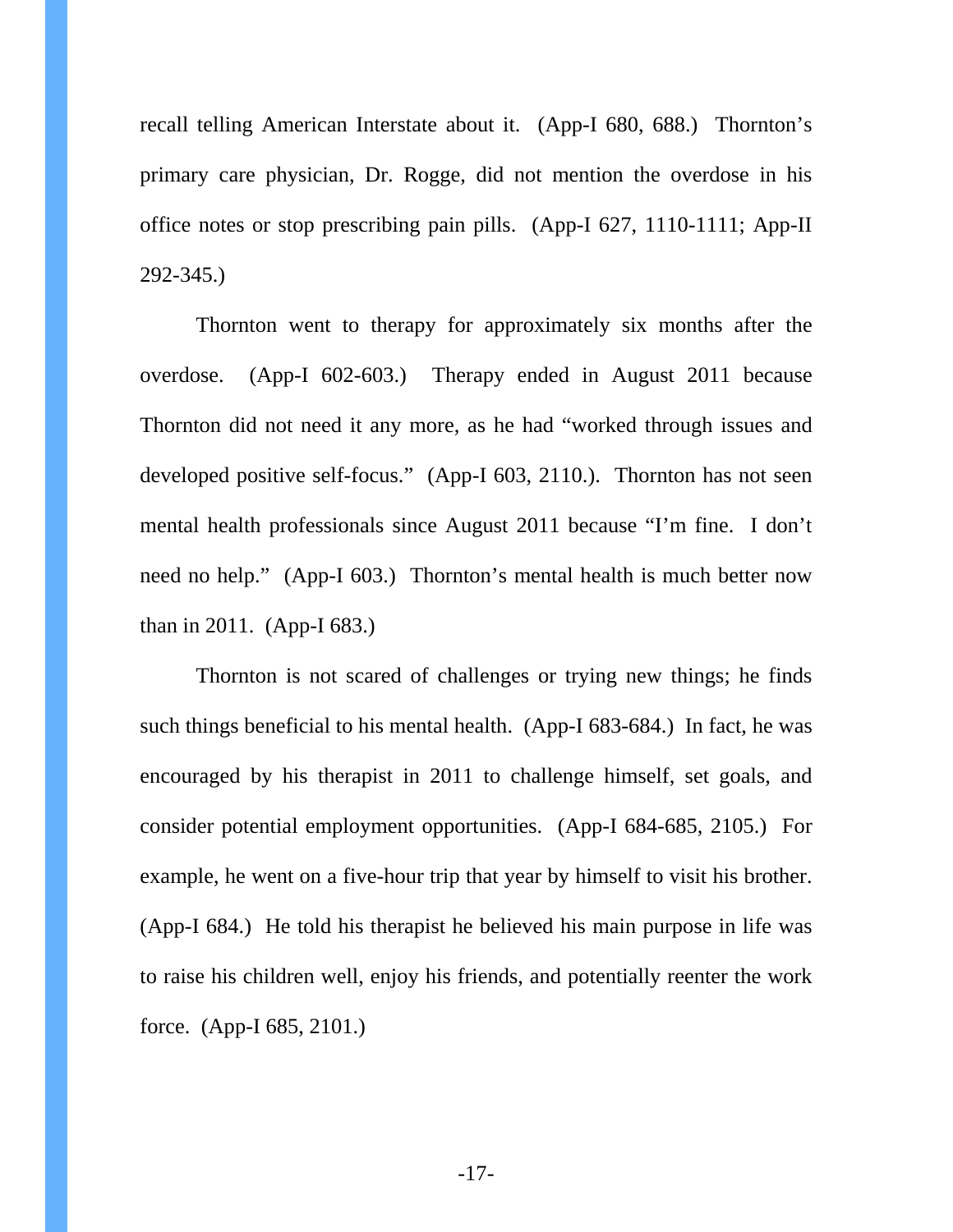recall telling American Interstate about it. (App-I 680, 688.) Thornton's primary care physician, Dr. Rogge, did not mention the overdose in his office notes or stop prescribing pain pills. (App-I 627, 1110-1111; App-II 292-345.)

Thornton went to therapy for approximately six months after the overdose. (App-I 602-603.) Therapy ended in August 2011 because Thornton did not need it any more, as he had "worked through issues and developed positive self-focus." (App-I 603, 2110.). Thornton has not seen mental health professionals since August 2011 because "I'm fine. I don't need no help." (App-I 603.) Thornton's mental health is much better now than in 2011. (App-I 683.)

Thornton is not scared of challenges or trying new things; he finds such things beneficial to his mental health. (App-I 683-684.) In fact, he was encouraged by his therapist in 2011 to challenge himself, set goals, and consider potential employment opportunities. (App-I 684-685, 2105.) For example, he went on a five-hour trip that year by himself to visit his brother. (App-I 684.) He told his therapist he believed his main purpose in life was to raise his children well, enjoy his friends, and potentially reenter the work force. (App-I 685, 2101.)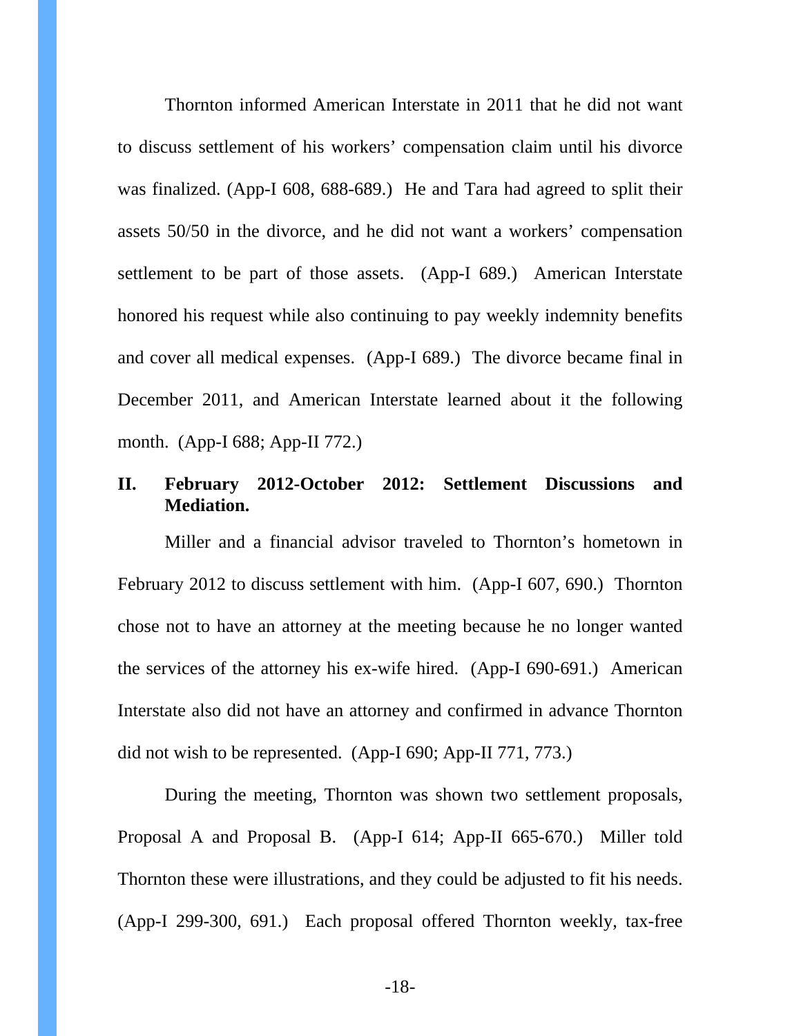Thornton informed American Interstate in 2011 that he did not want to discuss settlement of his workers' compensation claim until his divorce was finalized. (App-I 608, 688-689.) He and Tara had agreed to split their assets 50/50 in the divorce, and he did not want a workers' compensation settlement to be part of those assets. (App-I 689.) American Interstate honored his request while also continuing to pay weekly indemnity benefits and cover all medical expenses. (App-I 689.) The divorce became final in December 2011, and American Interstate learned about it the following month. (App-I 688; App-II 772.)

## II. February 2012-October 2012: Settlement Discussions and Mediation.

Miller and a financial advisor traveled to Thornton's hometown in February 2012 to discuss settlement with him. (App-I 607, 690.) Thornton chose not to have an attorney at the meeting because he no longer wanted the services of the attorney his ex-wife hired. (App-I 690-691.) American Interstate also did not have an attorney and confirmed in advance Thornton did not wish to be represented. (App-I 690; App-II 771, 773.)

During the meeting, Thornton was shown two settlement proposals, Proposal A and Proposal B. (App-I 614; App-II 665-670.) Miller told Thornton these were illustrations, and they could be adjusted to fit his needs. (App-I 299-300, 691.) Each proposal offered Thornton weekly, tax-free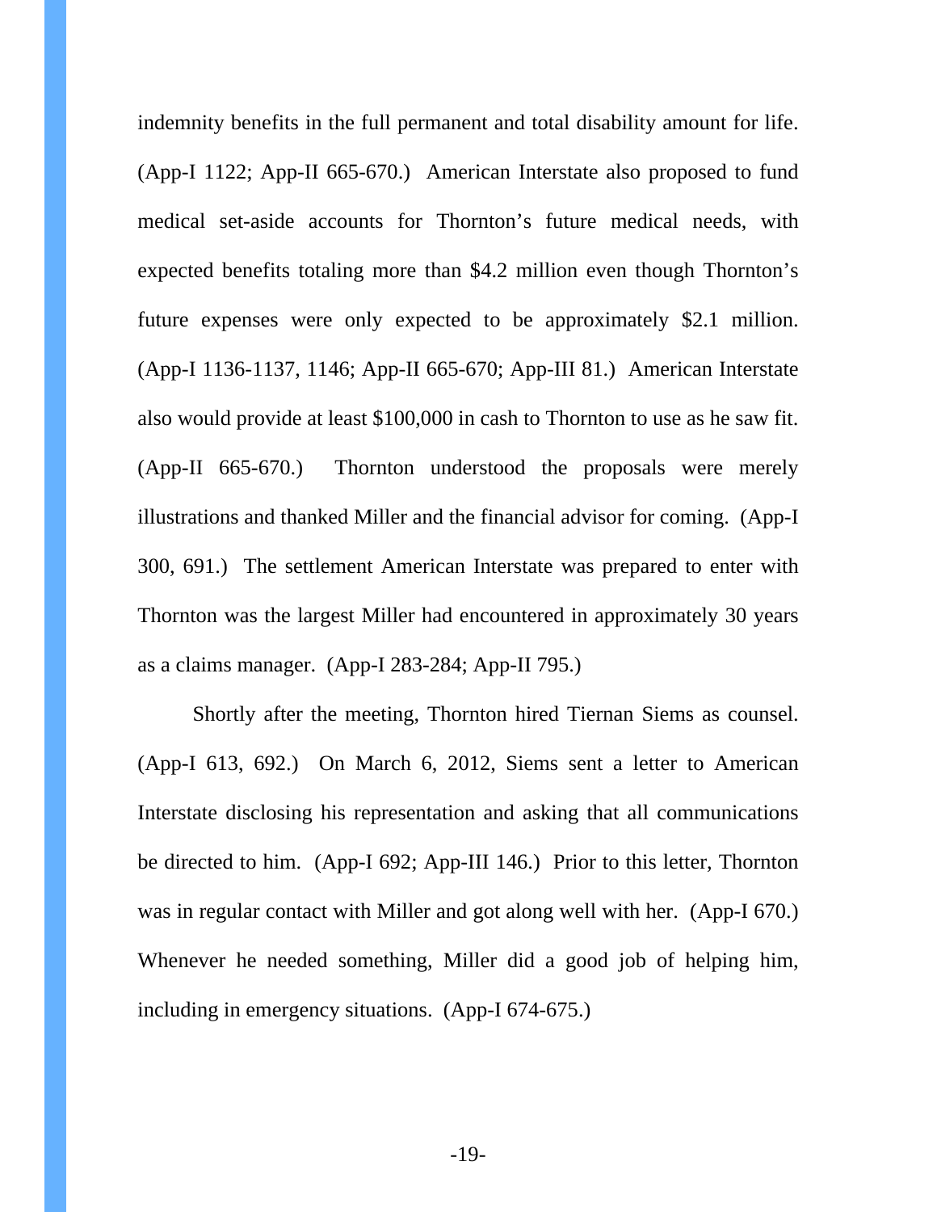indemnity benefits in the full permanent and total disability amount for life. (App-I 1122; App-II 665-670.) American Interstate also proposed to fund medical set-aside accounts for Thornton's future medical needs, with expected benefits totaling more than $4.2 million even though Thornton's future expenses were only expected to be approximately $2.1 million. (App-I 1136-1137, 1146; App-II 665-670; App-III 81.) American Interstate also would provide at least $100,000 in cash to Thornton to use as he saw fit. (App-II 665-670.) Thornton understood the proposals were merely illustrations and thanked Miller and the financial advisor for coming. (App-I 300, 691.) The settlement American Interstate was prepared to enter with Thornton was the largest Miller had encountered in approximately 30 years as a claims manager. (App-I 283-284; App-II 795.)

Shortly after the meeting, Thornton hired Tiernan Siems as counsel. (App-I 613, 692.) On March 6, 2012, Siems sent a letter to American Interstate disclosing his representation and asking that all communications be directed to him. (App-I 692; App-III 146.) Prior to this letter, Thornton was in regular contact with Miller and got along well with her. (App-I 670.) Whenever he needed something, Miller did a good job of helping him, including in emergency situations. (App-I 674-675.)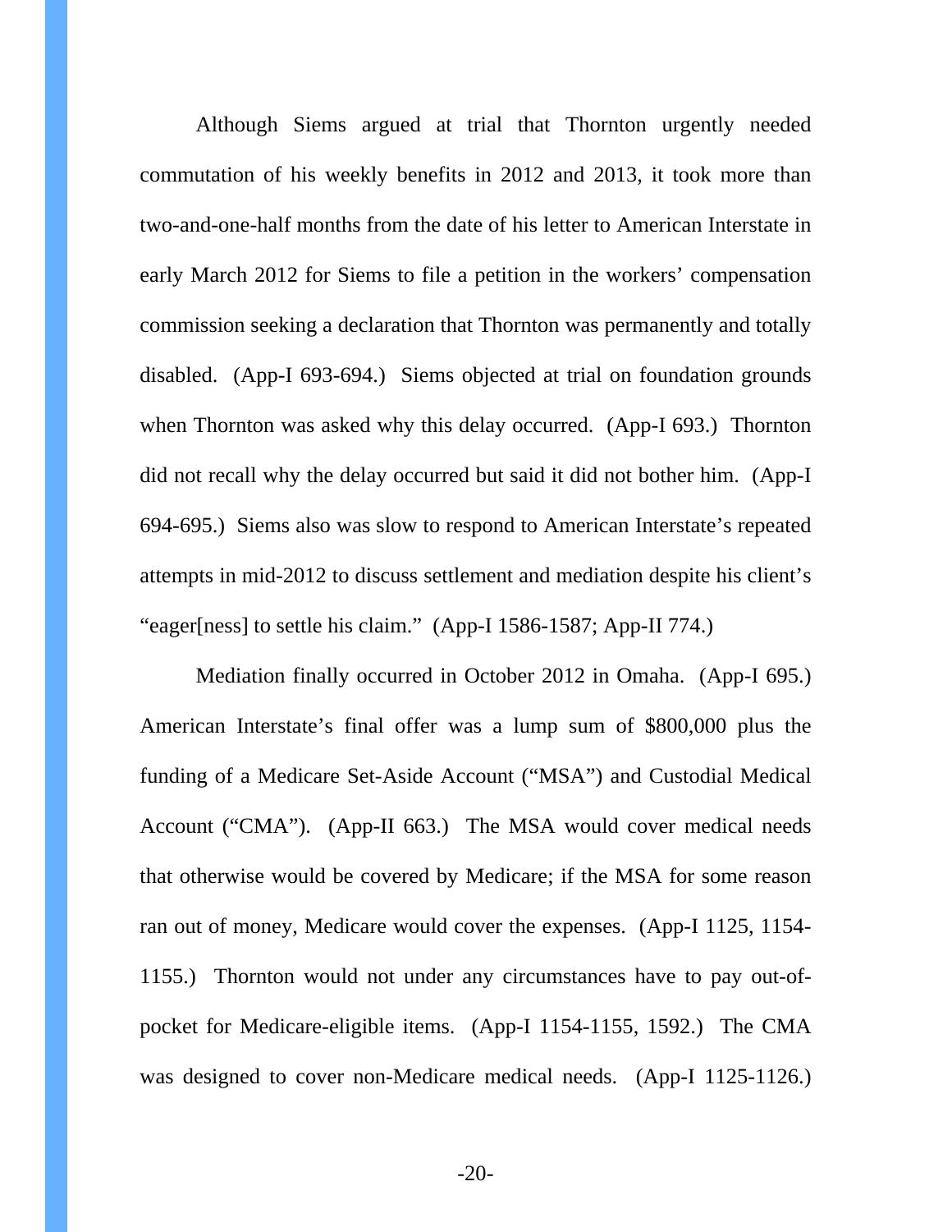Although Siems argued at trial that Thornton urgently needed commutation of his weekly benefits in 2012 and 2013, it took more than two-and-one-half months from the date of his letter to American Interstate in early March 2012 for Siems to file a petition in the workers' compensation commission seeking a declaration that Thornton was permanently and totally disabled. (App-I 693-694.) Siems objected at trial on foundation grounds when Thornton was asked why this delay occurred. (App-I 693.) Thornton did not recall why the delay occurred but said it did not bother him. (App-I 694-695.) Siems also was slow to respond to American Interstate's repeated attempts in mid-2012 to discuss settlement and mediation despite his client's "eager[ness] to settle his claim." (App-I 1586-1587; App-II 774.)

Mediation finally occurred in October 2012 in Omaha. (App-I 695.) American Interstate's final offer was a lump sum of $800,000 plus the funding of a Medicare Set-Aside Account ("MSA") and Custodial Medical Account ("CMA"). (App-II 663.) The MSA would cover medical needs that otherwise would be covered by Medicare; if the MSA for some reason ran out of money, Medicare would cover the expenses. (App-I 1125, 1154-1155.) Thornton would not under any circumstances have to pay out-of-pocket for Medicare-eligible items. (App-I 1154-1155, 1592.) The CMA was designed to cover non-Medicare medical needs. (App-I 1125-1126.)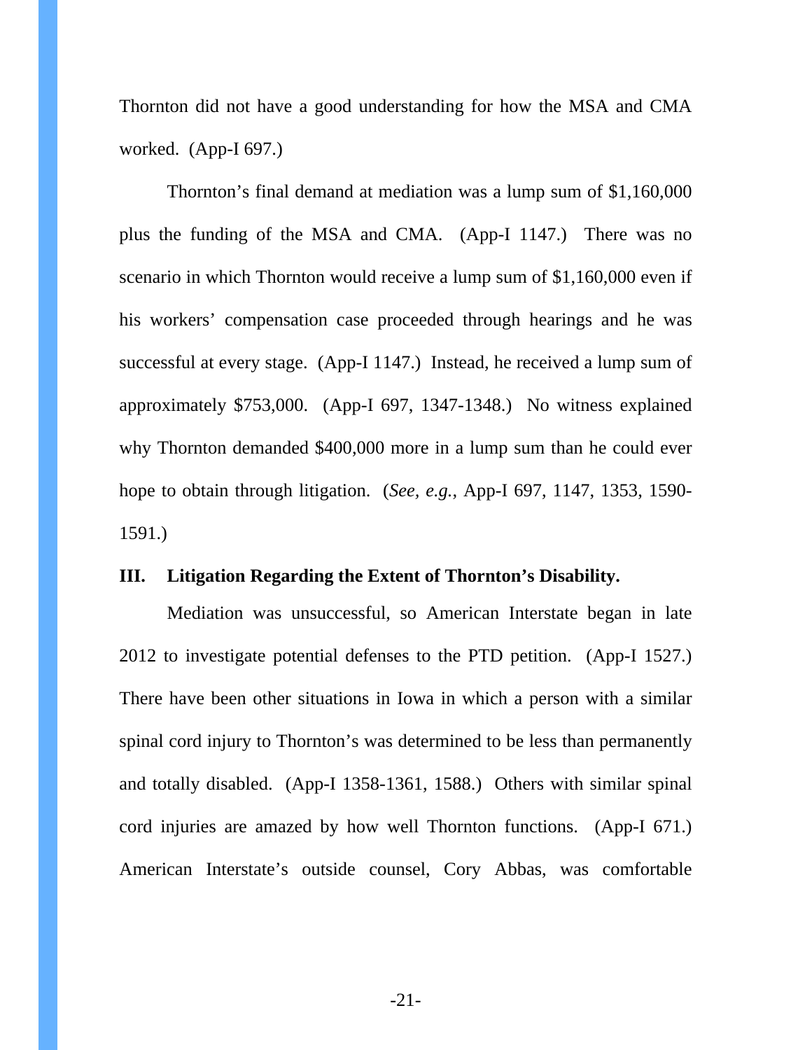Thornton did not have a good understanding for how the MSA and CMA worked. (App-I 697.)

Thornton's final demand at mediation was a lump sum of $1,160,000 plus the funding of the MSA and CMA. (App-I 1147.) There was no scenario in which Thornton would receive a lump sum of $1,160,000 even if his workers' compensation case proceeded through hearings and he was successful at every stage. (App-I 1147.) Instead, he received a lump sum of approximately $753,000. (App-I 697, 1347-1348.) No witness explained why Thornton demanded $400,000 more in a lump sum than he could ever hope to obtain through litigation. (*See, e.g.*, App-I 697, 1147, 1353, 1590-1591.)

### III. Litigation Regarding the Extent of Thornton's Disability.

Mediation was unsuccessful, so American Interstate began in late 2012 to investigate potential defenses to the PTD petition. (App-I 1527.) There have been other situations in Iowa in which a person with a similar spinal cord injury to Thornton's was determined to be less than permanently and totally disabled. (App-I 1358-1361, 1588.) Others with similar spinal cord injuries are amazed by how well Thornton functions. (App-I 671.) American Interstate's outside counsel, Cory Abbas, was comfortable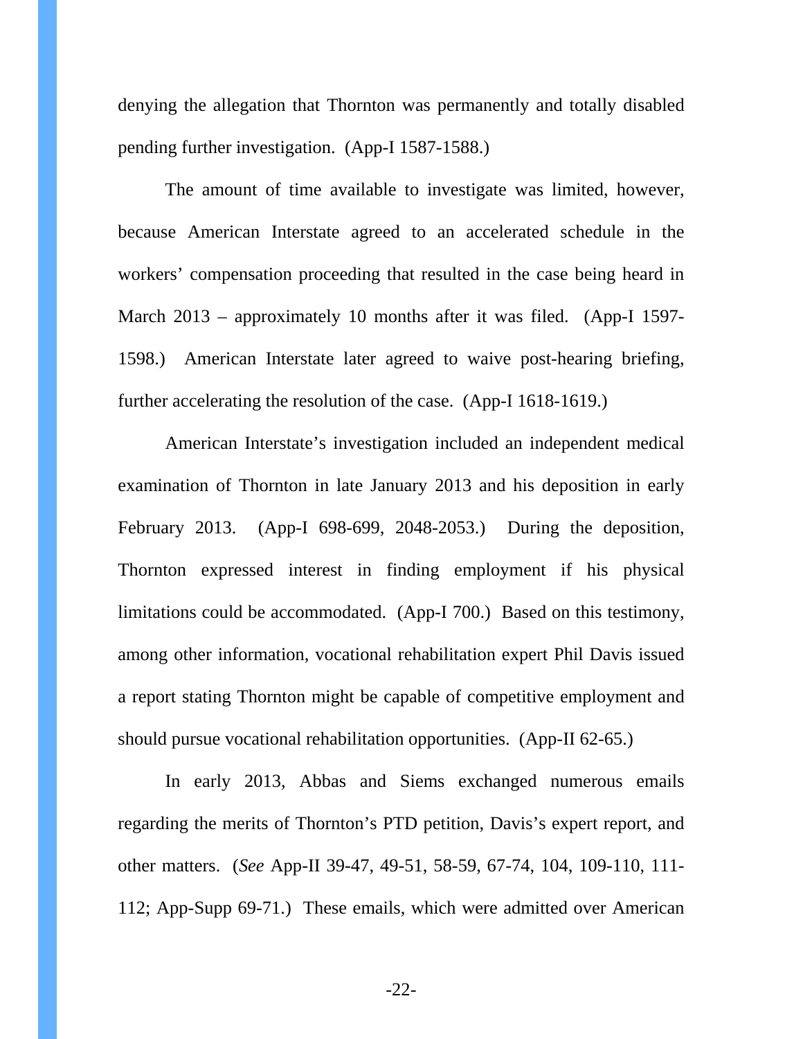denying the allegation that Thornton was permanently and totally disabled pending further investigation. (App-I 1587-1588.)

The amount of time available to investigate was limited, however, because American Interstate agreed to an accelerated schedule in the workers' compensation proceeding that resulted in the case being heard in March 2013 – approximately 10 months after it was filed. (App-I 1597-1598.) American Interstate later agreed to waive post-hearing briefing, further accelerating the resolution of the case. (App-I 1618-1619.)

American Interstate's investigation included an independent medical examination of Thornton in late January 2013 and his deposition in early February 2013. (App-I 698-699, 2048-2053.) During the deposition, Thornton expressed interest in finding employment if his physical limitations could be accommodated. (App-I 700.) Based on this testimony, among other information, vocational rehabilitation expert Phil Davis issued a report stating Thornton might be capable of competitive employment and should pursue vocational rehabilitation opportunities. (App-II 62-65.)

In early 2013, Abbas and Siems exchanged numerous emails regarding the merits of Thornton's PTD petition, Davis's expert report, and other matters. (*See* App-II 39-47, 49-51, 58-59, 67-74, 104, 109-110, 111-112; App-Supp 69-71.) These emails, which were admitted over American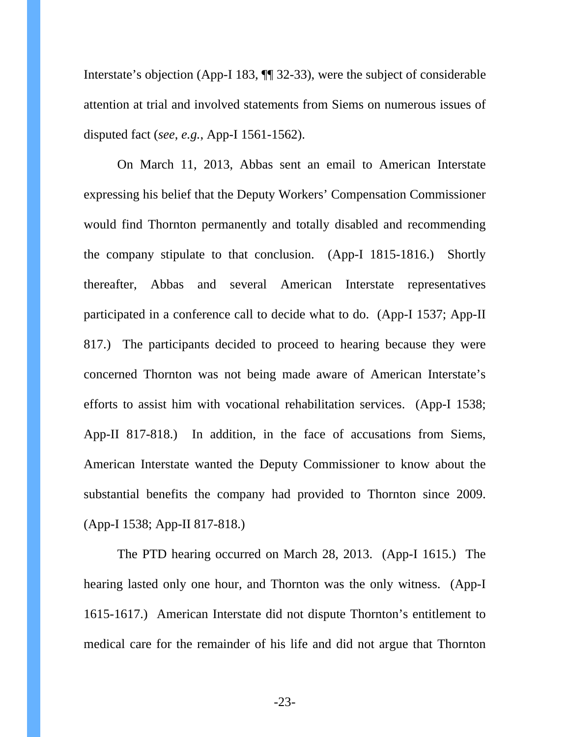Interstate's objection (App-I 183, ¶¶ 32-33), were the subject of considerable attention at trial and involved statements from Siems on numerous issues of disputed fact (*see*, *e.g.*, App-I 1561-1562).

On March 11, 2013, Abbas sent an email to American Interstate expressing his belief that the Deputy Workers' Compensation Commissioner would find Thornton permanently and totally disabled and recommending the company stipulate to that conclusion. (App-I 1815-1816.) Shortly thereafter, Abbas and several American Interstate representatives participated in a conference call to decide what to do. (App-I 1537; App-II 817.) The participants decided to proceed to hearing because they were concerned Thornton was not being made aware of American Interstate's efforts to assist him with vocational rehabilitation services. (App-I 1538; App-II 817-818.) In addition, in the face of accusations from Siems, American Interstate wanted the Deputy Commissioner to know about the substantial benefits the company had provided to Thornton since 2009. (App-I 1538; App-II 817-818.)

The PTD hearing occurred on March 28, 2013. (App-I 1615.) The hearing lasted only one hour, and Thornton was the only witness. (App-I 1615-1617.) American Interstate did not dispute Thornton's entitlement to medical care for the remainder of his life and did not argue that Thornton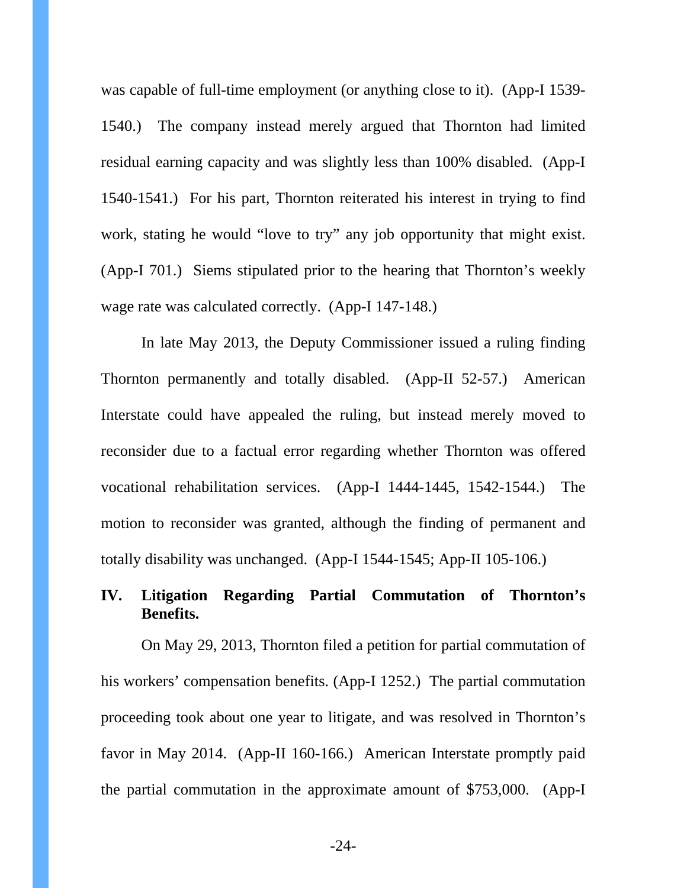was capable of full-time employment (or anything close to it). (App-I 1539-1540.) The company instead merely argued that Thornton had limited residual earning capacity and was slightly less than 100% disabled. (App-I 1540-1541.) For his part, Thornton reiterated his interest in trying to find work, stating he would "love to try" any job opportunity that might exist. (App-I 701.) Siems stipulated prior to the hearing that Thornton's weekly wage rate was calculated correctly. (App-I 147-148.)

In late May 2013, the Deputy Commissioner issued a ruling finding Thornton permanently and totally disabled. (App-II 52-57.) American Interstate could have appealed the ruling, but instead merely moved to reconsider due to a factual error regarding whether Thornton was offered vocational rehabilitation services. (App-I 1444-1445, 1542-1544.) The motion to reconsider was granted, although the finding of permanent and totally disability was unchanged. (App-I 1544-1545; App-II 105-106.)

### IV. Litigation Regarding Partial Commutation of Thornton's Benefits.

On May 29, 2013, Thornton filed a petition for partial commutation of his workers' compensation benefits. (App-I 1252.) The partial commutation proceeding took about one year to litigate, and was resolved in Thornton's favor in May 2014. (App-II 160-166.) American Interstate promptly paid the partial commutation in the approximate amount of $753,000. (App-I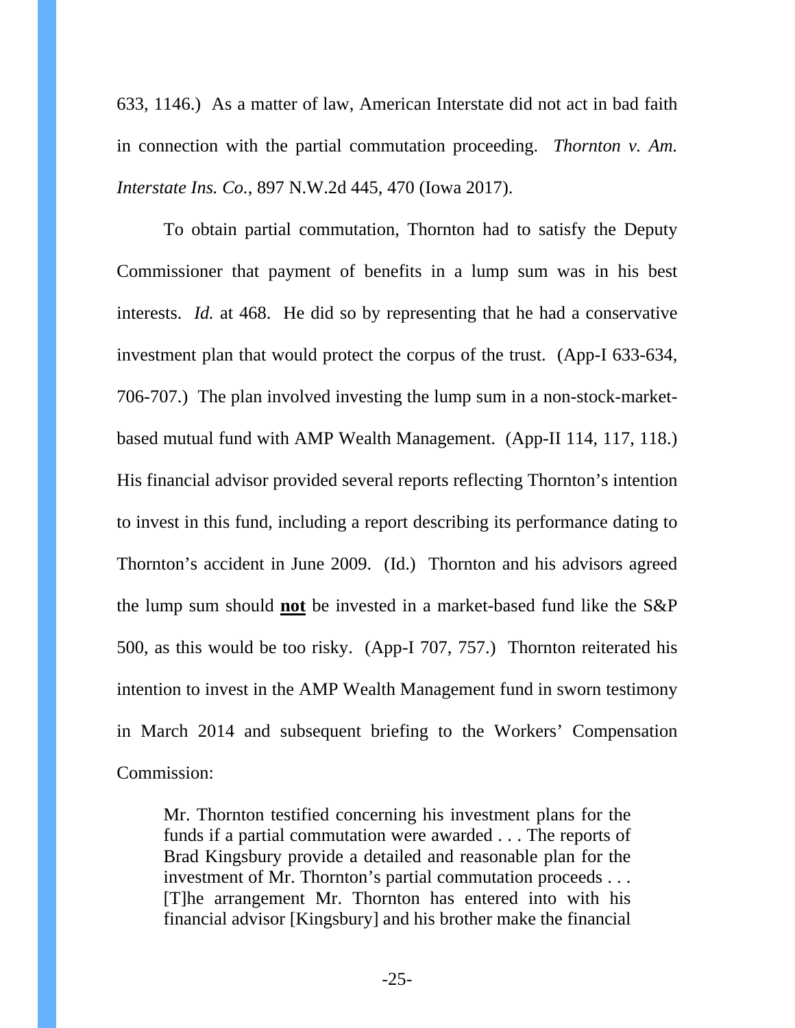633, 1146.) As a matter of law, American Interstate did not act in bad faith in connection with the partial commutation proceeding. *Thornton v. Am. Interstate Ins. Co.*, 897 N.W.2d 445, 470 (Iowa 2017).

To obtain partial commutation, Thornton had to satisfy the Deputy Commissioner that payment of benefits in a lump sum was in his best interests. *Id.* at 468. He did so by representing that he had a conservative investment plan that would protect the corpus of the trust. (App-I 633-634, 706-707.) The plan involved investing the lump sum in a non-stock-market-based mutual fund with AMP Wealth Management. (App-II 114, 117, 118.) His financial advisor provided several reports reflecting Thornton's intention to invest in this fund, including a report describing its performance dating to Thornton's accident in June 2009. (Id.) Thornton and his advisors agreed the lump sum should **<u>not</u>** be invested in a market-based fund like the S&P 500, as this would be too risky. (App-I 707, 757.) Thornton reiterated his intention to invest in the AMP Wealth Management fund in sworn testimony in March 2014 and subsequent briefing to the Workers' Compensation Commission:

> Mr. Thornton testified concerning his investment plans for the funds if a partial commutation were awarded . . . The reports of Brad Kingsbury provide a detailed and reasonable plan for the investment of Mr. Thornton's partial commutation proceeds . . . [T]he arrangement Mr. Thornton has entered into with his financial advisor [Kingsbury] and his brother make the financial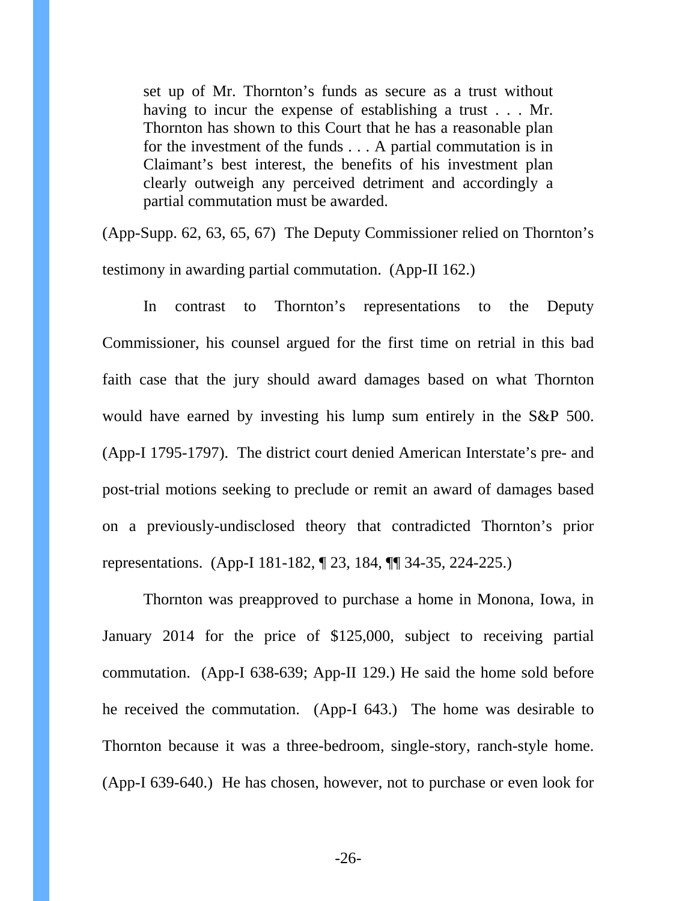> set up of Mr. Thornton's funds as secure as a trust without having to incur the expense of establishing a trust . . . Mr. Thornton has shown to this Court that he has a reasonable plan for the investment of the funds . . . A partial commutation is in Claimant's best interest, the benefits of his investment plan clearly outweigh any perceived detriment and accordingly a partial commutation must be awarded.

(App-Supp. 62, 63, 65, 67) The Deputy Commissioner relied on Thornton's testimony in awarding partial commutation. (App-II 162.)

In contrast to Thornton's representations to the Deputy Commissioner, his counsel argued for the first time on retrial in this bad faith case that the jury should award damages based on what Thornton would have earned by investing his lump sum entirely in the S&P 500. (App-I 1795-1797). The district court denied American Interstate's pre- and post-trial motions seeking to preclude or remit an award of damages based on a previously-undisclosed theory that contradicted Thornton's prior representations. (App-I 181-182, ¶ 23, 184, ¶¶ 34-35, 224-225.)

Thornton was preapproved to purchase a home in Monona, Iowa, in January 2014 for the price of $125,000, subject to receiving partial commutation. (App-I 638-639; App-II 129.) He said the home sold before he received the commutation. (App-I 643.) The home was desirable to Thornton because it was a three-bedroom, single-story, ranch-style home. (App-I 639-640.) He has chosen, however, not to purchase or even look for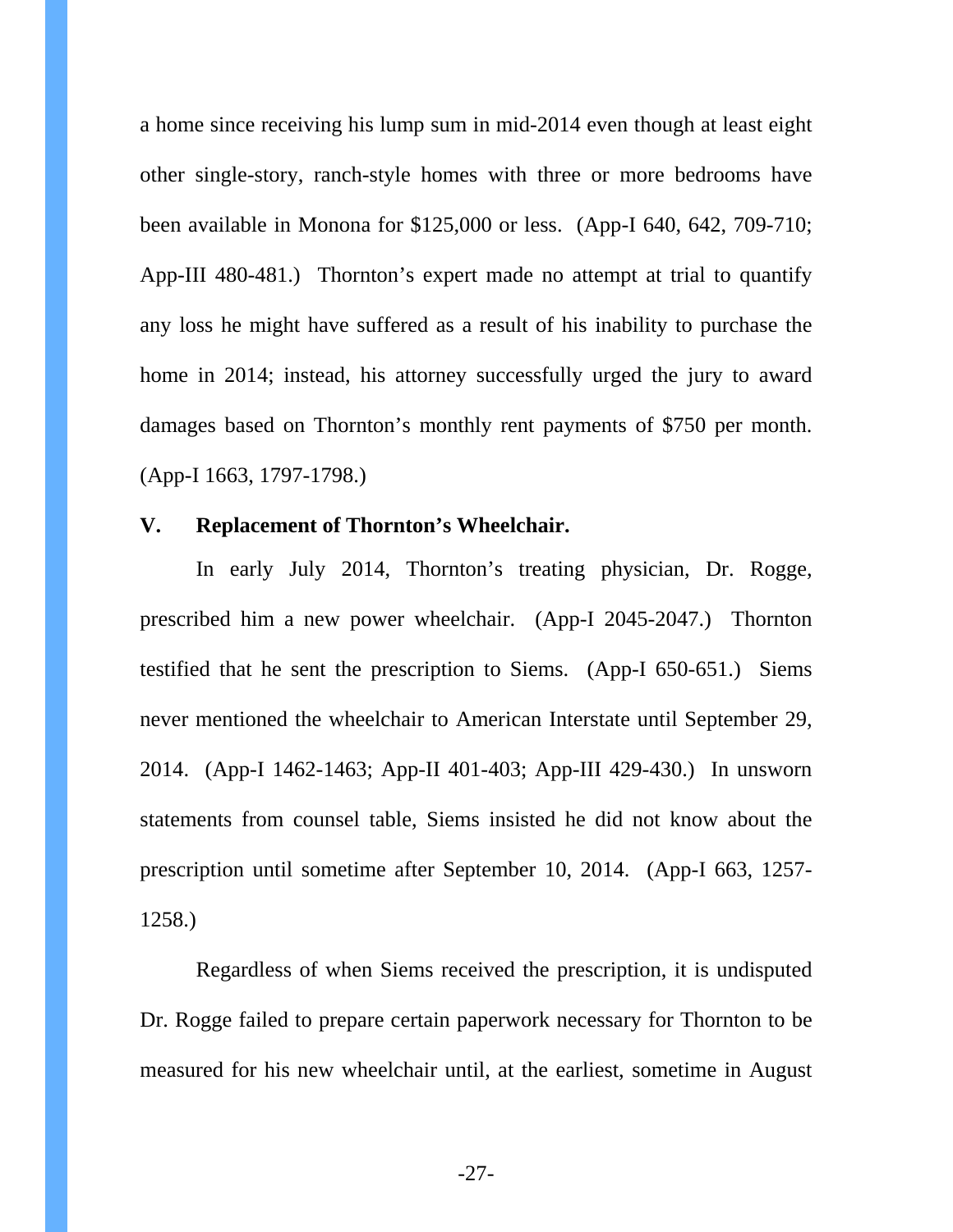a home since receiving his lump sum in mid-2014 even though at least eight other single-story, ranch-style homes with three or more bedrooms have been available in Monona for $125,000 or less. (App-I 640, 642, 709-710; App-III 480-481.) Thornton's expert made no attempt at trial to quantify any loss he might have suffered as a result of his inability to purchase the home in 2014; instead, his attorney successfully urged the jury to award damages based on Thornton's monthly rent payments of $750 per month. (App-I 1663, 1797-1798.)

## V. Replacement of Thornton's Wheelchair.

In early July 2014, Thornton's treating physician, Dr. Rogge, prescribed him a new power wheelchair. (App-I 2045-2047.) Thornton testified that he sent the prescription to Siems. (App-I 650-651.) Siems never mentioned the wheelchair to American Interstate until September 29, 2014. (App-I 1462-1463; App-II 401-403; App-III 429-430.) In unsworn statements from counsel table, Siems insisted he did not know about the prescription until sometime after September 10, 2014. (App-I 663, 1257-1258.)

Regardless of when Siems received the prescription, it is undisputed Dr. Rogge failed to prepare certain paperwork necessary for Thornton to be measured for his new wheelchair until, at the earliest, sometime in August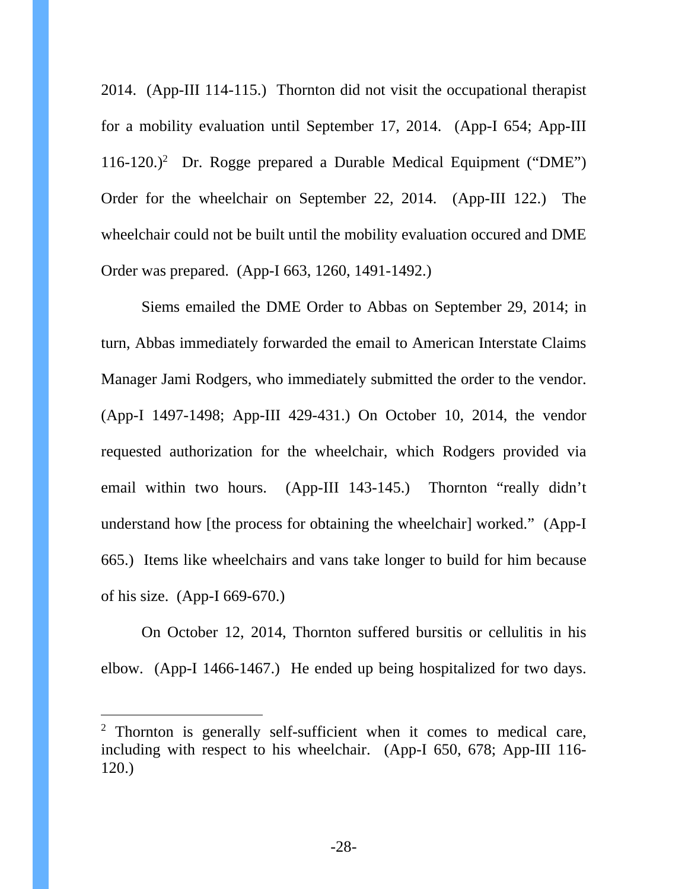2014. (App-III 114-115.) Thornton did not visit the occupational therapist for a mobility evaluation until September 17, 2014. (App-I 654; App-III 116-120.)[2] Dr. Rogge prepared a Durable Medical Equipment ("DME") Order for the wheelchair on September 22, 2014. (App-III 122.) The wheelchair could not be built until the mobility evaluation occured and DME Order was prepared. (App-I 663, 1260, 1491-1492.)

Siems emailed the DME Order to Abbas on September 29, 2014; in turn, Abbas immediately forwarded the email to American Interstate Claims Manager Jami Rodgers, who immediately submitted the order to the vendor. (App-I 1497-1498; App-III 429-431.) On October 10, 2014, the vendor requested authorization for the wheelchair, which Rodgers provided via email within two hours. (App-III 143-145.) Thornton "really didn't understand how [the process for obtaining the wheelchair] worked." (App-I 665.) Items like wheelchairs and vans take longer to build for him because of his size. (App-I 669-670.)

On October 12, 2014, Thornton suffered bursitis or cellulitis in his elbow. (App-I 1466-1467.) He ended up being hospitalized for two days.

[2] Thornton is generally self-sufficient when it comes to medical care, including with respect to his wheelchair. (App-I 650, 678; App-III 116-120.)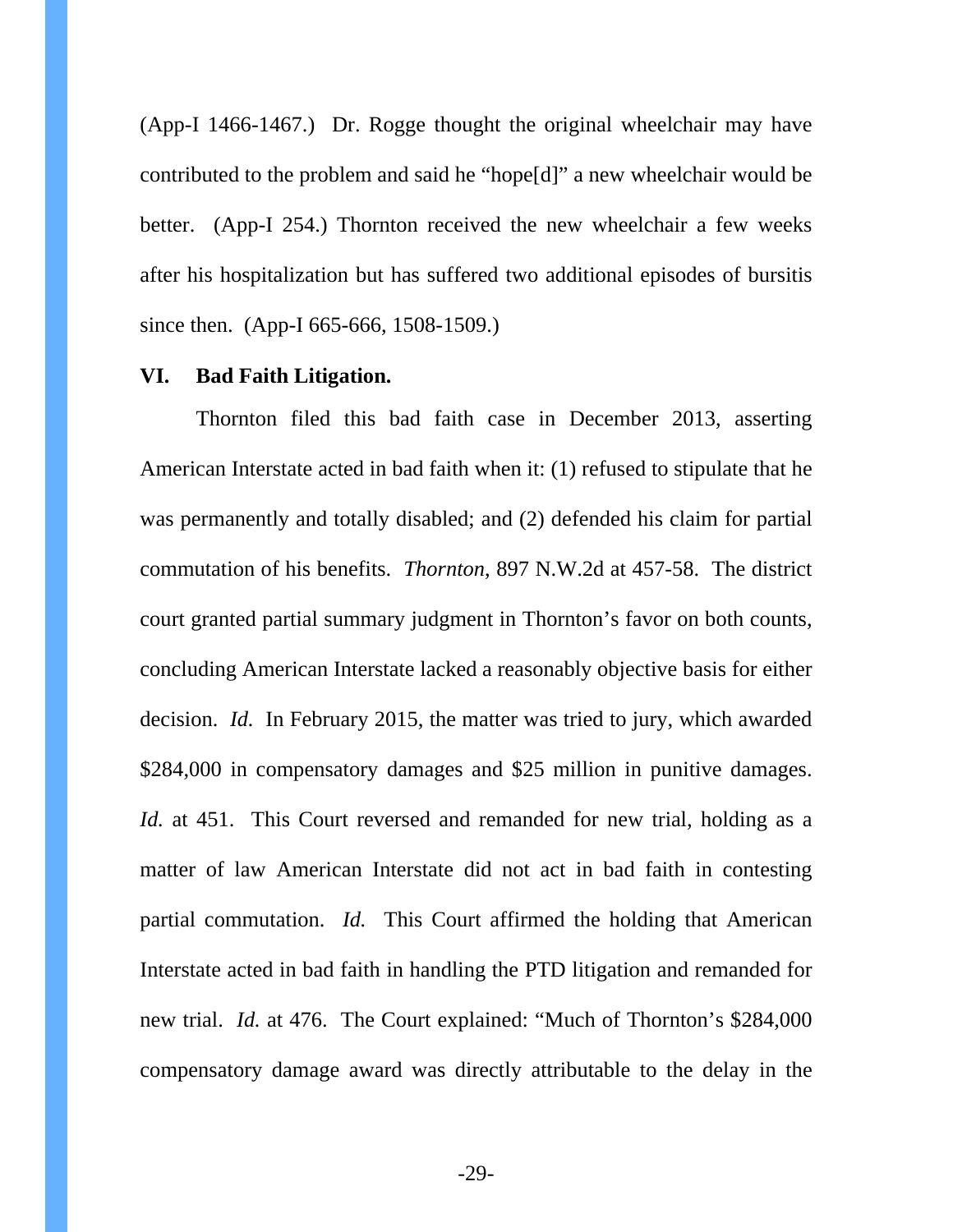(App-I 1466-1467.) Dr. Rogge thought the original wheelchair may have contributed to the problem and said he "hope[d]" a new wheelchair would be better. (App-I 254.) Thornton received the new wheelchair a few weeks after his hospitalization but has suffered two additional episodes of bursitis since then. (App-I 665-666, 1508-1509.)

### VI. Bad Faith Litigation.

Thornton filed this bad faith case in December 2013, asserting American Interstate acted in bad faith when it: (1) refused to stipulate that he was permanently and totally disabled; and (2) defended his claim for partial commutation of his benefits. *Thornton*, 897 N.W.2d at 457-58. The district court granted partial summary judgment in Thornton's favor on both counts, concluding American Interstate lacked a reasonably objective basis for either decision. *Id.* In February 2015, the matter was tried to jury, which awarded $284,000 in compensatory damages and $25 million in punitive damages. *Id.* at 451. This Court reversed and remanded for new trial, holding as a matter of law American Interstate did not act in bad faith in contesting partial commutation. *Id.* This Court affirmed the holding that American Interstate acted in bad faith in handling the PTD litigation and remanded for new trial. *Id.* at 476. The Court explained: "Much of Thornton's $284,000 compensatory damage award was directly attributable to the delay in the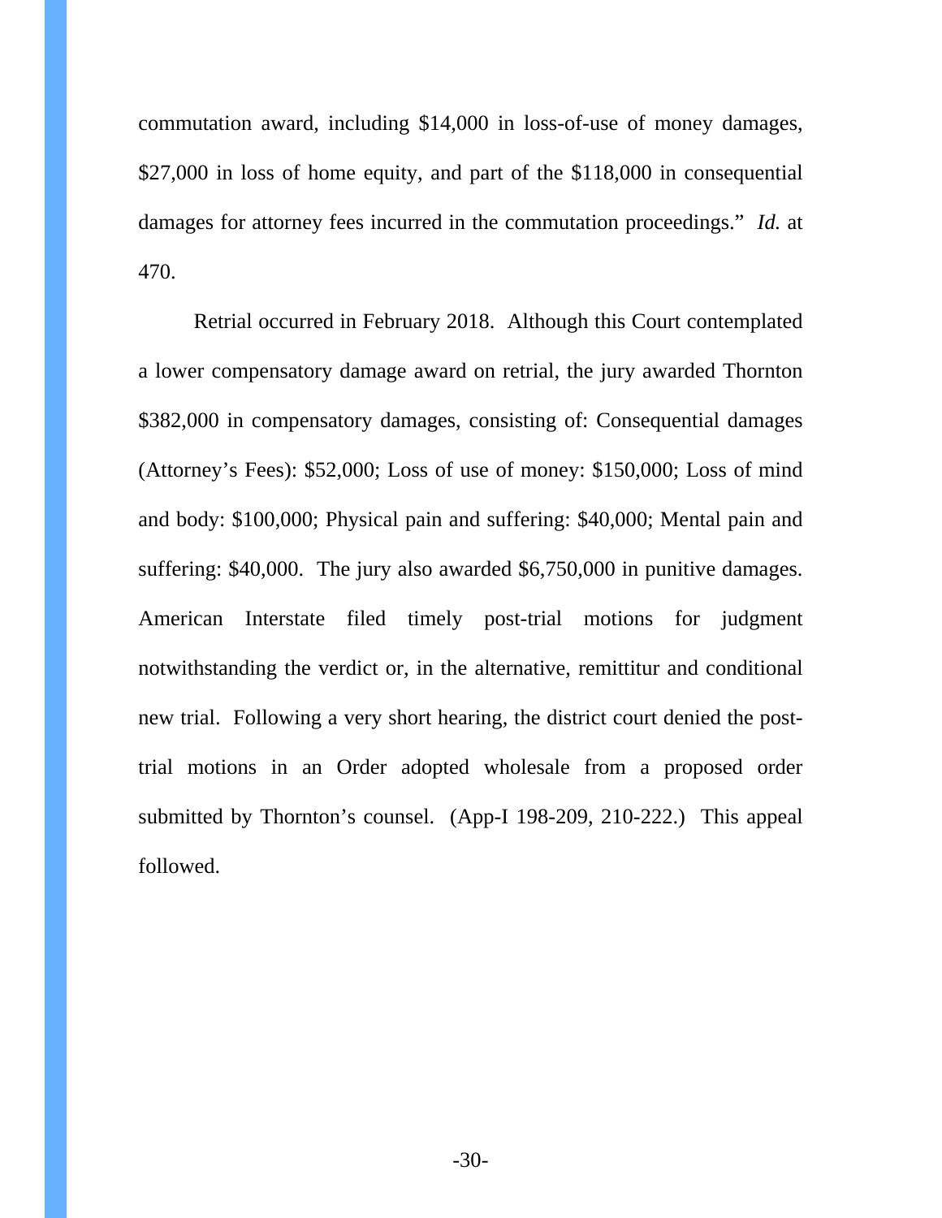commutation award, including $14,000 in loss-of-use of money damages, $27,000 in loss of home equity, and part of the $118,000 in consequential damages for attorney fees incurred in the commutation proceedings." *Id.* at 470.

Retrial occurred in February 2018. Although this Court contemplated a lower compensatory damage award on retrial, the jury awarded Thornton $382,000 in compensatory damages, consisting of: Consequential damages (Attorney's Fees): $52,000; Loss of use of money: $150,000; Loss of mind and body: $100,000; Physical pain and suffering: $40,000; Mental pain and suffering: $40,000. The jury also awarded $6,750,000 in punitive damages. American Interstate filed timely post-trial motions for judgment notwithstanding the verdict or, in the alternative, remittitur and conditional new trial. Following a very short hearing, the district court denied the post-trial motions in an Order adopted wholesale from a proposed order submitted by Thornton's counsel. (App-I 198-209, 210-222.) This appeal followed.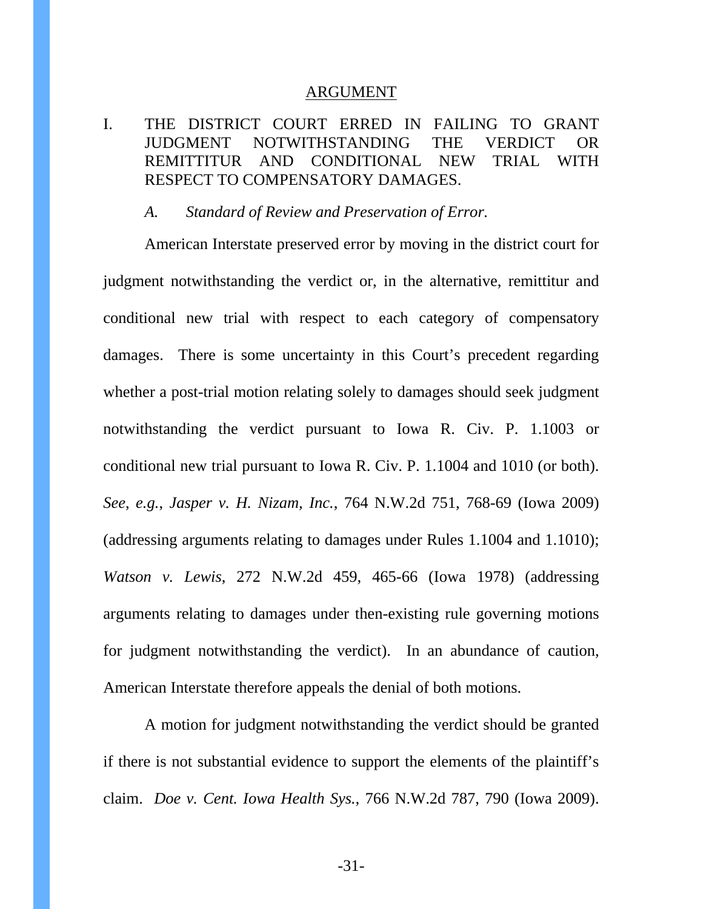## ARGUMENT

### I. THE DISTRICT COURT ERRED IN FAILING TO GRANT JUDGMENT NOTWITHSTANDING THE VERDICT OR REMITTITUR AND CONDITIONAL NEW TRIAL WITH RESPECT TO COMPENSATORY DAMAGES.

#### *A. Standard of Review and Preservation of Error.*

American Interstate preserved error by moving in the district court for judgment notwithstanding the verdict or, in the alternative, remittitur and conditional new trial with respect to each category of compensatory damages. There is some uncertainty in this Court's precedent regarding whether a post-trial motion relating solely to damages should seek judgment notwithstanding the verdict pursuant to Iowa R. Civ. P. 1.1003 or conditional new trial pursuant to Iowa R. Civ. P. 1.1004 and 1010 (or both). *See, e.g.*, *Jasper v. H. Nizam, Inc.*, 764 N.W.2d 751, 768-69 (Iowa 2009) (addressing arguments relating to damages under Rules 1.1004 and 1.1010); *Watson v. Lewis*, 272 N.W.2d 459, 465-66 (Iowa 1978) (addressing arguments relating to damages under then-existing rule governing motions for judgment notwithstanding the verdict). In an abundance of caution, American Interstate therefore appeals the denial of both motions.

A motion for judgment notwithstanding the verdict should be granted if there is not substantial evidence to support the elements of the plaintiff's claim. *Doe v. Cent. Iowa Health Sys.*, 766 N.W.2d 787, 790 (Iowa 2009).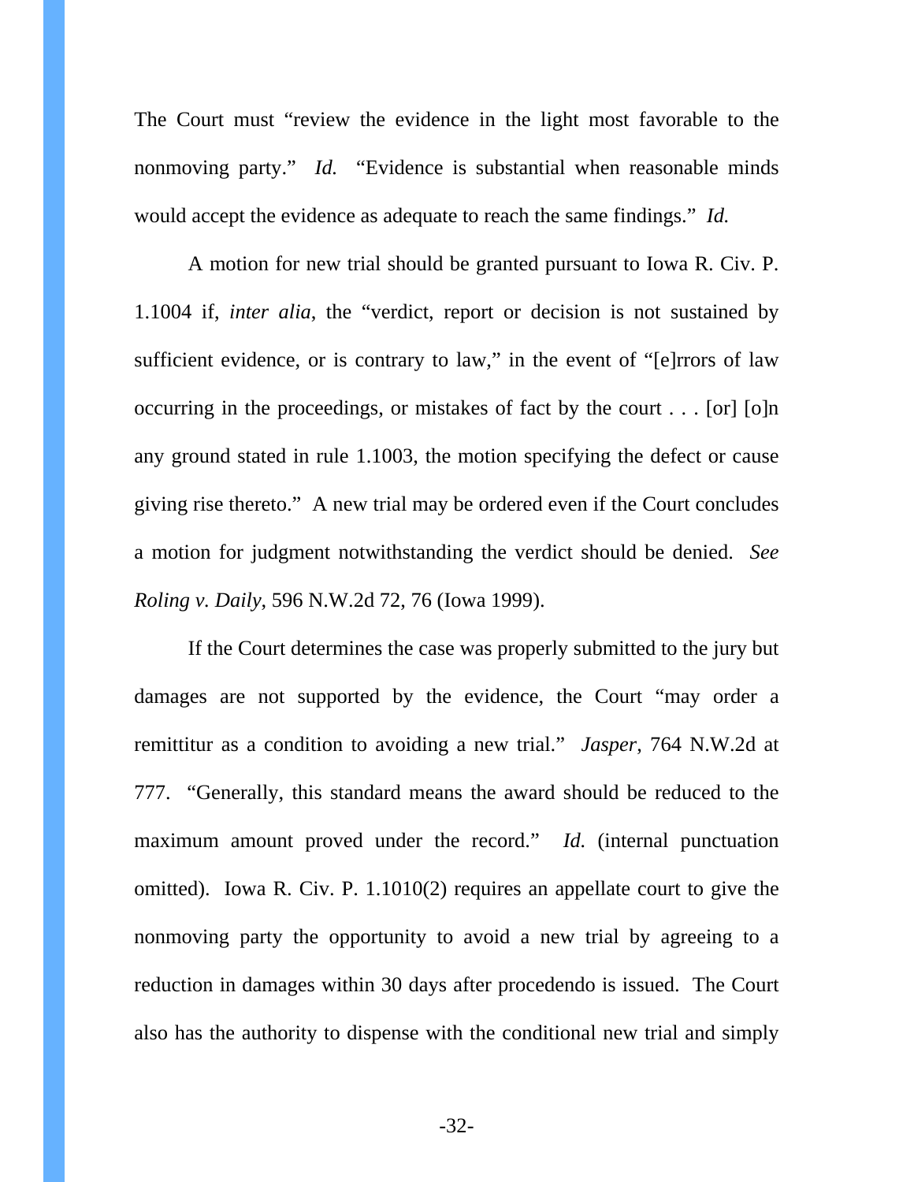The Court must "review the evidence in the light most favorable to the nonmoving party." *Id.* "Evidence is substantial when reasonable minds would accept the evidence as adequate to reach the same findings." *Id.*

A motion for new trial should be granted pursuant to Iowa R. Civ. P. 1.1004 if, *inter alia*, the "verdict, report or decision is not sustained by sufficient evidence, or is contrary to law," in the event of "[e]rrors of law occurring in the proceedings, or mistakes of fact by the court . . . [or] [o]n any ground stated in rule 1.1003, the motion specifying the defect or cause giving rise thereto." A new trial may be ordered even if the Court concludes a motion for judgment notwithstanding the verdict should be denied. *See Roling v. Daily*, 596 N.W.2d 72, 76 (Iowa 1999).

If the Court determines the case was properly submitted to the jury but damages are not supported by the evidence, the Court "may order a remittitur as a condition to avoiding a new trial." *Jasper*, 764 N.W.2d at 777. "Generally, this standard means the award should be reduced to the maximum amount proved under the record." *Id.* (internal punctuation omitted). Iowa R. Civ. P. 1.1010(2) requires an appellate court to give the nonmoving party the opportunity to avoid a new trial by agreeing to a reduction in damages within 30 days after procedendo is issued. The Court also has the authority to dispense with the conditional new trial and simply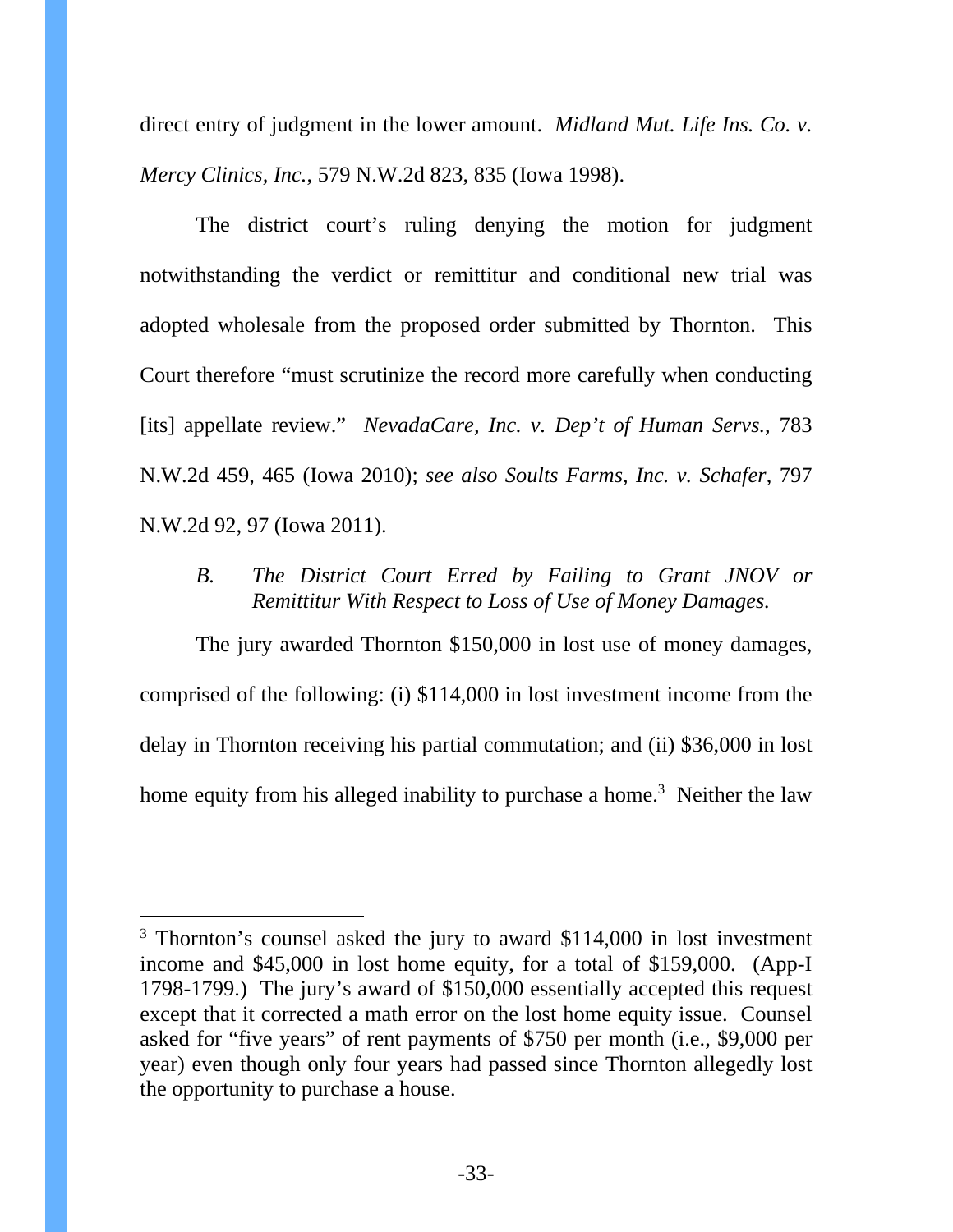direct entry of judgment in the lower amount. *Midland Mut. Life Ins. Co. v. Mercy Clinics, Inc.*, 579 N.W.2d 823, 835 (Iowa 1998).

The district court's ruling denying the motion for judgment notwithstanding the verdict or remittitur and conditional new trial was adopted wholesale from the proposed order submitted by Thornton. This Court therefore "must scrutinize the record more carefully when conducting [its] appellate review." *NevadaCare, Inc. v. Dep't of Human Servs.*, 783 N.W.2d 459, 465 (Iowa 2010); *see also Soults Farms, Inc. v. Schafer*, 797 N.W.2d 92, 97 (Iowa 2011).

### *B. The District Court Erred by Failing to Grant JNOV or Remittitur With Respect to Loss of Use of Money Damages.*

The jury awarded Thornton $150,000 in lost use of money damages, comprised of the following: (i) $114,000 in lost investment income from the delay in Thornton receiving his partial commutation; and (ii) $36,000 in lost home equity from his alleged inability to purchase a home.[3] Neither the law

---

[3] Thornton's counsel asked the jury to award $114,000 in lost investment income and $45,000 in lost home equity, for a total of $159,000. (App-I 1798-1799.) The jury's award of $150,000 essentially accepted this request except that it corrected a math error on the lost home equity issue. Counsel asked for "five years" of rent payments of $750 per month (i.e., $9,000 per year) even though only four years had passed since Thornton allegedly lost the opportunity to purchase a house.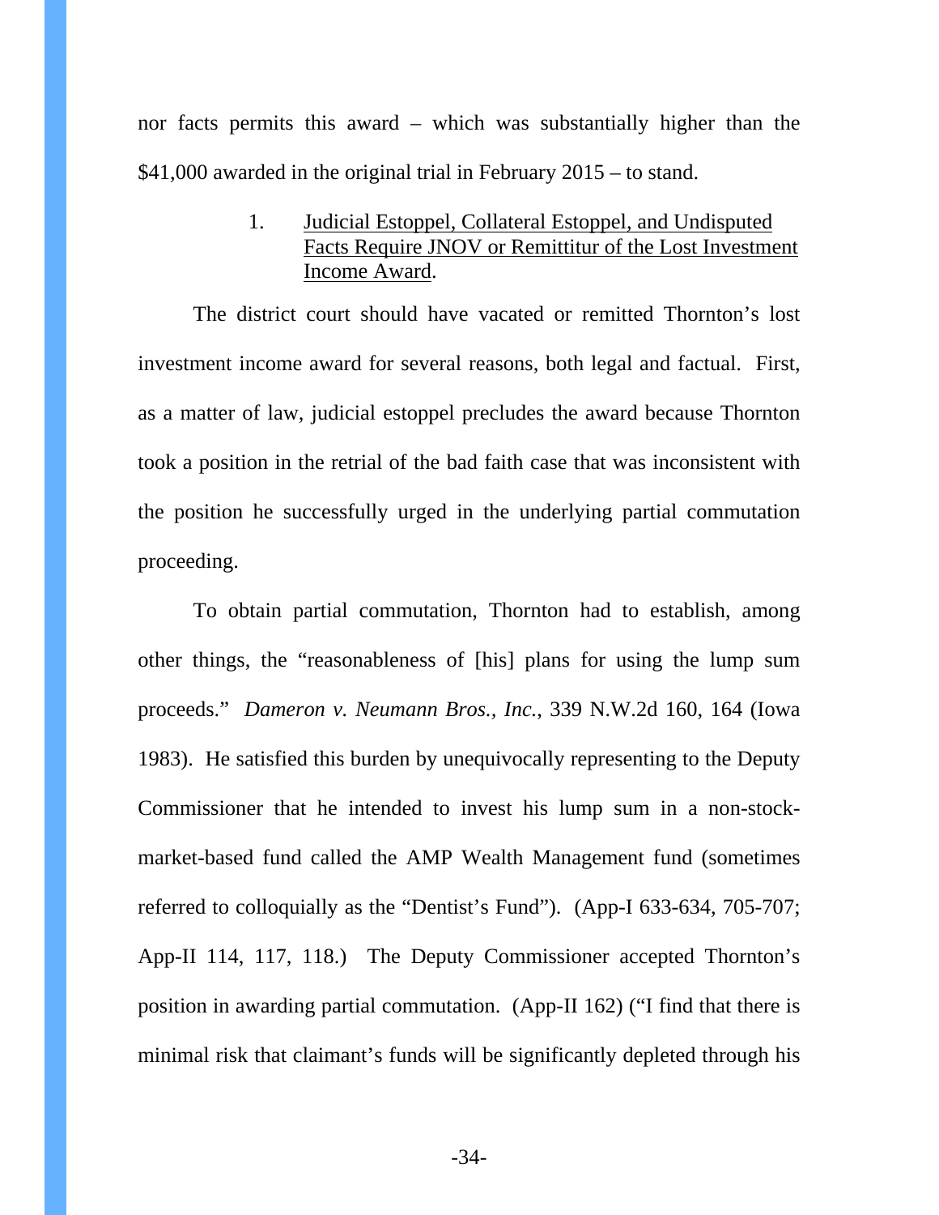nor facts permits this award – which was substantially higher than the $41,000 awarded in the original trial in February 2015 – to stand.

### 1. Judicial Estoppel, Collateral Estoppel, and Undisputed Facts Require JNOV or Remittitur of the Lost Investment Income Award.

The district court should have vacated or remitted Thornton's lost investment income award for several reasons, both legal and factual. First, as a matter of law, judicial estoppel precludes the award because Thornton took a position in the retrial of the bad faith case that was inconsistent with the position he successfully urged in the underlying partial commutation proceeding.

To obtain partial commutation, Thornton had to establish, among other things, the "reasonableness of [his] plans for using the lump sum proceeds." *Dameron v. Neumann Bros., Inc.*, 339 N.W.2d 160, 164 (Iowa 1983). He satisfied this burden by unequivocally representing to the Deputy Commissioner that he intended to invest his lump sum in a non-stock-market-based fund called the AMP Wealth Management fund (sometimes referred to colloquially as the "Dentist's Fund"). (App-I 633-634, 705-707; App-II 114, 117, 118.) The Deputy Commissioner accepted Thornton's position in awarding partial commutation. (App-II 162) ("I find that there is minimal risk that claimant's funds will be significantly depleted through his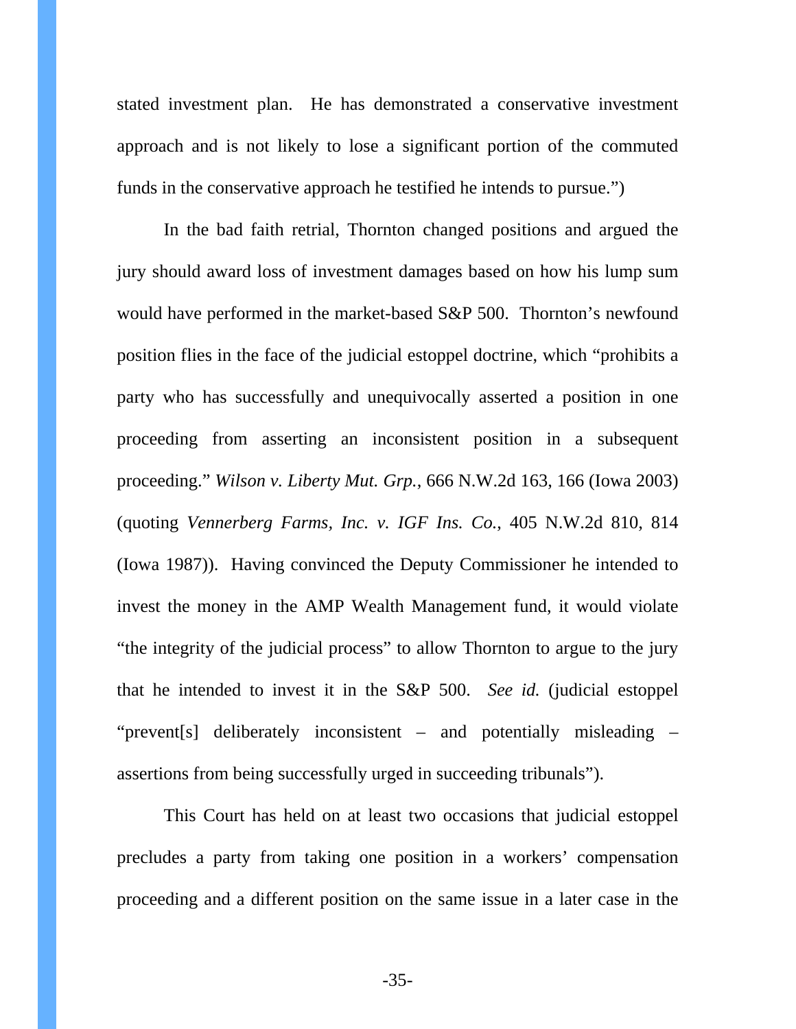stated investment plan. He has demonstrated a conservative investment approach and is not likely to lose a significant portion of the commuted funds in the conservative approach he testified he intends to pursue.")

In the bad faith retrial, Thornton changed positions and argued the jury should award loss of investment damages based on how his lump sum would have performed in the market-based S&P 500. Thornton's newfound position flies in the face of the judicial estoppel doctrine, which "prohibits a party who has successfully and unequivocally asserted a position in one proceeding from asserting an inconsistent position in a subsequent proceeding." *Wilson v. Liberty Mut. Grp.*, 666 N.W.2d 163, 166 (Iowa 2003) (quoting *Vennerberg Farms, Inc. v. IGF Ins. Co.*, 405 N.W.2d 810, 814 (Iowa 1987)). Having convinced the Deputy Commissioner he intended to invest the money in the AMP Wealth Management fund, it would violate "the integrity of the judicial process" to allow Thornton to argue to the jury that he intended to invest it in the S&P 500. *See id.* (judicial estoppel "prevent[s] deliberately inconsistent – and potentially misleading – assertions from being successfully urged in succeeding tribunals").

This Court has held on at least two occasions that judicial estoppel precludes a party from taking one position in a workers' compensation proceeding and a different position on the same issue in a later case in the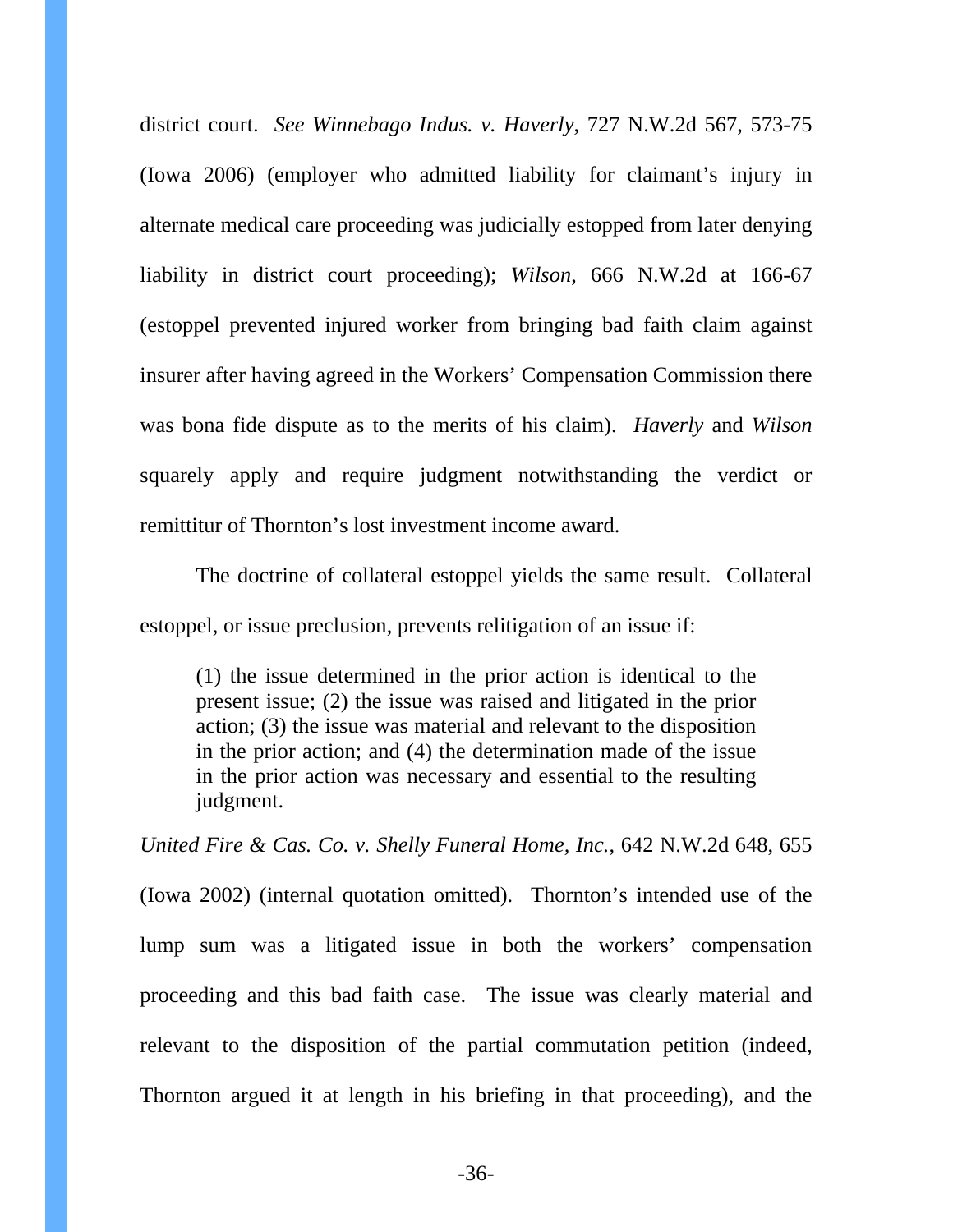district court. *See Winnebago Indus. v. Haverly*, 727 N.W.2d 567, 573-75 (Iowa 2006) (employer who admitted liability for claimant's injury in alternate medical care proceeding was judicially estopped from later denying liability in district court proceeding); *Wilson*, 666 N.W.2d at 166-67 (estoppel prevented injured worker from bringing bad faith claim against insurer after having agreed in the Workers' Compensation Commission there was bona fide dispute as to the merits of his claim). *Haverly* and *Wilson* squarely apply and require judgment notwithstanding the verdict or remittitur of Thornton's lost investment income award.

The doctrine of collateral estoppel yields the same result. Collateral estoppel, or issue preclusion, prevents relitigation of an issue if:

> (1) the issue determined in the prior action is identical to the present issue; (2) the issue was raised and litigated in the prior action; (3) the issue was material and relevant to the disposition in the prior action; and (4) the determination made of the issue in the prior action was necessary and essential to the resulting judgment.

*United Fire & Cas. Co. v. Shelly Funeral Home, Inc.*, 642 N.W.2d 648, 655 (Iowa 2002) (internal quotation omitted). Thornton's intended use of the lump sum was a litigated issue in both the workers' compensation proceeding and this bad faith case. The issue was clearly material and relevant to the disposition of the partial commutation petition (indeed, Thornton argued it at length in his briefing in that proceeding), and the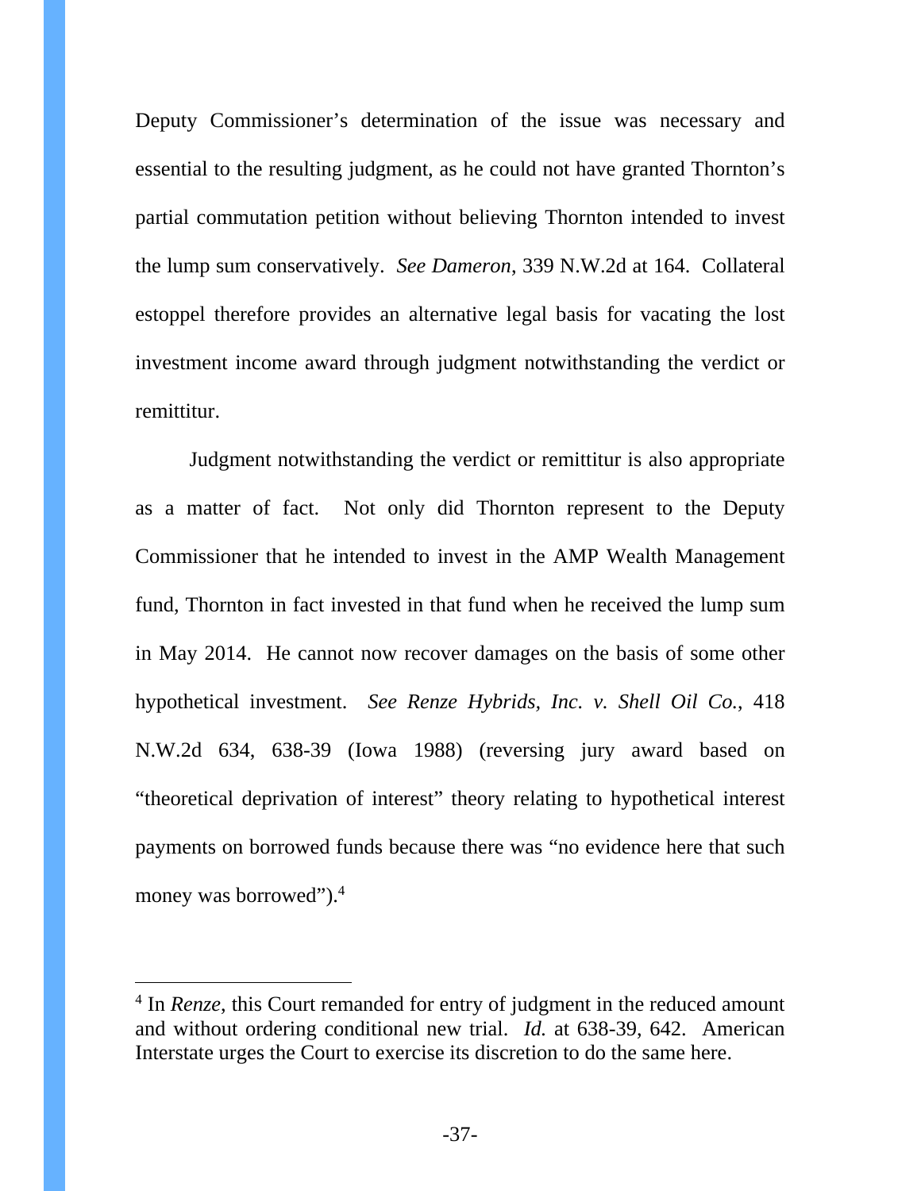Deputy Commissioner's determination of the issue was necessary and essential to the resulting judgment, as he could not have granted Thornton's partial commutation petition without believing Thornton intended to invest the lump sum conservatively. *See Dameron*, 339 N.W.2d at 164. Collateral estoppel therefore provides an alternative legal basis for vacating the lost investment income award through judgment notwithstanding the verdict or remittitur.

Judgment notwithstanding the verdict or remittitur is also appropriate as a matter of fact. Not only did Thornton represent to the Deputy Commissioner that he intended to invest in the AMP Wealth Management fund, Thornton in fact invested in that fund when he received the lump sum in May 2014. He cannot now recover damages on the basis of some other hypothetical investment. *See Renze Hybrids, Inc. v. Shell Oil Co.*, 418 N.W.2d 634, 638-39 (Iowa 1988) (reversing jury award based on "theoretical deprivation of interest" theory relating to hypothetical interest payments on borrowed funds because there was "no evidence here that such money was borrowed").[4]

---

[4] In *Renze*, this Court remanded for entry of judgment in the reduced amount and without ordering conditional new trial. *Id.* at 638-39, 642. American Interstate urges the Court to exercise its discretion to do the same here.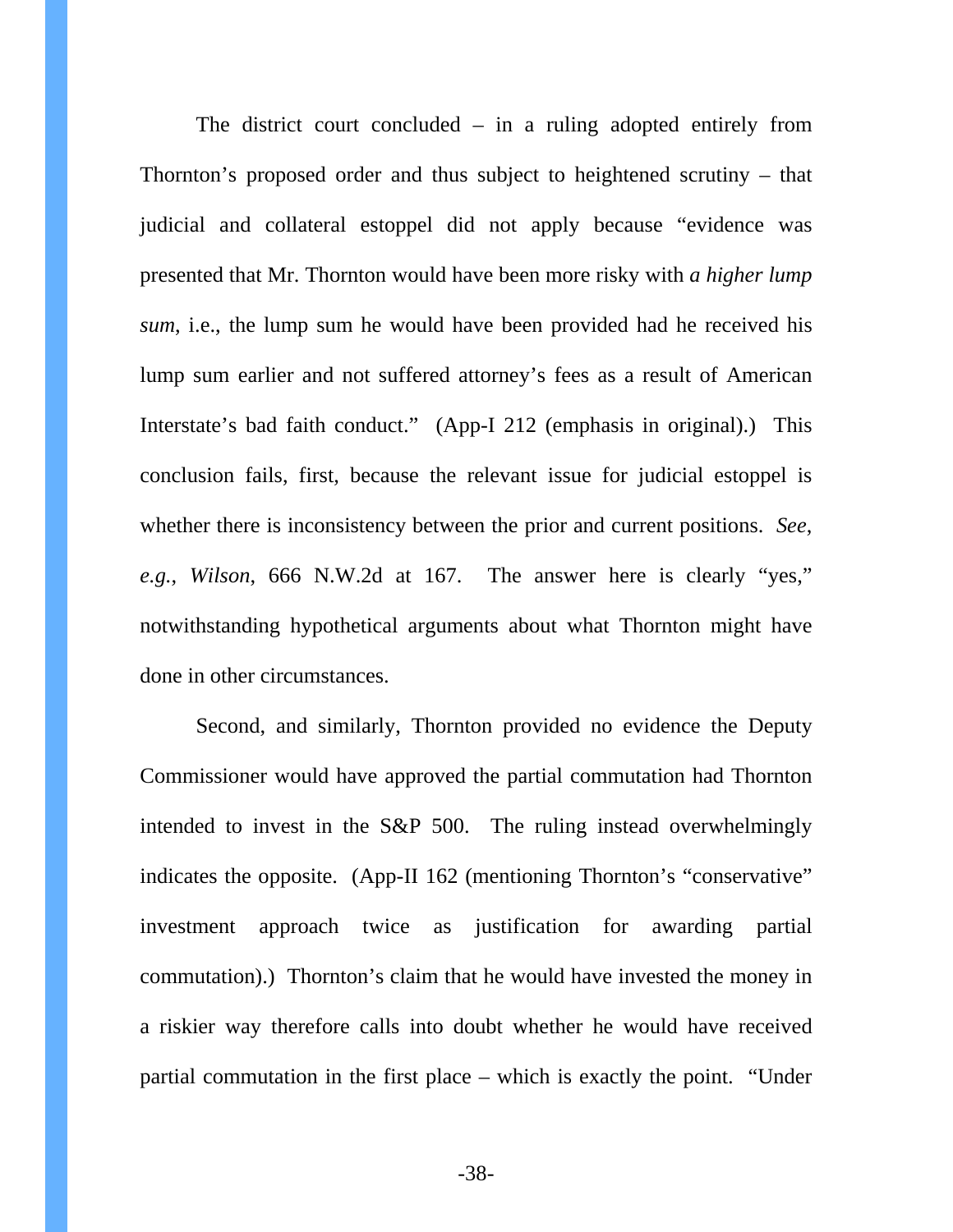The district court concluded – in a ruling adopted entirely from Thornton's proposed order and thus subject to heightened scrutiny – that judicial and collateral estoppel did not apply because "evidence was presented that Mr. Thornton would have been more risky with *a higher lump sum*, i.e., the lump sum he would have been provided had he received his lump sum earlier and not suffered attorney's fees as a result of American Interstate's bad faith conduct." (App-I 212 (emphasis in original).) This conclusion fails, first, because the relevant issue for judicial estoppel is whether there is inconsistency between the prior and current positions. *See, e.g.*, *Wilson*, 666 N.W.2d at 167. The answer here is clearly "yes," notwithstanding hypothetical arguments about what Thornton might have done in other circumstances.

Second, and similarly, Thornton provided no evidence the Deputy Commissioner would have approved the partial commutation had Thornton intended to invest in the S&P 500. The ruling instead overwhelmingly indicates the opposite. (App-II 162 (mentioning Thornton's "conservative" investment approach twice as justification for awarding partial commutation).) Thornton's claim that he would have invested the money in a riskier way therefore calls into doubt whether he would have received partial commutation in the first place – which is exactly the point. "Under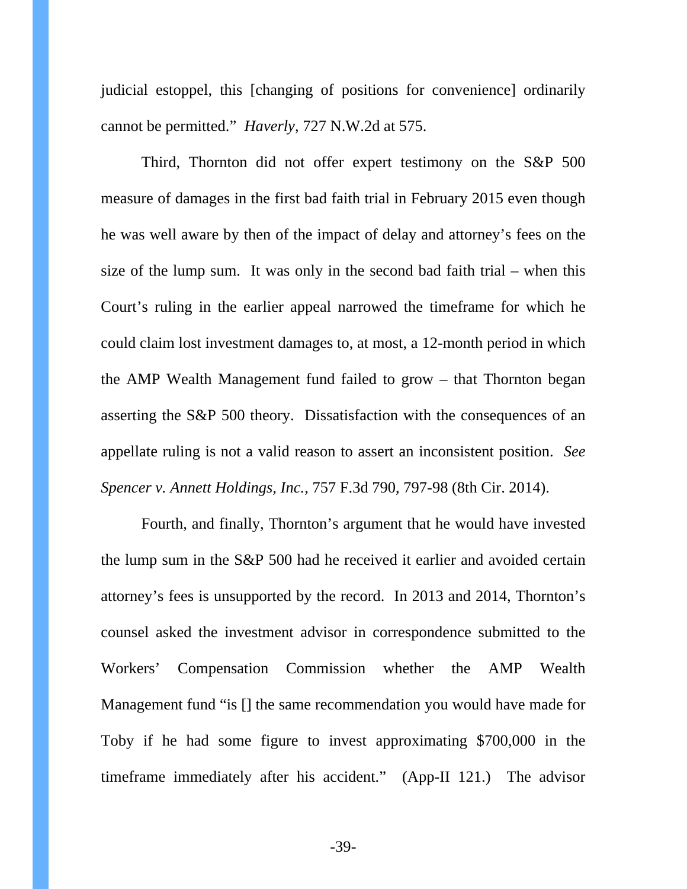judicial estoppel, this [changing of positions for convenience] ordinarily cannot be permitted." *Haverly*, 727 N.W.2d at 575.

Third, Thornton did not offer expert testimony on the S&P 500 measure of damages in the first bad faith trial in February 2015 even though he was well aware by then of the impact of delay and attorney's fees on the size of the lump sum. It was only in the second bad faith trial – when this Court's ruling in the earlier appeal narrowed the timeframe for which he could claim lost investment damages to, at most, a 12-month period in which the AMP Wealth Management fund failed to grow – that Thornton began asserting the S&P 500 theory. Dissatisfaction with the consequences of an appellate ruling is not a valid reason to assert an inconsistent position. *See Spencer v. Annett Holdings, Inc.*, 757 F.3d 790, 797-98 (8th Cir. 2014).

Fourth, and finally, Thornton's argument that he would have invested the lump sum in the S&P 500 had he received it earlier and avoided certain attorney's fees is unsupported by the record. In 2013 and 2014, Thornton's counsel asked the investment advisor in correspondence submitted to the Workers' Compensation Commission whether the AMP Wealth Management fund "is [] the same recommendation you would have made for Toby if he had some figure to invest approximating $700,000 in the timeframe immediately after his accident." (App-II 121.) The advisor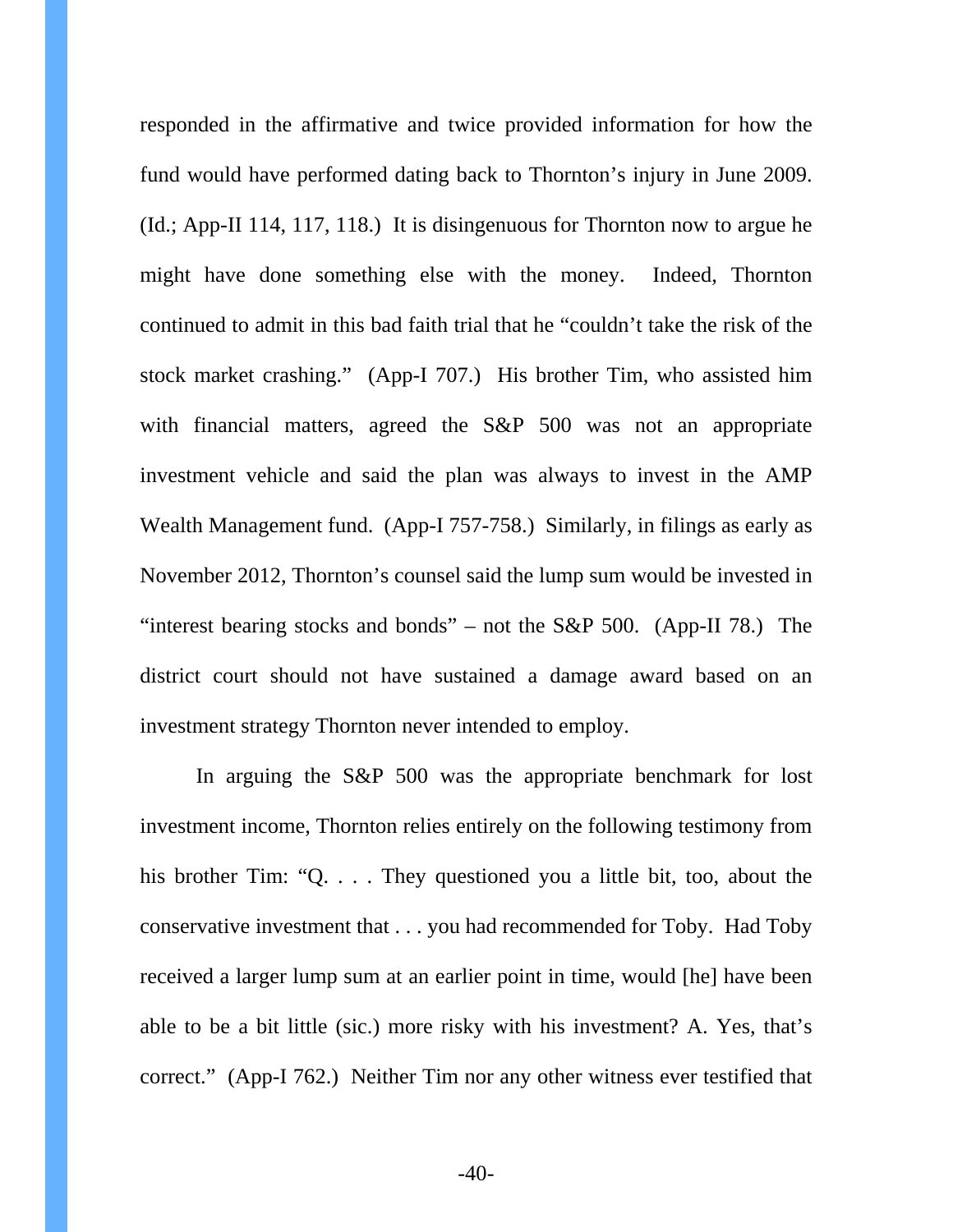responded in the affirmative and twice provided information for how the fund would have performed dating back to Thornton's injury in June 2009. (Id.; App-II 114, 117, 118.) It is disingenuous for Thornton now to argue he might have done something else with the money. Indeed, Thornton continued to admit in this bad faith trial that he "couldn't take the risk of the stock market crashing." (App-I 707.) His brother Tim, who assisted him with financial matters, agreed the S&P 500 was not an appropriate investment vehicle and said the plan was always to invest in the AMP Wealth Management fund. (App-I 757-758.) Similarly, in filings as early as November 2012, Thornton's counsel said the lump sum would be invested in "interest bearing stocks and bonds" – not the S&P 500. (App-II 78.) The district court should not have sustained a damage award based on an investment strategy Thornton never intended to employ.

In arguing the S&P 500 was the appropriate benchmark for lost investment income, Thornton relies entirely on the following testimony from his brother Tim: "Q. . . . They questioned you a little bit, too, about the conservative investment that . . . you had recommended for Toby. Had Toby received a larger lump sum at an earlier point in time, would [he] have been able to be a bit little (sic.) more risky with his investment? A. Yes, that's correct." (App-I 762.) Neither Tim nor any other witness ever testified that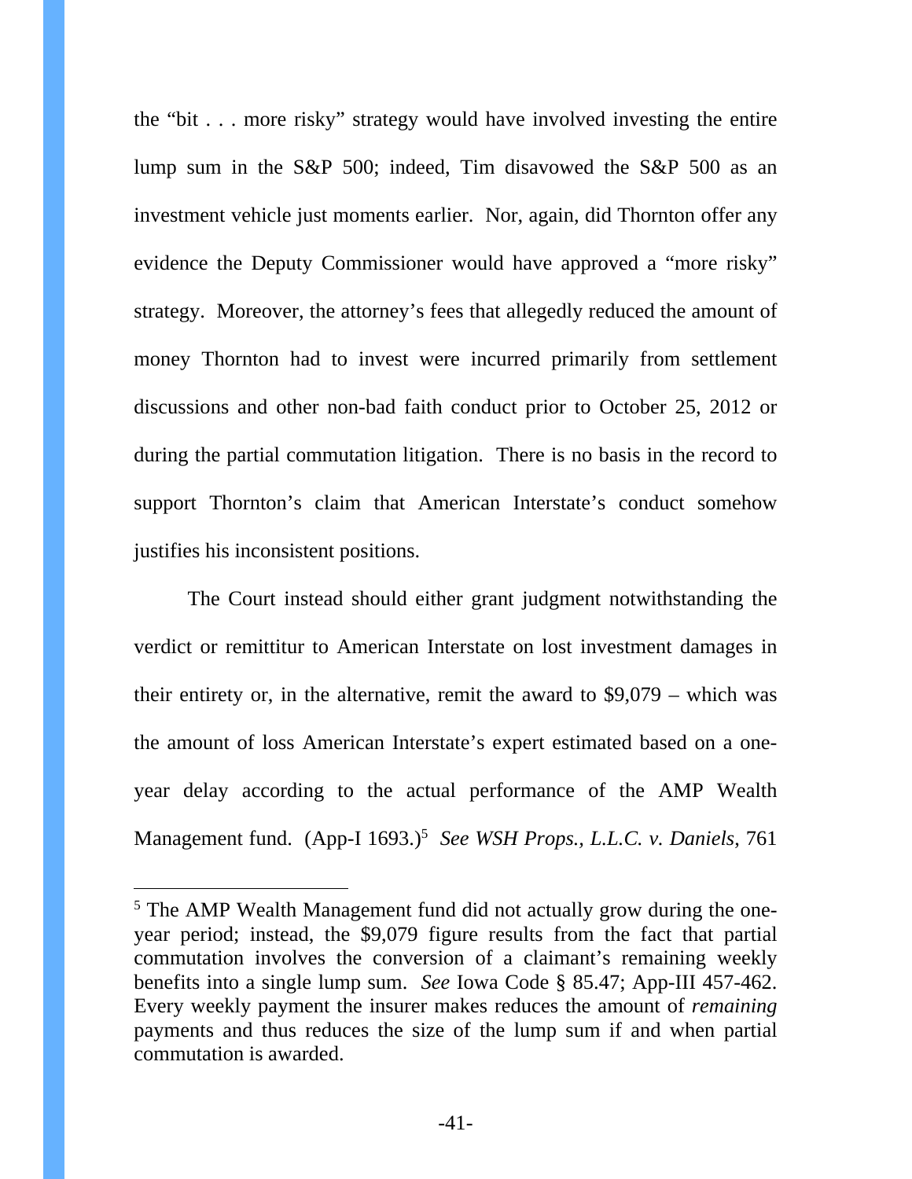the "bit . . . more risky" strategy would have involved investing the entire lump sum in the S&P 500; indeed, Tim disavowed the S&P 500 as an investment vehicle just moments earlier. Nor, again, did Thornton offer any evidence the Deputy Commissioner would have approved a "more risky" strategy. Moreover, the attorney's fees that allegedly reduced the amount of money Thornton had to invest were incurred primarily from settlement discussions and other non-bad faith conduct prior to October 25, 2012 or during the partial commutation litigation. There is no basis in the record to support Thornton's claim that American Interstate's conduct somehow justifies his inconsistent positions.

The Court instead should either grant judgment notwithstanding the verdict or remittitur to American Interstate on lost investment damages in their entirety or, in the alternative, remit the award to $9,079 – which was the amount of loss American Interstate's expert estimated based on a one-year delay according to the actual performance of the AMP Wealth Management fund. (App-I 1693.)[5] *See WSH Props., L.L.C. v. Daniels*, 761

---

[5] The AMP Wealth Management fund did not actually grow during the one-year period; instead, the $9,079 figure results from the fact that partial commutation involves the conversion of a claimant's remaining weekly benefits into a single lump sum. *See* Iowa Code § 85.47; App-III 457-462. Every weekly payment the insurer makes reduces the amount of *remaining* payments and thus reduces the size of the lump sum if and when partial commutation is awarded.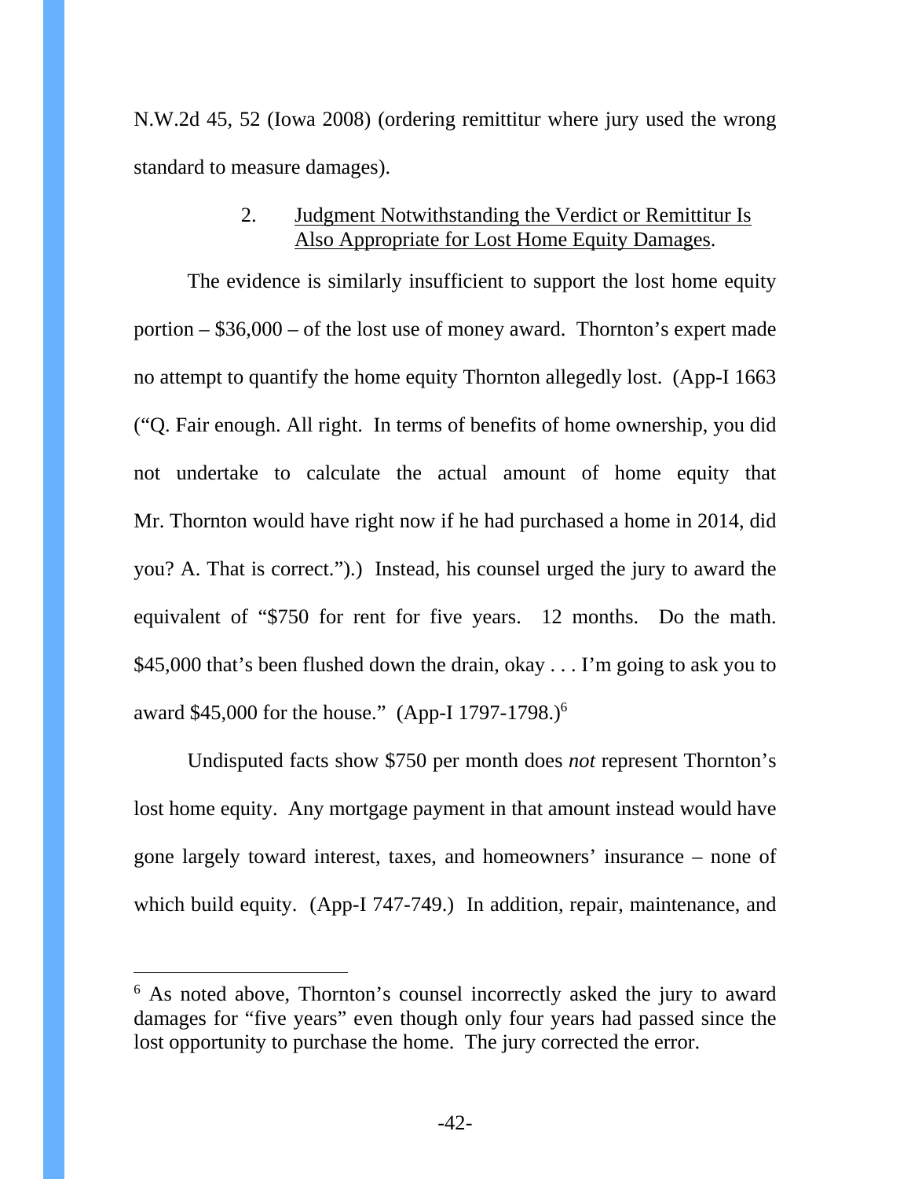N.W.2d 45, 52 (Iowa 2008) (ordering remittitur where jury used the wrong standard to measure damages).

### 2. Judgment Notwithstanding the Verdict or Remittitur Is Also Appropriate for Lost Home Equity Damages.

The evidence is similarly insufficient to support the lost home equity portion – $36,000 – of the lost use of money award. Thornton's expert made no attempt to quantify the home equity Thornton allegedly lost. (App-I 1663 ("Q. Fair enough. All right. In terms of benefits of home ownership, you did not undertake to calculate the actual amount of home equity that Mr. Thornton would have right now if he had purchased a home in 2014, did you? A. That is correct.").) Instead, his counsel urged the jury to award the equivalent of "$750 for rent for five years. 12 months. Do the math. $45,000 that's been flushed down the drain, okay . . . I'm going to ask you to award $45,000 for the house." (App-I 1797-1798.)[6]

Undisputed facts show $750 per month does *not* represent Thornton's lost home equity. Any mortgage payment in that amount instead would have gone largely toward interest, taxes, and homeowners' insurance – none of which build equity. (App-I 747-749.) In addition, repair, maintenance, and

---

[6] As noted above, Thornton's counsel incorrectly asked the jury to award damages for "five years" even though only four years had passed since the lost opportunity to purchase the home. The jury corrected the error.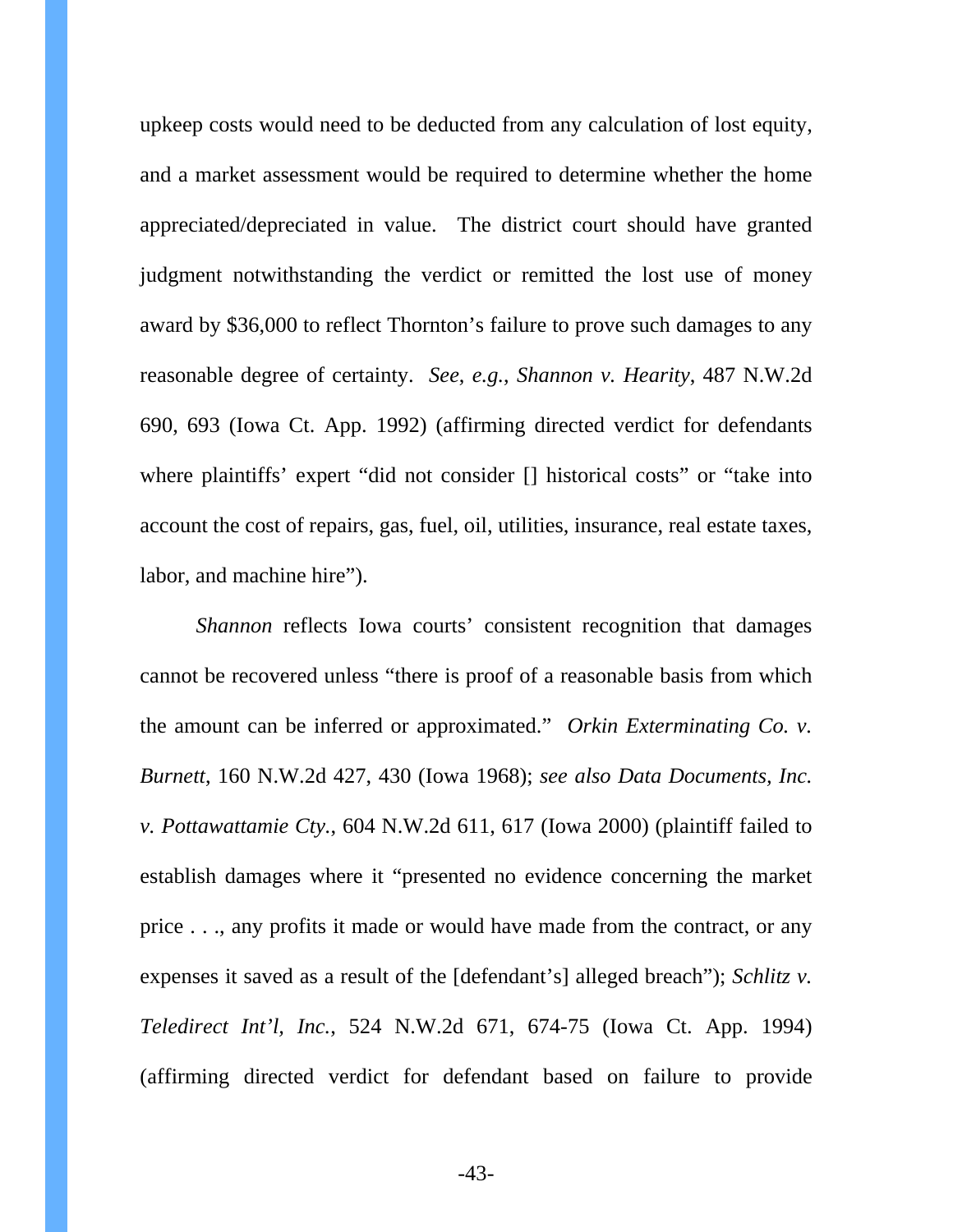upkeep costs would need to be deducted from any calculation of lost equity, and a market assessment would be required to determine whether the home appreciated/depreciated in value. The district court should have granted judgment notwithstanding the verdict or remitted the lost use of money award by $36,000 to reflect Thornton's failure to prove such damages to any reasonable degree of certainty. *See, e.g., Shannon v. Hearity*, 487 N.W.2d 690, 693 (Iowa Ct. App. 1992) (affirming directed verdict for defendants where plaintiffs' expert "did not consider [] historical costs" or "take into account the cost of repairs, gas, fuel, oil, utilities, insurance, real estate taxes, labor, and machine hire").

*Shannon* reflects Iowa courts' consistent recognition that damages cannot be recovered unless "there is proof of a reasonable basis from which the amount can be inferred or approximated." *Orkin Exterminating Co. v. Burnett*, 160 N.W.2d 427, 430 (Iowa 1968); *see also Data Documents, Inc. v. Pottawattamie Cty.*, 604 N.W.2d 611, 617 (Iowa 2000) (plaintiff failed to establish damages where it "presented no evidence concerning the market price . . ., any profits it made or would have made from the contract, or any expenses it saved as a result of the [defendant's] alleged breach"); *Schlitz v. Teledirect Int'l, Inc.*, 524 N.W.2d 671, 674-75 (Iowa Ct. App. 1994) (affirming directed verdict for defendant based on failure to provide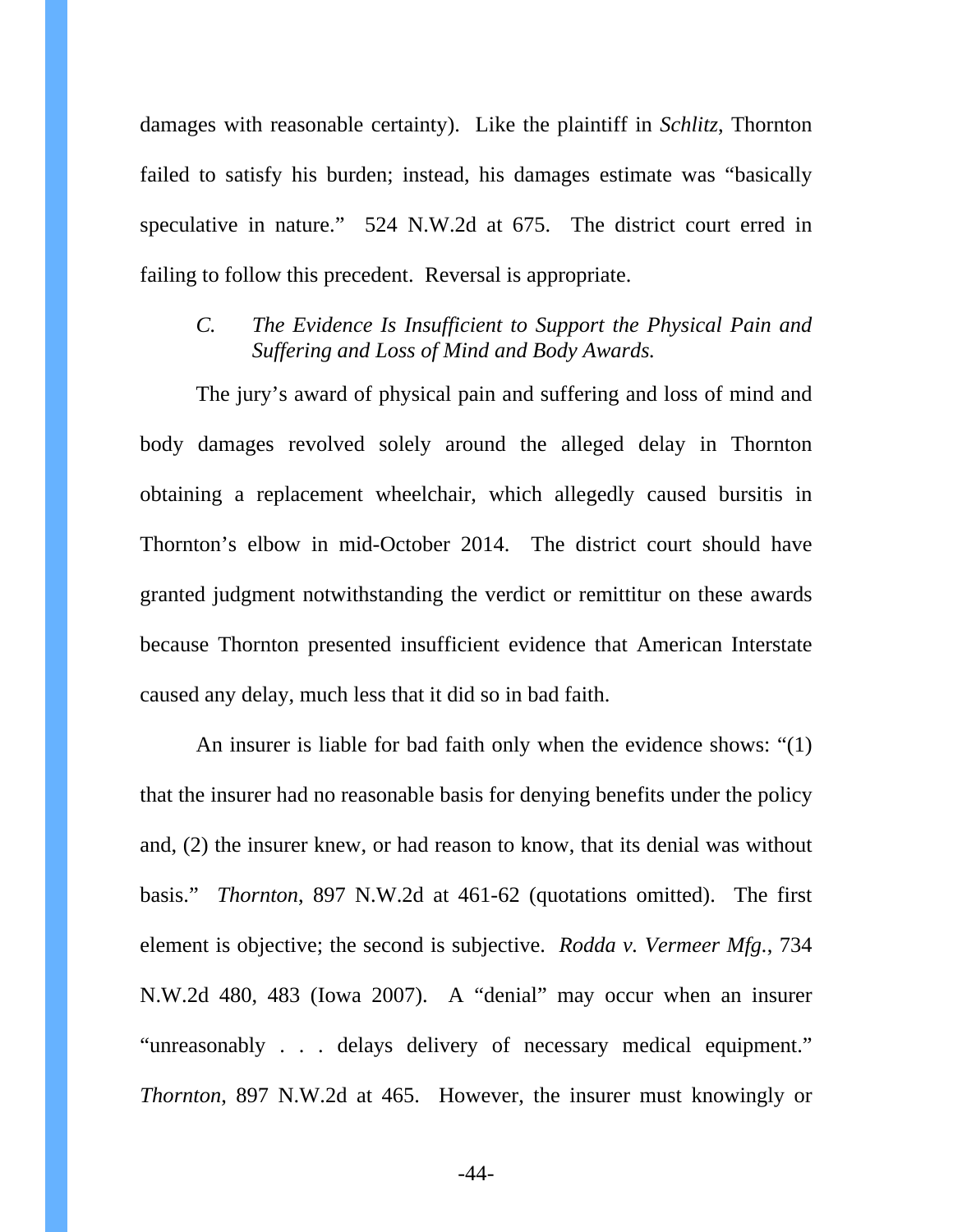damages with reasonable certainty). Like the plaintiff in *Schlitz*, Thornton failed to satisfy his burden; instead, his damages estimate was "basically speculative in nature." 524 N.W.2d at 675. The district court erred in failing to follow this precedent. Reversal is appropriate.

### *C. The Evidence Is Insufficient to Support the Physical Pain and Suffering and Loss of Mind and Body Awards.*

The jury's award of physical pain and suffering and loss of mind and body damages revolved solely around the alleged delay in Thornton obtaining a replacement wheelchair, which allegedly caused bursitis in Thornton's elbow in mid-October 2014. The district court should have granted judgment notwithstanding the verdict or remittitur on these awards because Thornton presented insufficient evidence that American Interstate caused any delay, much less that it did so in bad faith.

An insurer is liable for bad faith only when the evidence shows: "(1) that the insurer had no reasonable basis for denying benefits under the policy and, (2) the insurer knew, or had reason to know, that its denial was without basis." *Thornton*, 897 N.W.2d at 461-62 (quotations omitted). The first element is objective; the second is subjective. *Rodda v. Vermeer Mfg.*, 734 N.W.2d 480, 483 (Iowa 2007). A "denial" may occur when an insurer "unreasonably . . . delays delivery of necessary medical equipment." *Thornton*, 897 N.W.2d at 465. However, the insurer must knowingly or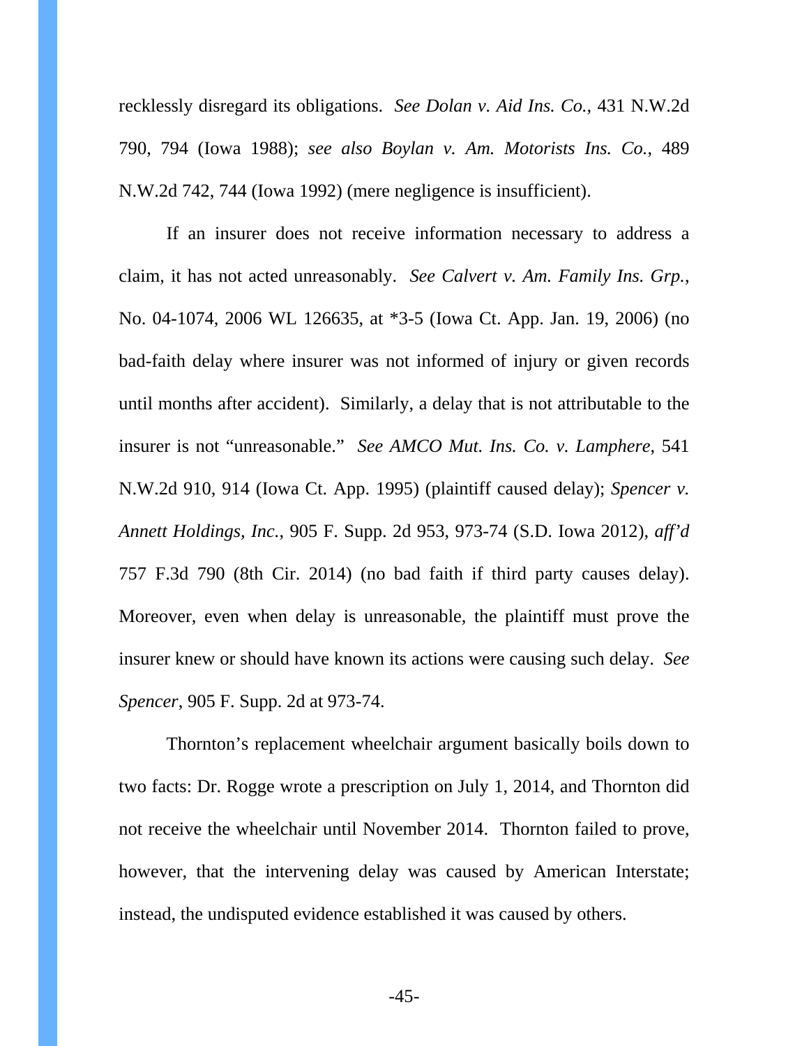recklessly disregard its obligations. *See Dolan v. Aid Ins. Co.*, 431 N.W.2d 790, 794 (Iowa 1988); *see also Boylan v. Am. Motorists Ins. Co.*, 489 N.W.2d 742, 744 (Iowa 1992) (mere negligence is insufficient).

If an insurer does not receive information necessary to address a claim, it has not acted unreasonably. *See Calvert v. Am. Family Ins. Grp.*, No. 04-1074, 2006 WL 126635, at *3-5 (Iowa Ct. App. Jan. 19, 2006) (no bad-faith delay where insurer was not informed of injury or given records until months after accident). Similarly, a delay that is not attributable to the insurer is not "unreasonable." *See AMCO Mut. Ins. Co. v. Lamphere*, 541 N.W.2d 910, 914 (Iowa Ct. App. 1995) (plaintiff caused delay); *Spencer v. Annett Holdings, Inc.*, 905 F. Supp. 2d 953, 973-74 (S.D. Iowa 2012), *aff'd* 757 F.3d 790 (8th Cir. 2014) (no bad faith if third party causes delay). Moreover, even when delay is unreasonable, the plaintiff must prove the insurer knew or should have known its actions were causing such delay. *See Spencer*, 905 F. Supp. 2d at 973-74.

Thornton's replacement wheelchair argument basically boils down to two facts: Dr. Rogge wrote a prescription on July 1, 2014, and Thornton did not receive the wheelchair until November 2014. Thornton failed to prove, however, that the intervening delay was caused by American Interstate; instead, the undisputed evidence established it was caused by others.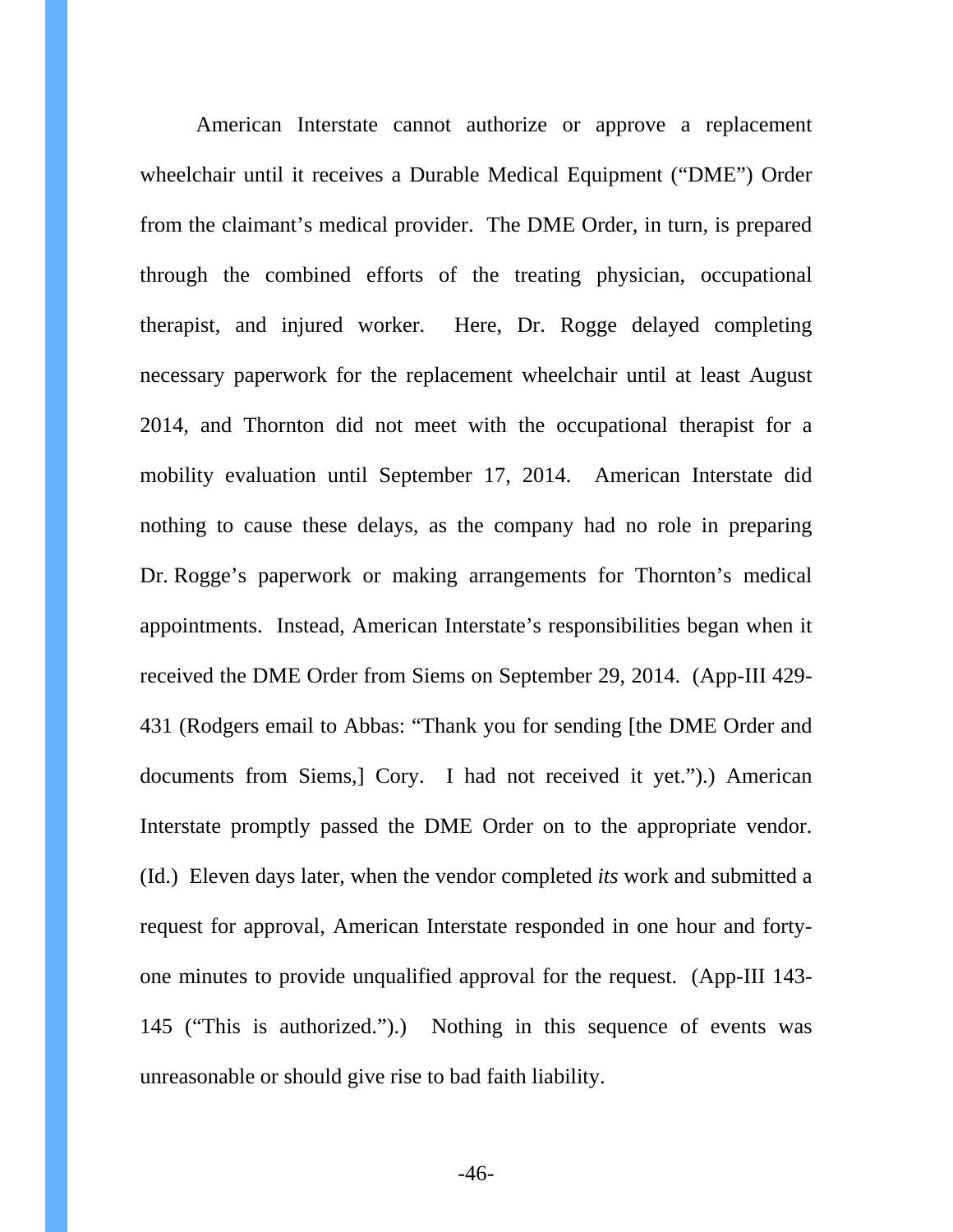American Interstate cannot authorize or approve a replacement wheelchair until it receives a Durable Medical Equipment ("DME") Order from the claimant's medical provider. The DME Order, in turn, is prepared through the combined efforts of the treating physician, occupational therapist, and injured worker. Here, Dr. Rogge delayed completing necessary paperwork for the replacement wheelchair until at least August 2014, and Thornton did not meet with the occupational therapist for a mobility evaluation until September 17, 2014. American Interstate did nothing to cause these delays, as the company had no role in preparing Dr. Rogge's paperwork or making arrangements for Thornton's medical appointments. Instead, American Interstate's responsibilities began when it received the DME Order from Siems on September 29, 2014. (App-III 429-431 (Rodgers email to Abbas: "Thank you for sending [the DME Order and documents from Siems,] Cory. I had not received it yet.").) American Interstate promptly passed the DME Order on to the appropriate vendor. (Id.) Eleven days later, when the vendor completed *its* work and submitted a request for approval, American Interstate responded in one hour and forty-one minutes to provide unqualified approval for the request. (App-III 143-145 ("This is authorized.").) Nothing in this sequence of events was unreasonable or should give rise to bad faith liability.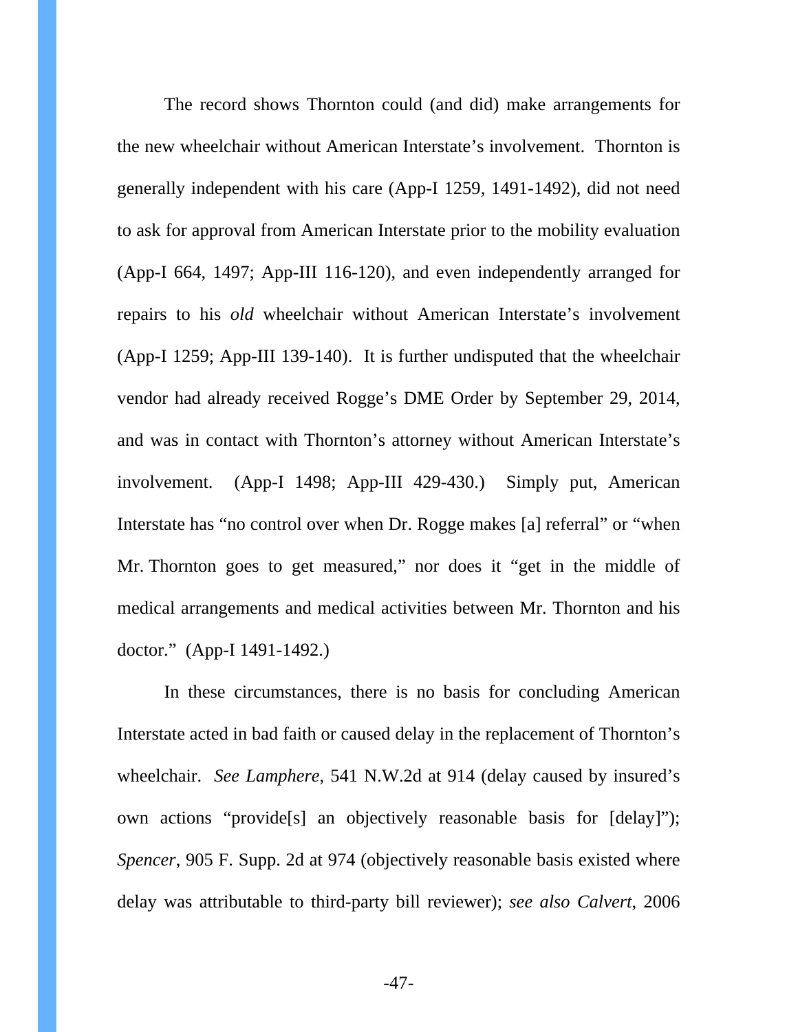The record shows Thornton could (and did) make arrangements for the new wheelchair without American Interstate's involvement. Thornton is generally independent with his care (App-I 1259, 1491-1492), did not need to ask for approval from American Interstate prior to the mobility evaluation (App-I 664, 1497; App-III 116-120), and even independently arranged for repairs to his *old* wheelchair without American Interstate's involvement (App-I 1259; App-III 139-140). It is further undisputed that the wheelchair vendor had already received Rogge's DME Order by September 29, 2014, and was in contact with Thornton's attorney without American Interstate's involvement. (App-I 1498; App-III 429-430.) Simply put, American Interstate has "no control over when Dr. Rogge makes [a] referral" or "when Mr. Thornton goes to get measured," nor does it "get in the middle of medical arrangements and medical activities between Mr. Thornton and his doctor." (App-I 1491-1492.)

In these circumstances, there is no basis for concluding American Interstate acted in bad faith or caused delay in the replacement of Thornton's wheelchair. *See Lamphere*, 541 N.W.2d at 914 (delay caused by insured's own actions "provide[s] an objectively reasonable basis for [delay]"); *Spencer*, 905 F. Supp. 2d at 974 (objectively reasonable basis existed where delay was attributable to third-party bill reviewer); *see also Calvert*, 2006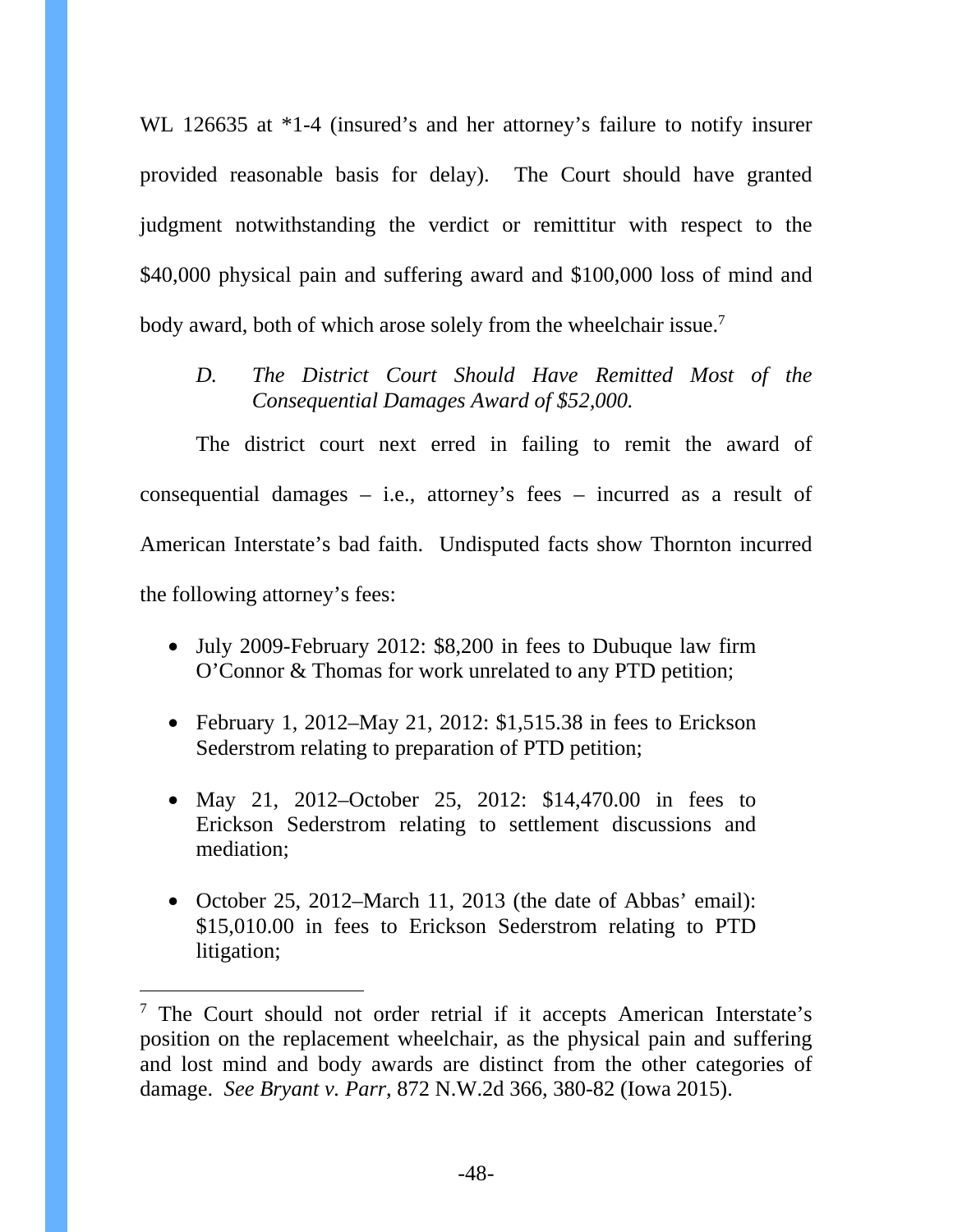WL 126635 at *1-4 (insured's and her attorney's failure to notify insurer provided reasonable basis for delay). The Court should have granted judgment notwithstanding the verdict or remittitur with respect to the $40,000 physical pain and suffering award and $100,000 loss of mind and body award, both of which arose solely from the wheelchair issue.[7]

### *D. The District Court Should Have Remitted Most of the Consequential Damages Award of $52,000.*

The district court next erred in failing to remit the award of consequential damages – i.e., attorney's fees – incurred as a result of American Interstate's bad faith. Undisputed facts show Thornton incurred the following attorney's fees:

- July 2009-February 2012: $8,200 in fees to Dubuque law firm O'Connor & Thomas for work unrelated to any PTD petition;
- February 1, 2012–May 21, 2012: $1,515.38 in fees to Erickson Sederstrom relating to preparation of PTD petition;
- May 21, 2012–October 25, 2012: $14,470.00 in fees to Erickson Sederstrom relating to settlement discussions and mediation;
- October 25, 2012–March 11, 2013 (the date of Abbas' email): $15,010.00 in fees to Erickson Sederstrom relating to PTD litigation;

---

[7] The Court should not order retrial if it accepts American Interstate's position on the replacement wheelchair, as the physical pain and suffering and lost mind and body awards are distinct from the other categories of damage. *See Bryant v. Parr,* 872 N.W.2d 366, 380-82 (Iowa 2015).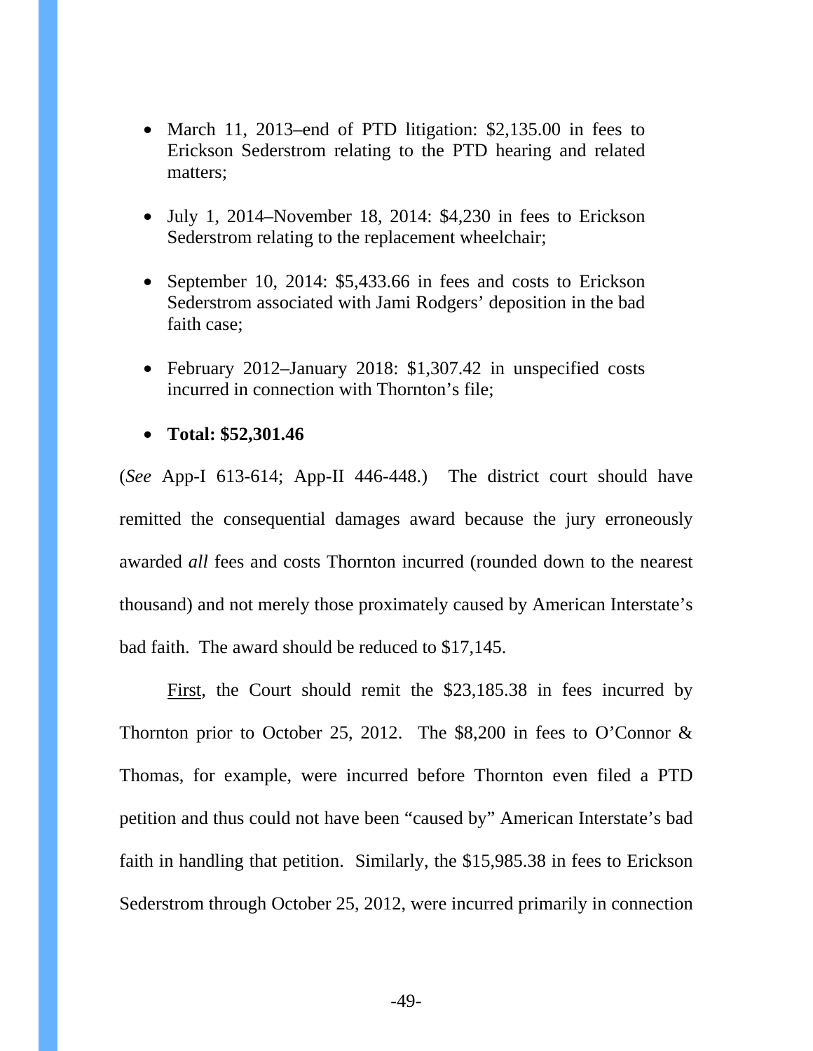- March 11, 2013–end of PTD litigation: $2,135.00 in fees to Erickson Sederstrom relating to the PTD hearing and related matters;

- July 1, 2014–November 18, 2014: $4,230 in fees to Erickson Sederstrom relating to the replacement wheelchair;

- September 10, 2014: $5,433.66 in fees and costs to Erickson Sederstrom associated with Jami Rodgers' deposition in the bad faith case;

- February 2012–January 2018: $1,307.42 in unspecified costs incurred in connection with Thornton's file;

- **Total: $52,301.46**

(*See* App-I 613-614; App-II 446-448.) The district court should have remitted the consequential damages award because the jury erroneously awarded *all* fees and costs Thornton incurred (rounded down to the nearest thousand) and not merely those proximately caused by American Interstate's bad faith. The award should be reduced to $17,145.

First, the Court should remit the $23,185.38 in fees incurred by Thornton prior to October 25, 2012. The $8,200 in fees to O'Connor & Thomas, for example, were incurred before Thornton even filed a PTD petition and thus could not have been "caused by" American Interstate's bad faith in handling that petition. Similarly, the $15,985.38 in fees to Erickson Sederstrom through October 25, 2012, were incurred primarily in connection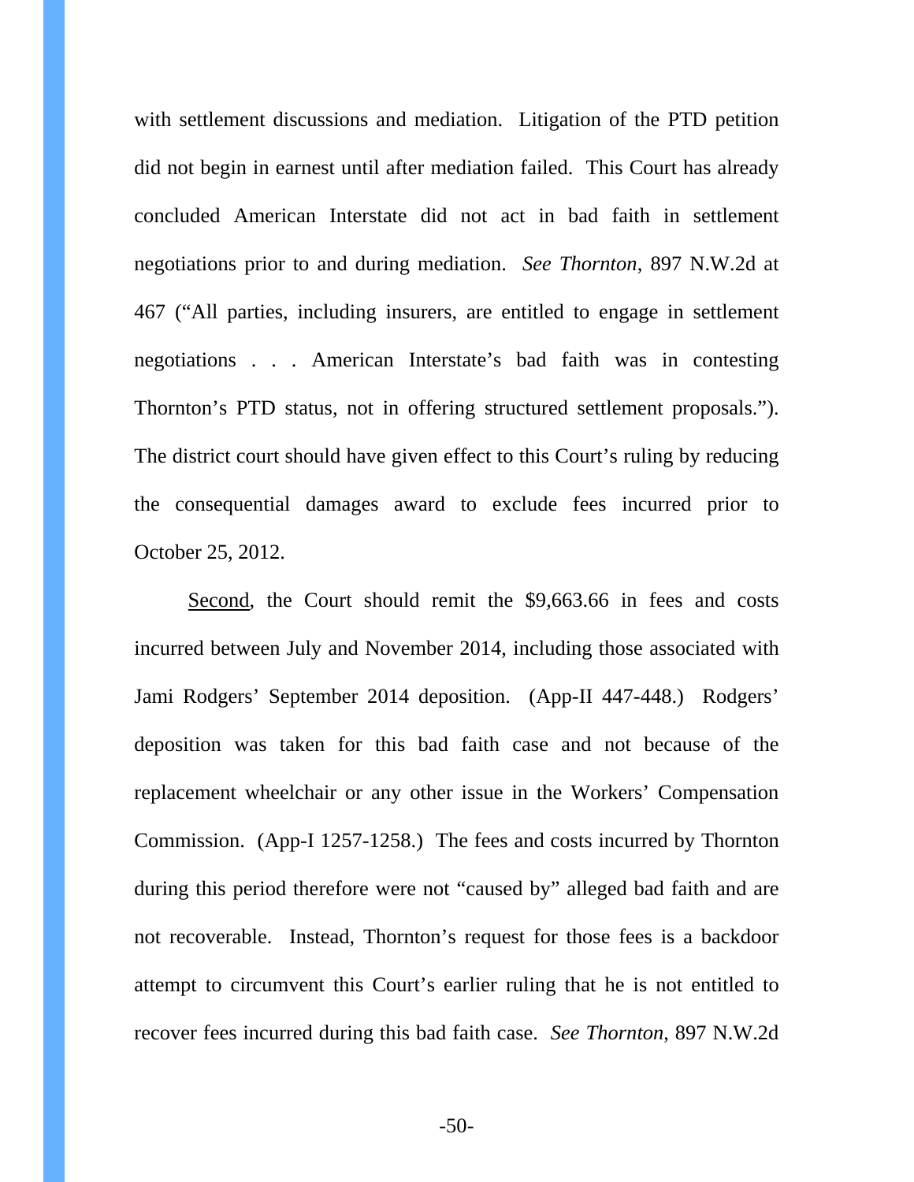with settlement discussions and mediation. Litigation of the PTD petition did not begin in earnest until after mediation failed. This Court has already concluded American Interstate did not act in bad faith in settlement negotiations prior to and during mediation. *See Thornton*, 897 N.W.2d at 467 ("All parties, including insurers, are entitled to engage in settlement negotiations . . . American Interstate's bad faith was in contesting Thornton's PTD status, not in offering structured settlement proposals."). The district court should have given effect to this Court's ruling by reducing the consequential damages award to exclude fees incurred prior to October 25, 2012.

<u>Second</u>, the Court should remit the $9,663.66 in fees and costs incurred between July and November 2014, including those associated with Jami Rodgers' September 2014 deposition. (App-II 447-448.) Rodgers' deposition was taken for this bad faith case and not because of the replacement wheelchair or any other issue in the Workers' Compensation Commission. (App-I 1257-1258.) The fees and costs incurred by Thornton during this period therefore were not "caused by" alleged bad faith and are not recoverable. Instead, Thornton's request for those fees is a backdoor attempt to circumvent this Court's earlier ruling that he is not entitled to recover fees incurred during this bad faith case. *See Thornton*, 897 N.W.2d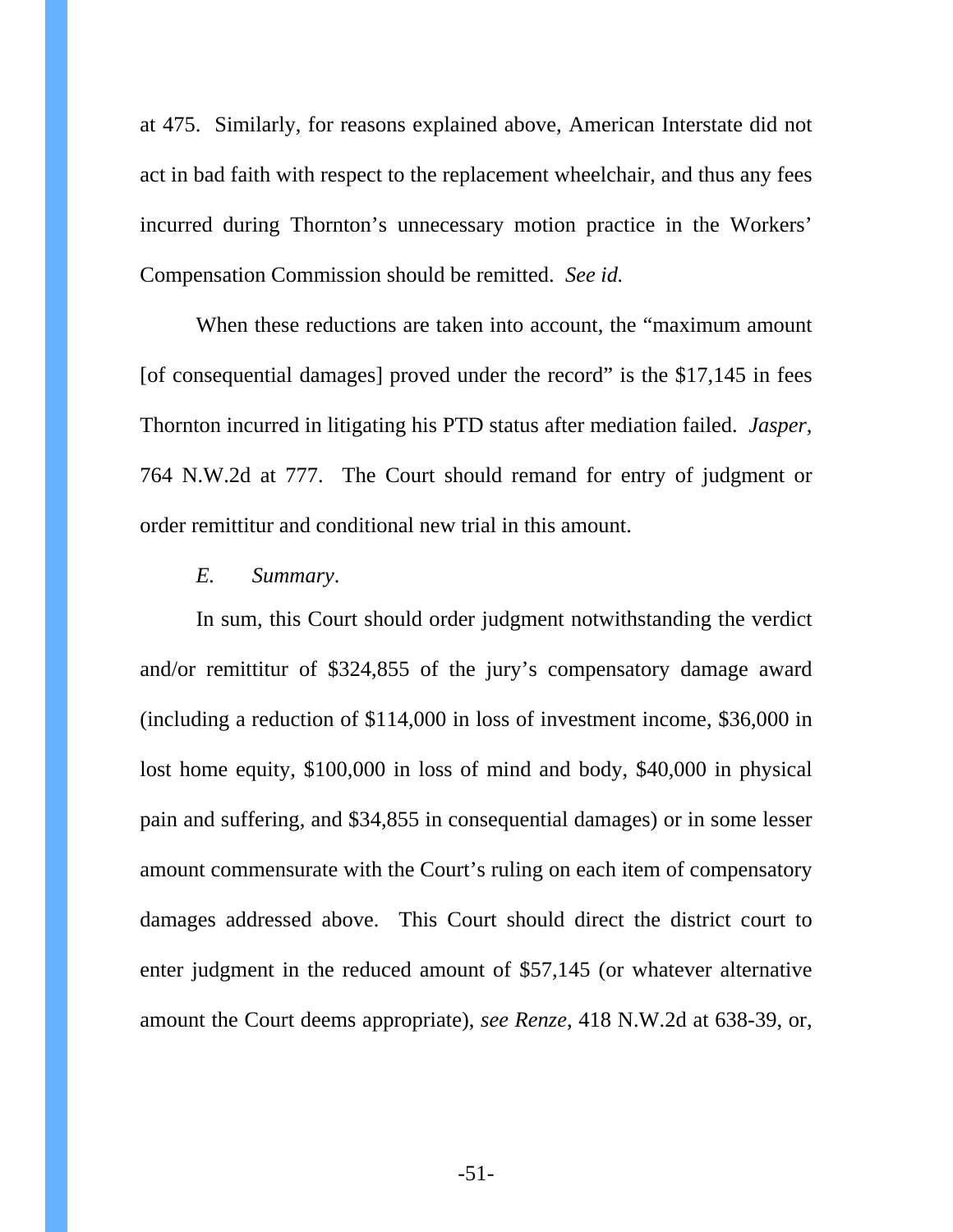at 475. Similarly, for reasons explained above, American Interstate did not act in bad faith with respect to the replacement wheelchair, and thus any fees incurred during Thornton's unnecessary motion practice in the Workers' Compensation Commission should be remitted. *See id.*

When these reductions are taken into account, the "maximum amount [of consequential damages] proved under the record" is the $17,145 in fees Thornton incurred in litigating his PTD status after mediation failed. *Jasper*, 764 N.W.2d at 777. The Court should remand for entry of judgment or order remittitur and conditional new trial in this amount.

*E. Summary*.

In sum, this Court should order judgment notwithstanding the verdict and/or remittitur of $324,855 of the jury's compensatory damage award (including a reduction of $114,000 in loss of investment income, $36,000 in lost home equity, $100,000 in loss of mind and body, $40,000 in physical pain and suffering, and $34,855 in consequential damages) or in some lesser amount commensurate with the Court's ruling on each item of compensatory damages addressed above. This Court should direct the district court to enter judgment in the reduced amount of $57,145 (or whatever alternative amount the Court deems appropriate), *see Renze*, 418 N.W.2d at 638-39, or,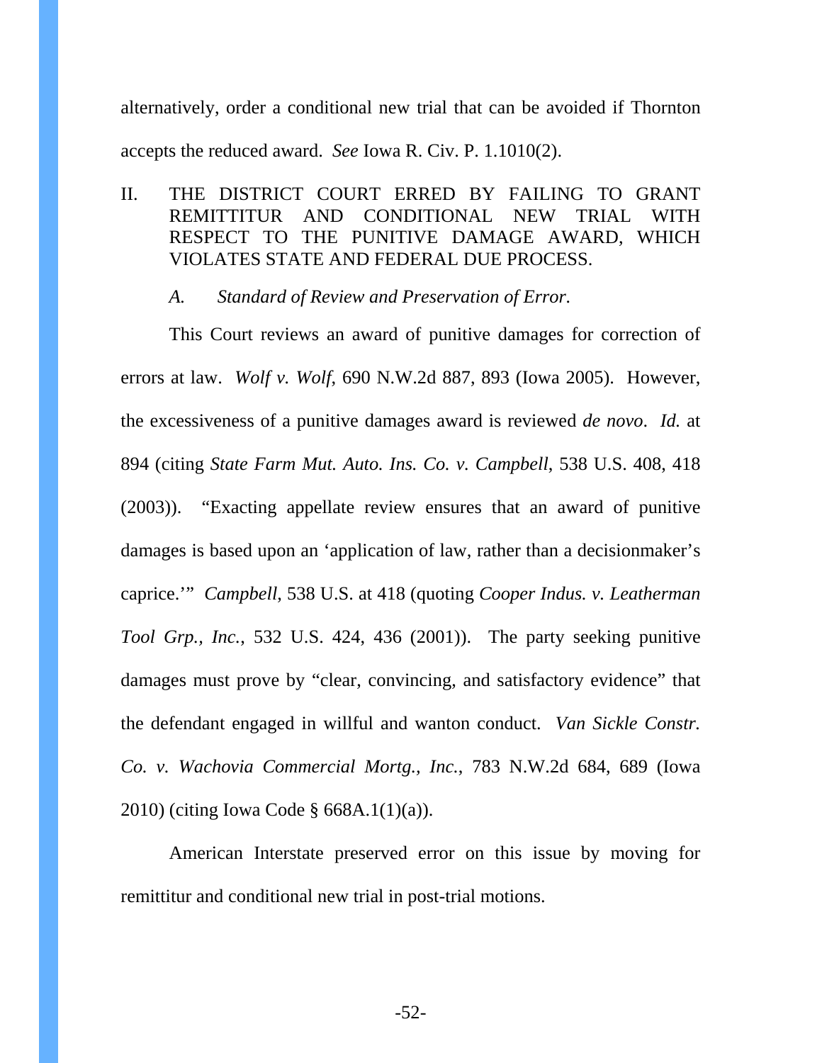alternatively, order a conditional new trial that can be avoided if Thornton accepts the reduced award. *See* Iowa R. Civ. P. 1.1010(2).

## II. THE DISTRICT COURT ERRED BY FAILING TO GRANT REMITTITUR AND CONDITIONAL NEW TRIAL WITH RESPECT TO THE PUNITIVE DAMAGE AWARD, WHICH VIOLATES STATE AND FEDERAL DUE PROCESS.

### *A. Standard of Review and Preservation of Error.*

This Court reviews an award of punitive damages for correction of errors at law. *Wolf v. Wolf*, 690 N.W.2d 887, 893 (Iowa 2005). However, the excessiveness of a punitive damages award is reviewed *de novo*. *Id.* at 894 (citing *State Farm Mut. Auto. Ins. Co. v. Campbell*, 538 U.S. 408, 418 (2003)). "Exacting appellate review ensures that an award of punitive damages is based upon an 'application of law, rather than a decisionmaker's caprice.'" *Campbell*, 538 U.S. at 418 (quoting *Cooper Indus. v. Leatherman Tool Grp., Inc.*, 532 U.S. 424, 436 (2001)). The party seeking punitive damages must prove by "clear, convincing, and satisfactory evidence" that the defendant engaged in willful and wanton conduct. *Van Sickle Constr. Co. v. Wachovia Commercial Mortg., Inc.*, 783 N.W.2d 684, 689 (Iowa 2010) (citing Iowa Code § 668A.1(1)(a)).

American Interstate preserved error on this issue by moving for remittitur and conditional new trial in post-trial motions.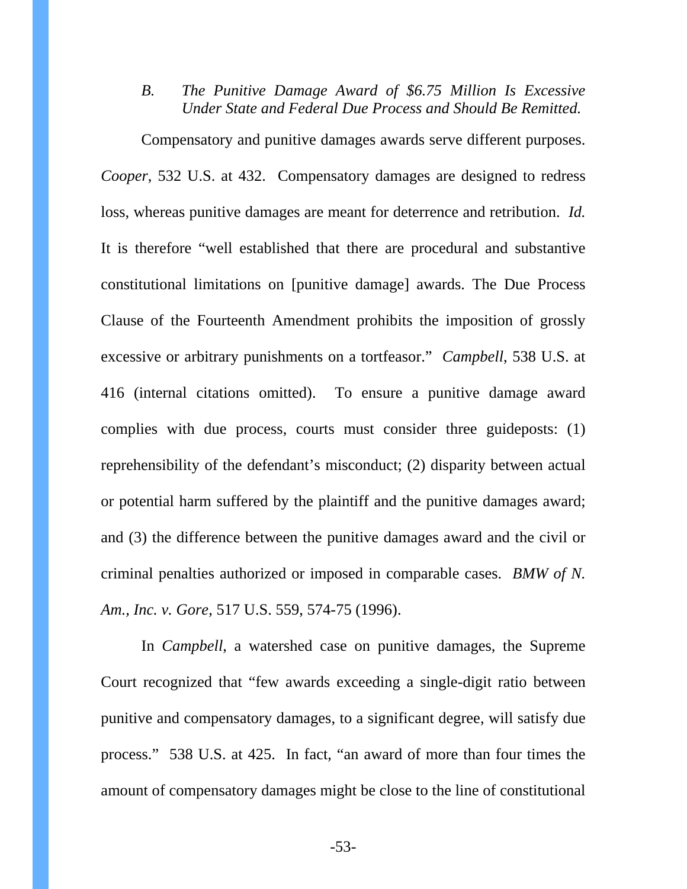### *B. The Punitive Damage Award of $6.75 Million Is Excessive Under State and Federal Due Process and Should Be Remitted.*

Compensatory and punitive damages awards serve different purposes. *Cooper*, 532 U.S. at 432. Compensatory damages are designed to redress loss, whereas punitive damages are meant for deterrence and retribution. *Id.* It is therefore "well established that there are procedural and substantive constitutional limitations on [punitive damage] awards. The Due Process Clause of the Fourteenth Amendment prohibits the imposition of grossly excessive or arbitrary punishments on a tortfeasor." *Campbell*, 538 U.S. at 416 (internal citations omitted). To ensure a punitive damage award complies with due process, courts must consider three guideposts: (1) reprehensibility of the defendant's misconduct; (2) disparity between actual or potential harm suffered by the plaintiff and the punitive damages award; and (3) the difference between the punitive damages award and the civil or criminal penalties authorized or imposed in comparable cases. *BMW of N. Am., Inc. v. Gore*, 517 U.S. 559, 574-75 (1996).

In *Campbell*, a watershed case on punitive damages, the Supreme Court recognized that "few awards exceeding a single-digit ratio between punitive and compensatory damages, to a significant degree, will satisfy due process." 538 U.S. at 425. In fact, "an award of more than four times the amount of compensatory damages might be close to the line of constitutional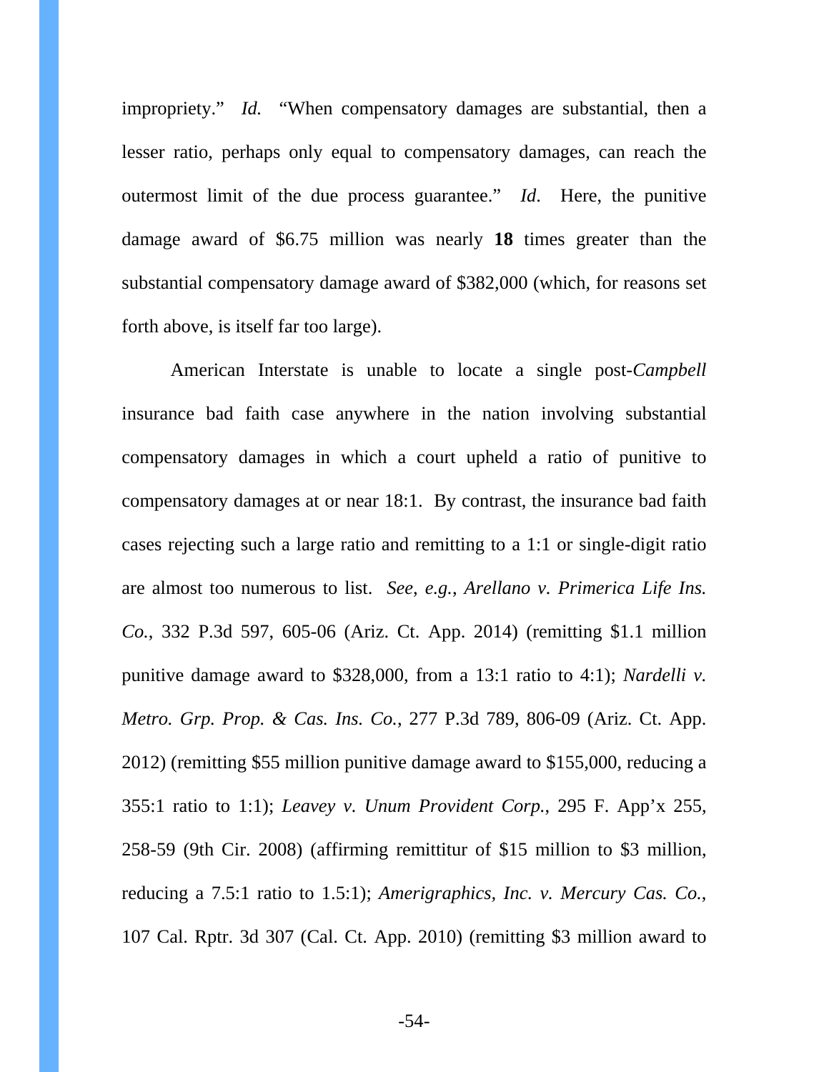impropriety." *Id.* "When compensatory damages are substantial, then a lesser ratio, perhaps only equal to compensatory damages, can reach the outermost limit of the due process guarantee." *Id*. Here, the punitive damage award of $6.75 million was nearly **18** times greater than the substantial compensatory damage award of $382,000 (which, for reasons set forth above, is itself far too large).

American Interstate is unable to locate a single post-*Campbell* insurance bad faith case anywhere in the nation involving substantial compensatory damages in which a court upheld a ratio of punitive to compensatory damages at or near 18:1. By contrast, the insurance bad faith cases rejecting such a large ratio and remitting to a 1:1 or single-digit ratio are almost too numerous to list. *See, e.g.*, *Arellano v. Primerica Life Ins. Co.*, 332 P.3d 597, 605-06 (Ariz. Ct. App. 2014) (remitting $1.1 million punitive damage award to $328,000, from a 13:1 ratio to 4:1); *Nardelli v. Metro. Grp. Prop. & Cas. Ins. Co.*, 277 P.3d 789, 806-09 (Ariz. Ct. App. 2012) (remitting $55 million punitive damage award to $155,000, reducing a 355:1 ratio to 1:1); *Leavey v. Unum Provident Corp.*, 295 F. App'x 255, 258-59 (9th Cir. 2008) (affirming remittitur of $15 million to $3 million, reducing a 7.5:1 ratio to 1.5:1); *Amerigraphics, Inc. v. Mercury Cas. Co.*, 107 Cal. Rptr. 3d 307 (Cal. Ct. App. 2010) (remitting $3 million award to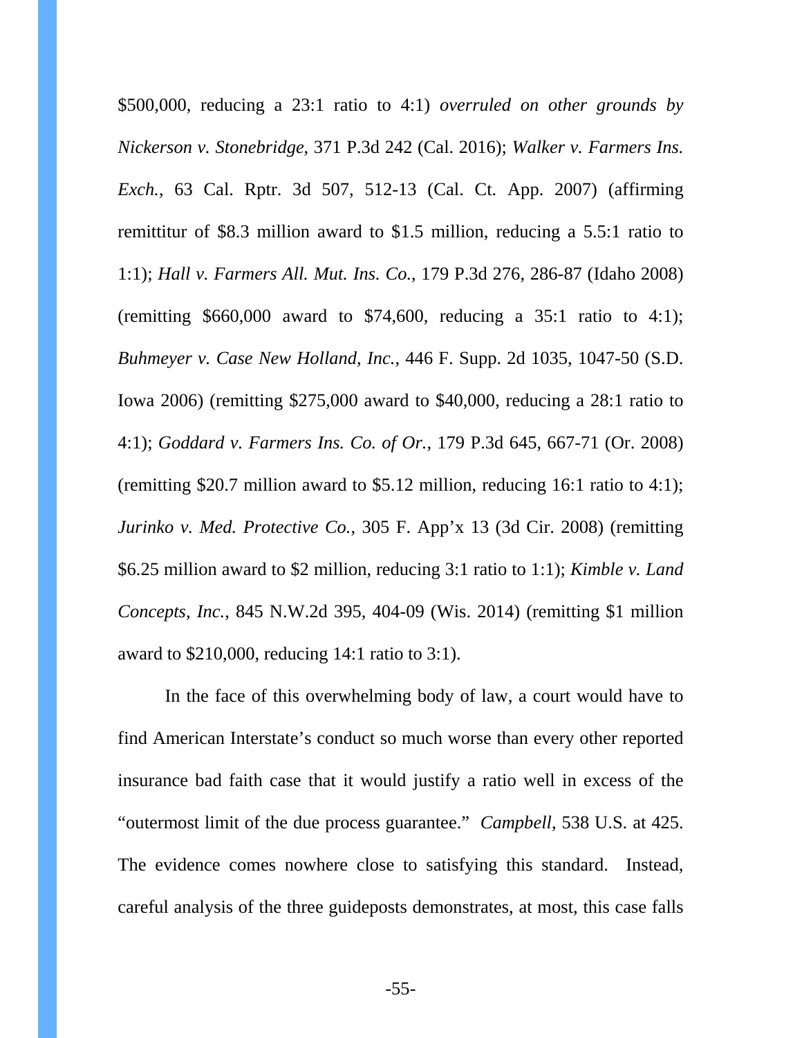$500,000, reducing a 23:1 ratio to 4:1) *overruled on other grounds by Nickerson v. Stonebridge*, 371 P.3d 242 (Cal. 2016); *Walker v. Farmers Ins. Exch.*, 63 Cal. Rptr. 3d 507, 512-13 (Cal. Ct. App. 2007) (affirming remittitur of $8.3 million award to $1.5 million, reducing a 5.5:1 ratio to 1:1); *Hall v. Farmers All. Mut. Ins. Co.*, 179 P.3d 276, 286-87 (Idaho 2008) (remitting $660,000 award to $74,600, reducing a 35:1 ratio to 4:1); *Buhmeyer v. Case New Holland, Inc.*, 446 F. Supp. 2d 1035, 1047-50 (S.D. Iowa 2006) (remitting $275,000 award to $40,000, reducing a 28:1 ratio to 4:1); *Goddard v. Farmers Ins. Co. of Or.*, 179 P.3d 645, 667-71 (Or. 2008) (remitting $20.7 million award to $5.12 million, reducing 16:1 ratio to 4:1); *Jurinko v. Med. Protective Co.*, 305 F. App'x 13 (3d Cir. 2008) (remitting $6.25 million award to $2 million, reducing 3:1 ratio to 1:1); *Kimble v. Land Concepts, Inc.*, 845 N.W.2d 395, 404-09 (Wis. 2014) (remitting $1 million award to $210,000, reducing 14:1 ratio to 3:1).

In the face of this overwhelming body of law, a court would have to find American Interstate's conduct so much worse than every other reported insurance bad faith case that it would justify a ratio well in excess of the "outermost limit of the due process guarantee." *Campbell*, 538 U.S. at 425. The evidence comes nowhere close to satisfying this standard. Instead, careful analysis of the three guideposts demonstrates, at most, this case falls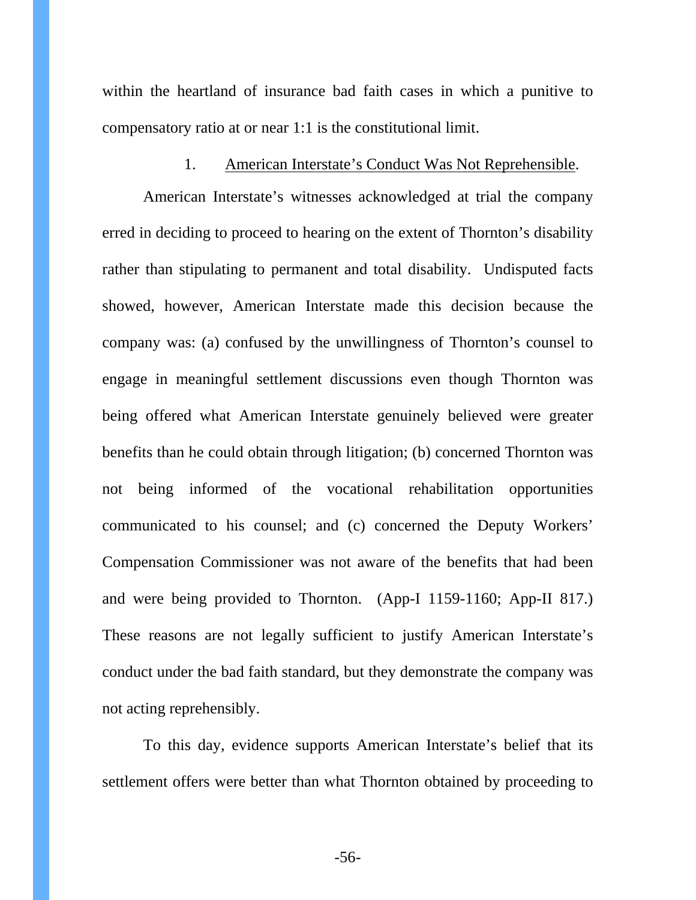within the heartland of insurance bad faith cases in which a punitive to compensatory ratio at or near 1:1 is the constitutional limit.

1. American Interstate's Conduct Was Not Reprehensible.

American Interstate's witnesses acknowledged at trial the company erred in deciding to proceed to hearing on the extent of Thornton's disability rather than stipulating to permanent and total disability. Undisputed facts showed, however, American Interstate made this decision because the company was: (a) confused by the unwillingness of Thornton's counsel to engage in meaningful settlement discussions even though Thornton was being offered what American Interstate genuinely believed were greater benefits than he could obtain through litigation; (b) concerned Thornton was not being informed of the vocational rehabilitation opportunities communicated to his counsel; and (c) concerned the Deputy Workers' Compensation Commissioner was not aware of the benefits that had been and were being provided to Thornton. (App-I 1159-1160; App-II 817.) These reasons are not legally sufficient to justify American Interstate's conduct under the bad faith standard, but they demonstrate the company was not acting reprehensibly.

To this day, evidence supports American Interstate's belief that its settlement offers were better than what Thornton obtained by proceeding to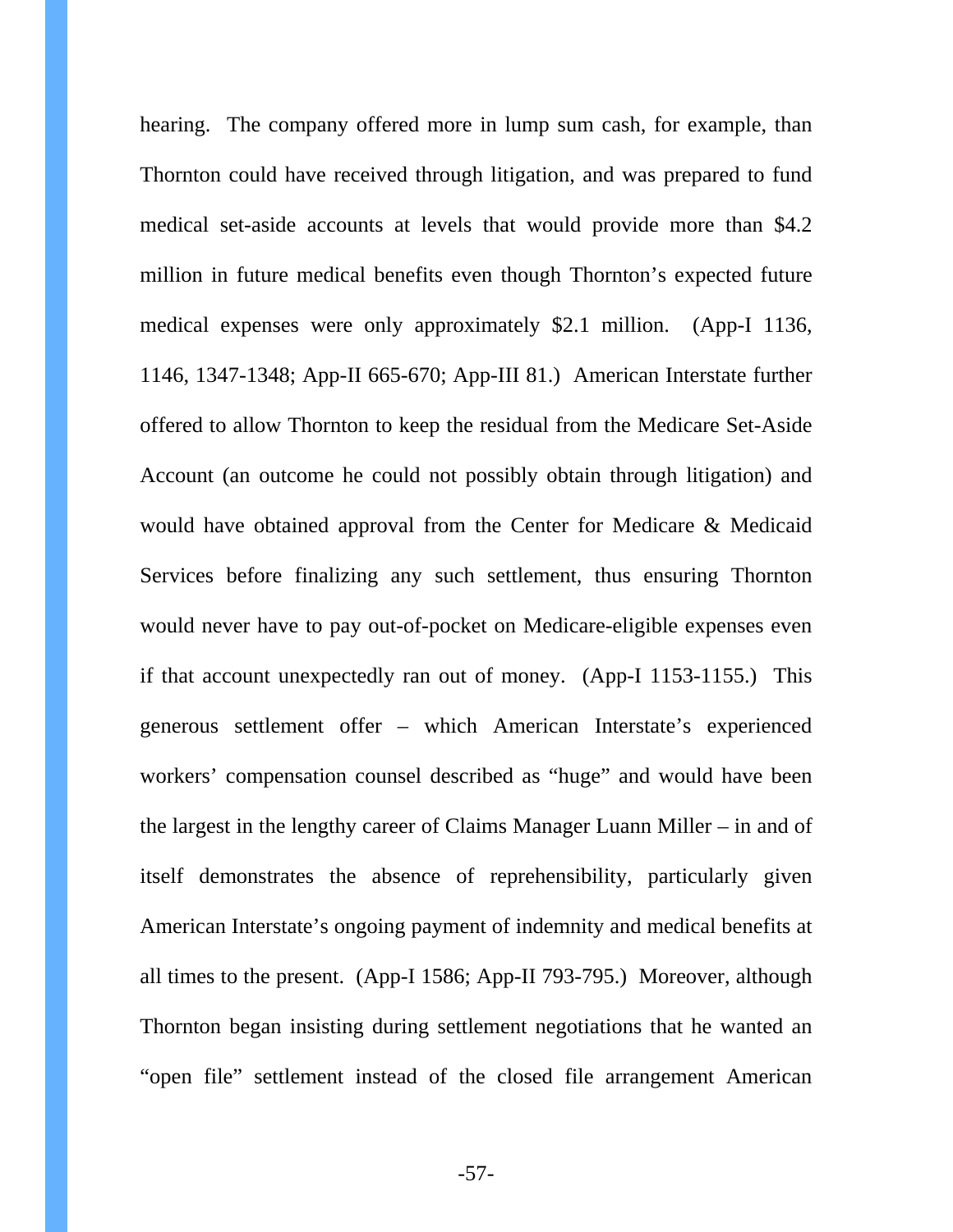hearing. The company offered more in lump sum cash, for example, than Thornton could have received through litigation, and was prepared to fund medical set-aside accounts at levels that would provide more than $4.2 million in future medical benefits even though Thornton's expected future medical expenses were only approximately $2.1 million. (App-I 1136, 1146, 1347-1348; App-II 665-670; App-III 81.) American Interstate further offered to allow Thornton to keep the residual from the Medicare Set-Aside Account (an outcome he could not possibly obtain through litigation) and would have obtained approval from the Center for Medicare & Medicaid Services before finalizing any such settlement, thus ensuring Thornton would never have to pay out-of-pocket on Medicare-eligible expenses even if that account unexpectedly ran out of money. (App-I 1153-1155.) This generous settlement offer – which American Interstate's experienced workers' compensation counsel described as "huge" and would have been the largest in the lengthy career of Claims Manager Luann Miller – in and of itself demonstrates the absence of reprehensibility, particularly given American Interstate's ongoing payment of indemnity and medical benefits at all times to the present. (App-I 1586; App-II 793-795.) Moreover, although Thornton began insisting during settlement negotiations that he wanted an "open file" settlement instead of the closed file arrangement American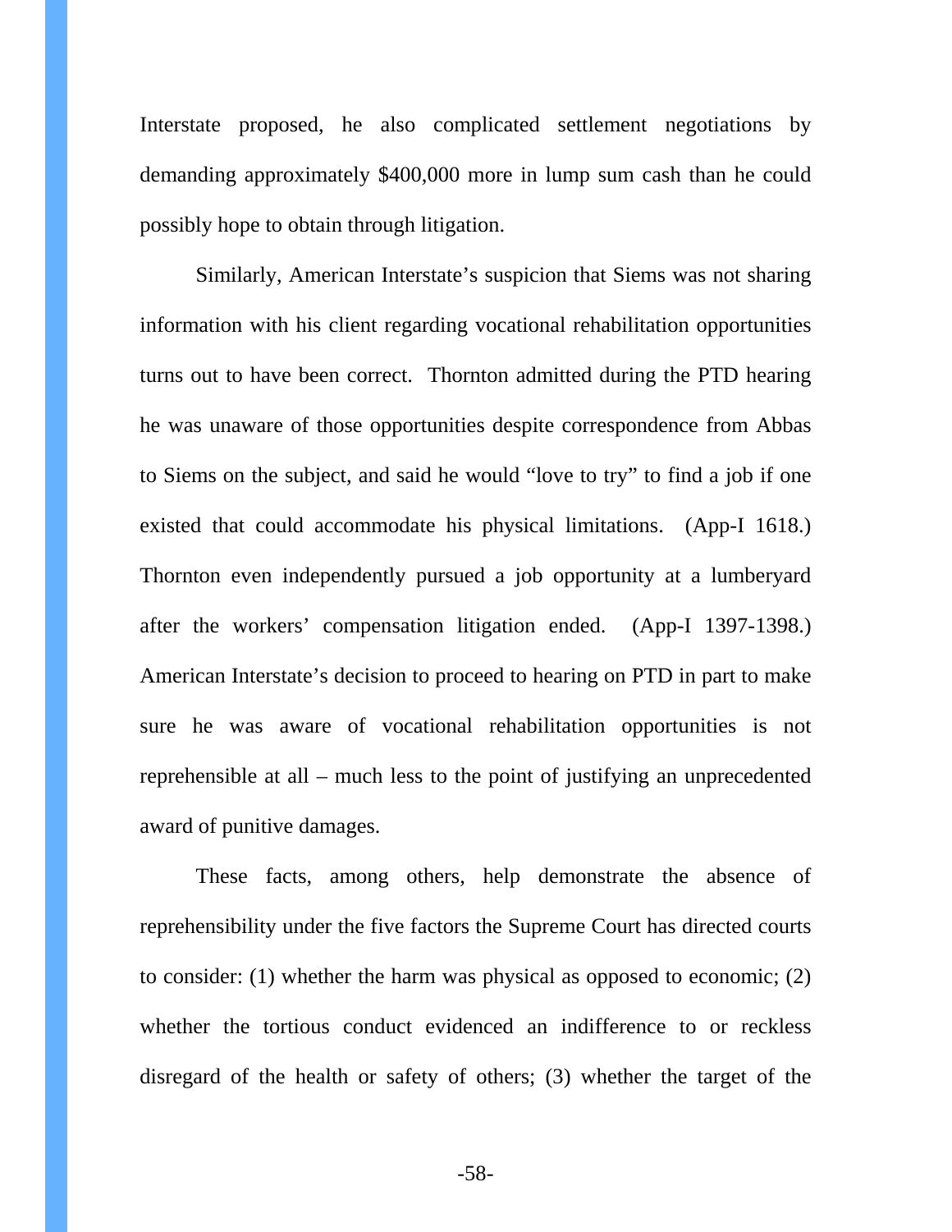Interstate proposed, he also complicated settlement negotiations by demanding approximately $400,000 more in lump sum cash than he could possibly hope to obtain through litigation.

Similarly, American Interstate's suspicion that Siems was not sharing information with his client regarding vocational rehabilitation opportunities turns out to have been correct. Thornton admitted during the PTD hearing he was unaware of those opportunities despite correspondence from Abbas to Siems on the subject, and said he would "love to try" to find a job if one existed that could accommodate his physical limitations. (App-I 1618.) Thornton even independently pursued a job opportunity at a lumberyard after the workers' compensation litigation ended. (App-I 1397-1398.) American Interstate's decision to proceed to hearing on PTD in part to make sure he was aware of vocational rehabilitation opportunities is not reprehensible at all – much less to the point of justifying an unprecedented award of punitive damages.

These facts, among others, help demonstrate the absence of reprehensibility under the five factors the Supreme Court has directed courts to consider: (1) whether the harm was physical as opposed to economic; (2) whether the tortious conduct evidenced an indifference to or reckless disregard of the health or safety of others; (3) whether the target of the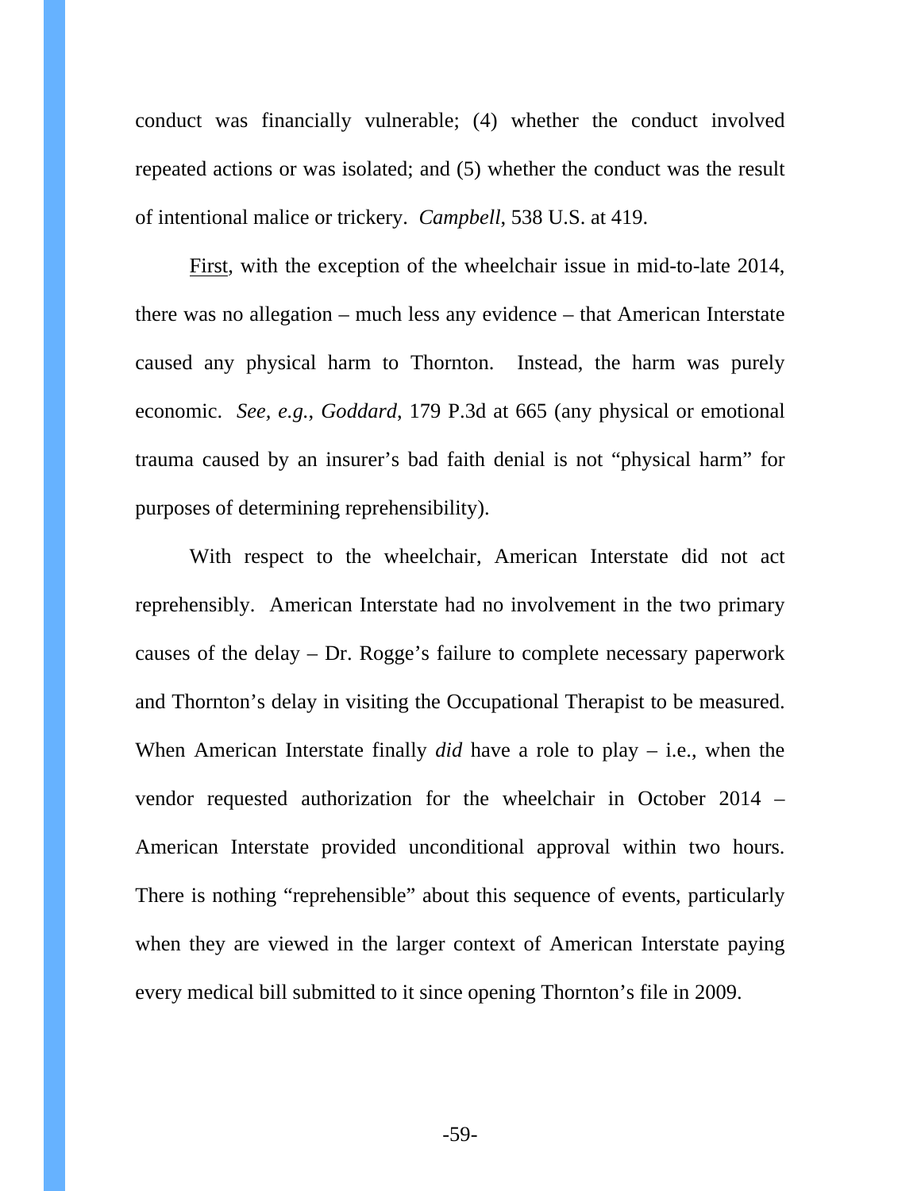conduct was financially vulnerable; (4) whether the conduct involved repeated actions or was isolated; and (5) whether the conduct was the result of intentional malice or trickery. *Campbell*, 538 U.S. at 419.

First, with the exception of the wheelchair issue in mid-to-late 2014, there was no allegation – much less any evidence – that American Interstate caused any physical harm to Thornton. Instead, the harm was purely economic. *See, e.g.*, *Goddard*, 179 P.3d at 665 (any physical or emotional trauma caused by an insurer's bad faith denial is not "physical harm" for purposes of determining reprehensibility).

With respect to the wheelchair, American Interstate did not act reprehensibly. American Interstate had no involvement in the two primary causes of the delay – Dr. Rogge's failure to complete necessary paperwork and Thornton's delay in visiting the Occupational Therapist to be measured. When American Interstate finally *did* have a role to play – i.e., when the vendor requested authorization for the wheelchair in October 2014 – American Interstate provided unconditional approval within two hours. There is nothing "reprehensible" about this sequence of events, particularly when they are viewed in the larger context of American Interstate paying every medical bill submitted to it since opening Thornton's file in 2009.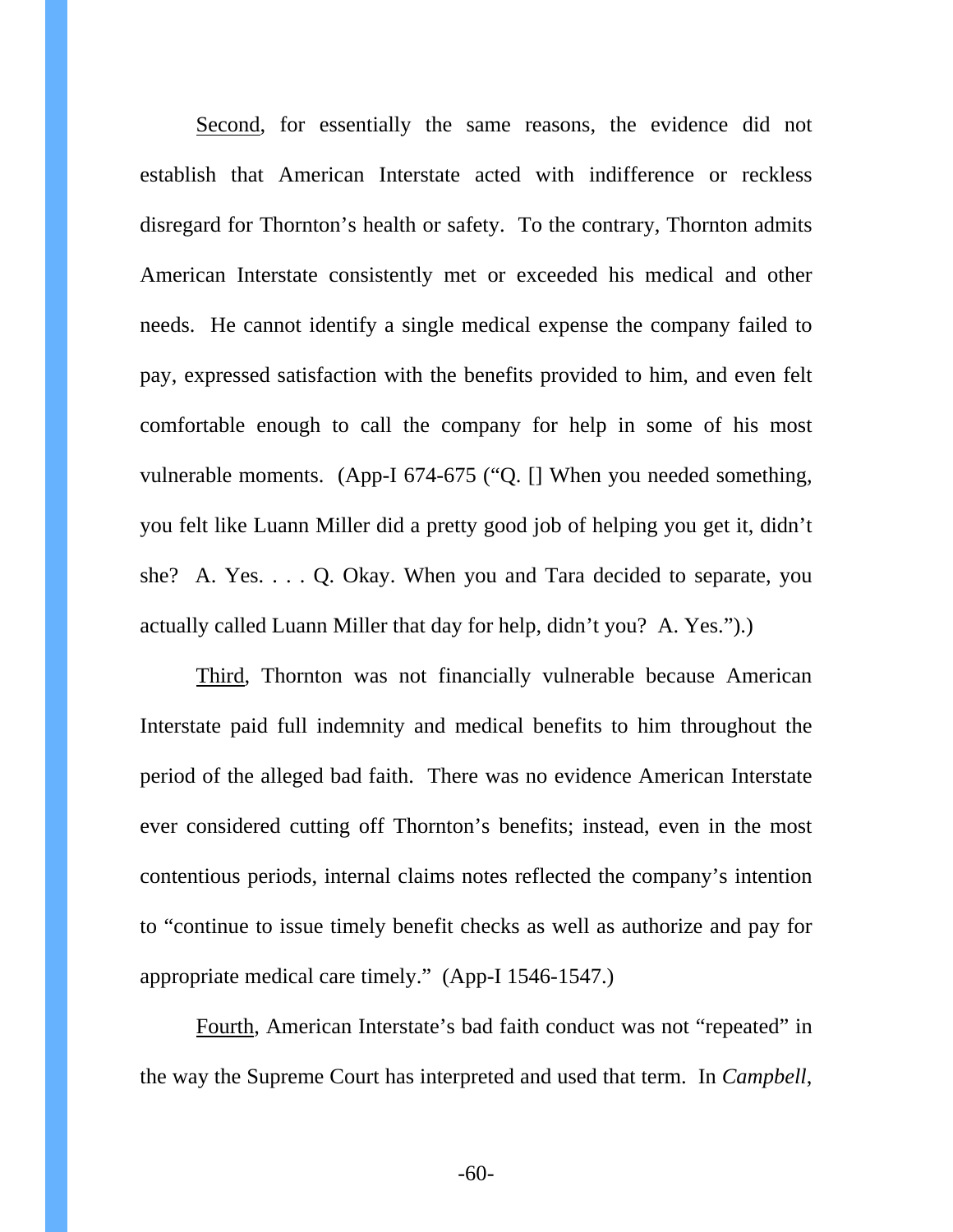Second, for essentially the same reasons, the evidence did not establish that American Interstate acted with indifference or reckless disregard for Thornton's health or safety. To the contrary, Thornton admits American Interstate consistently met or exceeded his medical and other needs. He cannot identify a single medical expense the company failed to pay, expressed satisfaction with the benefits provided to him, and even felt comfortable enough to call the company for help in some of his most vulnerable moments. (App-I 674-675 ("Q. [] When you needed something, you felt like Luann Miller did a pretty good job of helping you get it, didn't she? A. Yes. . . . Q. Okay. When you and Tara decided to separate, you actually called Luann Miller that day for help, didn't you? A. Yes.").)

Third, Thornton was not financially vulnerable because American Interstate paid full indemnity and medical benefits to him throughout the period of the alleged bad faith. There was no evidence American Interstate ever considered cutting off Thornton's benefits; instead, even in the most contentious periods, internal claims notes reflected the company's intention to "continue to issue timely benefit checks as well as authorize and pay for appropriate medical care timely." (App-I 1546-1547.)

Fourth, American Interstate's bad faith conduct was not "repeated" in the way the Supreme Court has interpreted and used that term. In *Campbell*,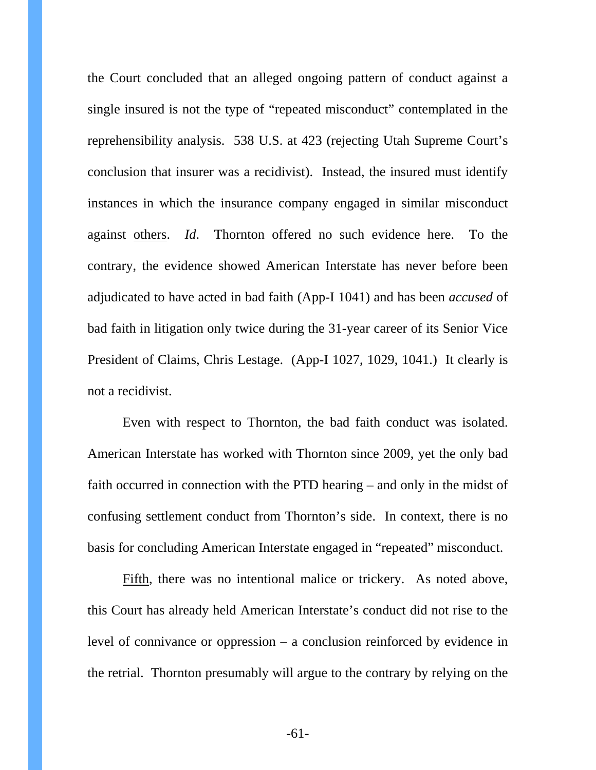the Court concluded that an alleged ongoing pattern of conduct against a single insured is not the type of "repeated misconduct" contemplated in the reprehensibility analysis. 538 U.S. at 423 (rejecting Utah Supreme Court's conclusion that insurer was a recidivist). Instead, the insured must identify instances in which the insurance company engaged in similar misconduct against <u>others</u>. *Id*. Thornton offered no such evidence here. To the contrary, the evidence showed American Interstate has never before been adjudicated to have acted in bad faith (App-I 1041) and has been *accused* of bad faith in litigation only twice during the 31-year career of its Senior Vice President of Claims, Chris Lestage. (App-I 1027, 1029, 1041.) It clearly is not a recidivist.

Even with respect to Thornton, the bad faith conduct was isolated. American Interstate has worked with Thornton since 2009, yet the only bad faith occurred in connection with the PTD hearing – and only in the midst of confusing settlement conduct from Thornton's side. In context, there is no basis for concluding American Interstate engaged in "repeated" misconduct.

<u>Fifth</u>, there was no intentional malice or trickery. As noted above, this Court has already held American Interstate's conduct did not rise to the level of connivance or oppression – a conclusion reinforced by evidence in the retrial. Thornton presumably will argue to the contrary by relying on the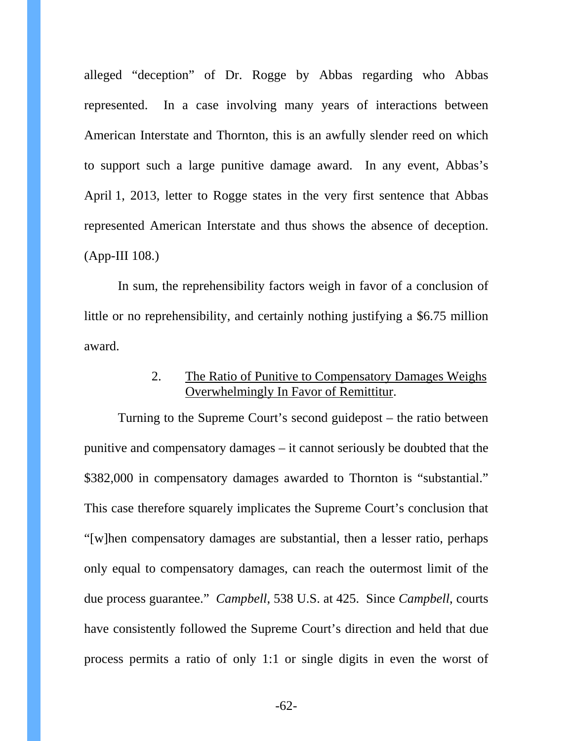alleged "deception" of Dr. Rogge by Abbas regarding who Abbas represented. In a case involving many years of interactions between American Interstate and Thornton, this is an awfully slender reed on which to support such a large punitive damage award. In any event, Abbas's April 1, 2013, letter to Rogge states in the very first sentence that Abbas represented American Interstate and thus shows the absence of deception. (App-III 108.)

In sum, the reprehensibility factors weigh in favor of a conclusion of little or no reprehensibility, and certainly nothing justifying a $6.75 million award.

2. The Ratio of Punitive to Compensatory Damages Weighs Overwhelmingly In Favor of Remittitur.

Turning to the Supreme Court's second guidepost – the ratio between punitive and compensatory damages – it cannot seriously be doubted that the $382,000 in compensatory damages awarded to Thornton is "substantial." This case therefore squarely implicates the Supreme Court's conclusion that "[w]hen compensatory damages are substantial, then a lesser ratio, perhaps only equal to compensatory damages, can reach the outermost limit of the due process guarantee." *Campbell*, 538 U.S. at 425. Since *Campbell*, courts have consistently followed the Supreme Court's direction and held that due process permits a ratio of only 1:1 or single digits in even the worst of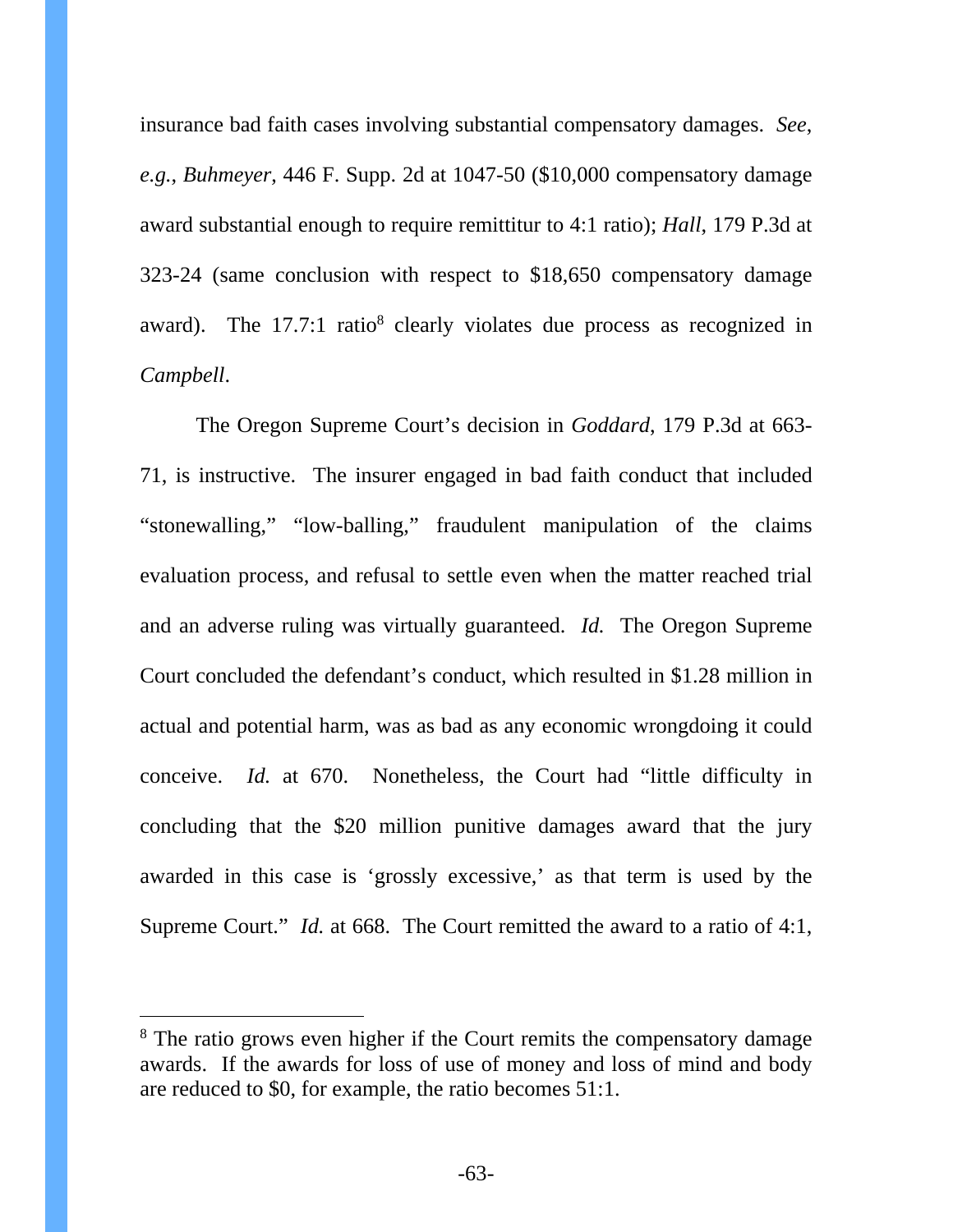insurance bad faith cases involving substantial compensatory damages. *See*, *e.g.*, *Buhmeyer*, 446 F. Supp. 2d at 1047-50 ($10,000 compensatory damage award substantial enough to require remittitur to 4:1 ratio); *Hall*, 179 P.3d at 323-24 (same conclusion with respect to $18,650 compensatory damage award). The 17.7:1 ratio[8] clearly violates due process as recognized in *Campbell*.

The Oregon Supreme Court's decision in *Goddard*, 179 P.3d at 663-71, is instructive. The insurer engaged in bad faith conduct that included "stonewalling," "low-balling," fraudulent manipulation of the claims evaluation process, and refusal to settle even when the matter reached trial and an adverse ruling was virtually guaranteed. *Id.* The Oregon Supreme Court concluded the defendant's conduct, which resulted in $1.28 million in actual and potential harm, was as bad as any economic wrongdoing it could conceive. *Id.* at 670. Nonetheless, the Court had "little difficulty in concluding that the $20 million punitive damages award that the jury awarded in this case is 'grossly excessive,' as that term is used by the Supreme Court." *Id.* at 668. The Court remitted the award to a ratio of 4:1,

---

[8] The ratio grows even higher if the Court remits the compensatory damage awards. If the awards for loss of use of money and loss of mind and body are reduced to $0, for example, the ratio becomes 51:1.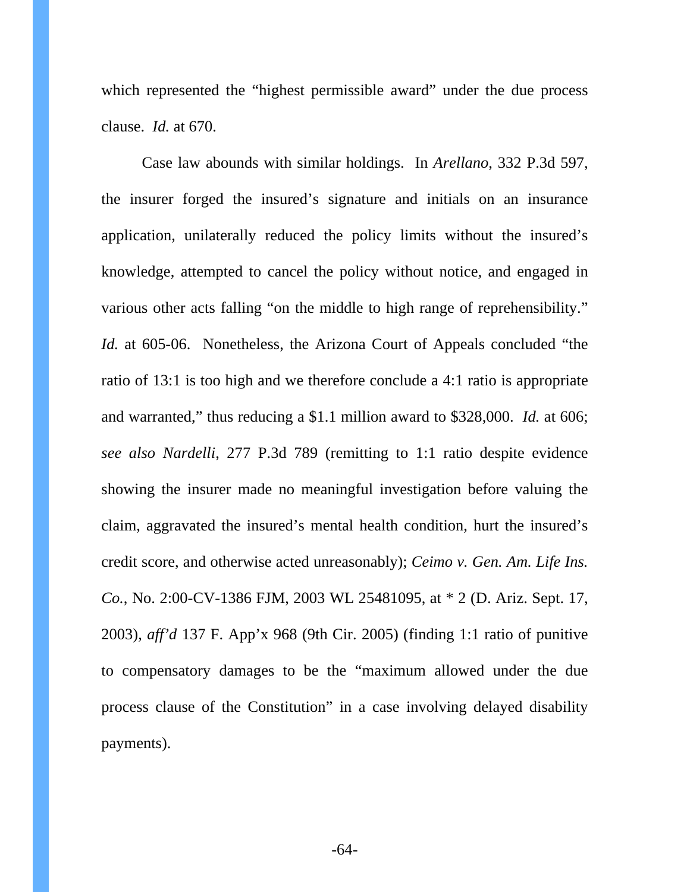which represented the "highest permissible award" under the due process clause. *Id.* at 670.

Case law abounds with similar holdings. In *Arellano*, 332 P.3d 597, the insurer forged the insured's signature and initials on an insurance application, unilaterally reduced the policy limits without the insured's knowledge, attempted to cancel the policy without notice, and engaged in various other acts falling "on the middle to high range of reprehensibility." *Id.* at 605-06. Nonetheless, the Arizona Court of Appeals concluded "the ratio of 13:1 is too high and we therefore conclude a 4:1 ratio is appropriate and warranted," thus reducing a $1.1 million award to $328,000. *Id.* at 606; *see also Nardelli*, 277 P.3d 789 (remitting to 1:1 ratio despite evidence showing the insurer made no meaningful investigation before valuing the claim, aggravated the insured's mental health condition, hurt the insured's credit score, and otherwise acted unreasonably); *Ceimo v. Gen. Am. Life Ins. Co.*, No. 2:00-CV-1386 FJM, 2003 WL 25481095, at * 2 (D. Ariz. Sept. 17, 2003), *aff'd* 137 F. App'x 968 (9th Cir. 2005) (finding 1:1 ratio of punitive to compensatory damages to be the "maximum allowed under the due process clause of the Constitution" in a case involving delayed disability payments).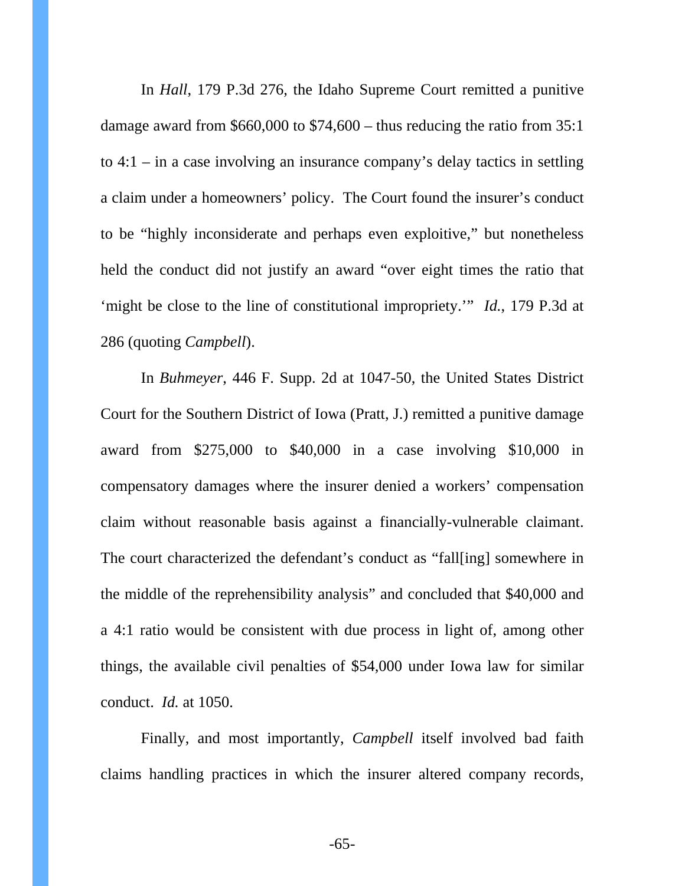In *Hall*, 179 P.3d 276, the Idaho Supreme Court remitted a punitive damage award from $660,000 to $74,600 – thus reducing the ratio from 35:1 to 4:1 – in a case involving an insurance company's delay tactics in settling a claim under a homeowners' policy. The Court found the insurer's conduct to be "highly inconsiderate and perhaps even exploitive," but nonetheless held the conduct did not justify an award "over eight times the ratio that 'might be close to the line of constitutional impropriety.'" *Id.*, 179 P.3d at 286 (quoting *Campbell*).

In *Buhmeyer*, 446 F. Supp. 2d at 1047-50, the United States District Court for the Southern District of Iowa (Pratt, J.) remitted a punitive damage award from $275,000 to $40,000 in a case involving $10,000 in compensatory damages where the insurer denied a workers' compensation claim without reasonable basis against a financially-vulnerable claimant. The court characterized the defendant's conduct as "fall[ing] somewhere in the middle of the reprehensibility analysis" and concluded that $40,000 and a 4:1 ratio would be consistent with due process in light of, among other things, the available civil penalties of $54,000 under Iowa law for similar conduct. *Id.* at 1050.

Finally, and most importantly, *Campbell* itself involved bad faith claims handling practices in which the insurer altered company records,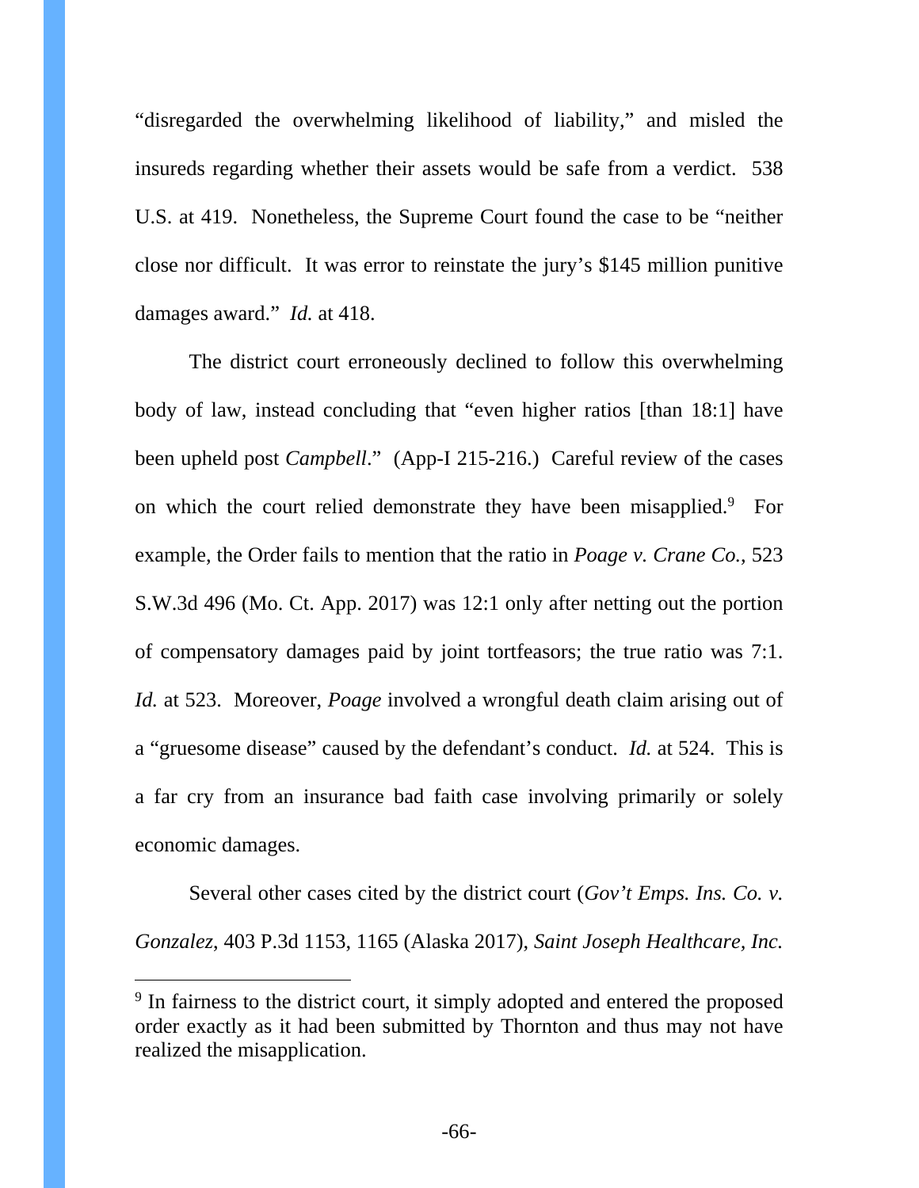"disregarded the overwhelming likelihood of liability," and misled the insureds regarding whether their assets would be safe from a verdict. 538 U.S. at 419. Nonetheless, the Supreme Court found the case to be "neither close nor difficult. It was error to reinstate the jury's $145 million punitive damages award." *Id.* at 418.

The district court erroneously declined to follow this overwhelming body of law, instead concluding that "even higher ratios [than 18:1] have been upheld post *Campbell*." (App-I 215-216.) Careful review of the cases on which the court relied demonstrate they have been misapplied.[9] For example, the Order fails to mention that the ratio in *Poage v. Crane Co.*, 523 S.W.3d 496 (Mo. Ct. App. 2017) was 12:1 only after netting out the portion of compensatory damages paid by joint tortfeasors; the true ratio was 7:1. *Id.* at 523. Moreover, *Poage* involved a wrongful death claim arising out of a "gruesome disease" caused by the defendant's conduct. *Id.* at 524. This is a far cry from an insurance bad faith case involving primarily or solely economic damages.

Several other cases cited by the district court (*Gov't Emps. Ins. Co. v. Gonzalez*, 403 P.3d 1153, 1165 (Alaska 2017), *Saint Joseph Healthcare, Inc.*

---

[9] In fairness to the district court, it simply adopted and entered the proposed order exactly as it had been submitted by Thornton and thus may not have realized the misapplication.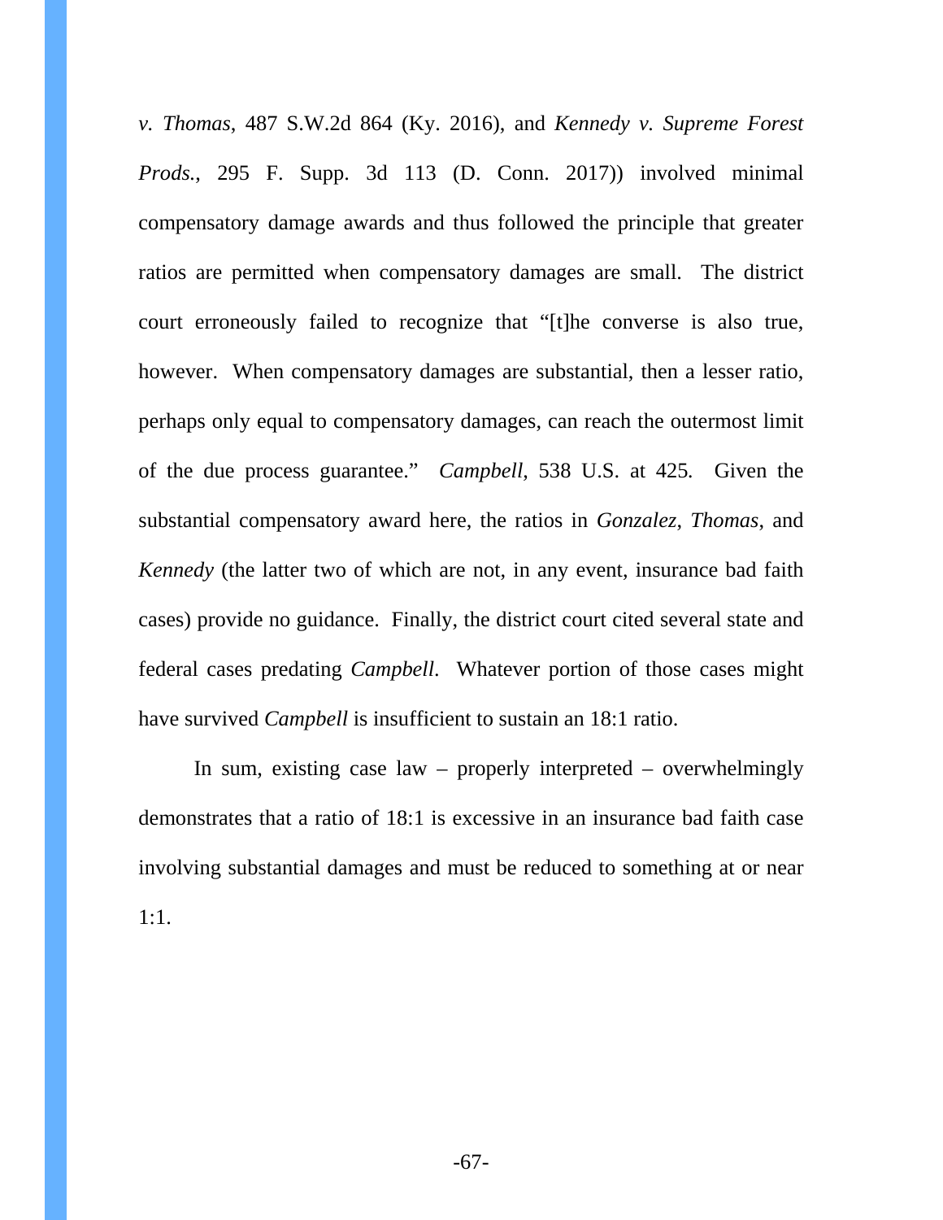*v. Thomas*, 487 S.W.2d 864 (Ky. 2016), and *Kennedy v. Supreme Forest Prods.*, 295 F. Supp. 3d 113 (D. Conn. 2017)) involved minimal compensatory damage awards and thus followed the principle that greater ratios are permitted when compensatory damages are small. The district court erroneously failed to recognize that "[t]he converse is also true, however. When compensatory damages are substantial, then a lesser ratio, perhaps only equal to compensatory damages, can reach the outermost limit of the due process guarantee." *Campbell*, 538 U.S. at 425. Given the substantial compensatory award here, the ratios in *Gonzalez, Thomas*, and *Kennedy* (the latter two of which are not, in any event, insurance bad faith cases) provide no guidance. Finally, the district court cited several state and federal cases predating *Campbell*. Whatever portion of those cases might have survived *Campbell* is insufficient to sustain an 18:1 ratio.

In sum, existing case law – properly interpreted – overwhelmingly demonstrates that a ratio of 18:1 is excessive in an insurance bad faith case involving substantial damages and must be reduced to something at or near 1:1.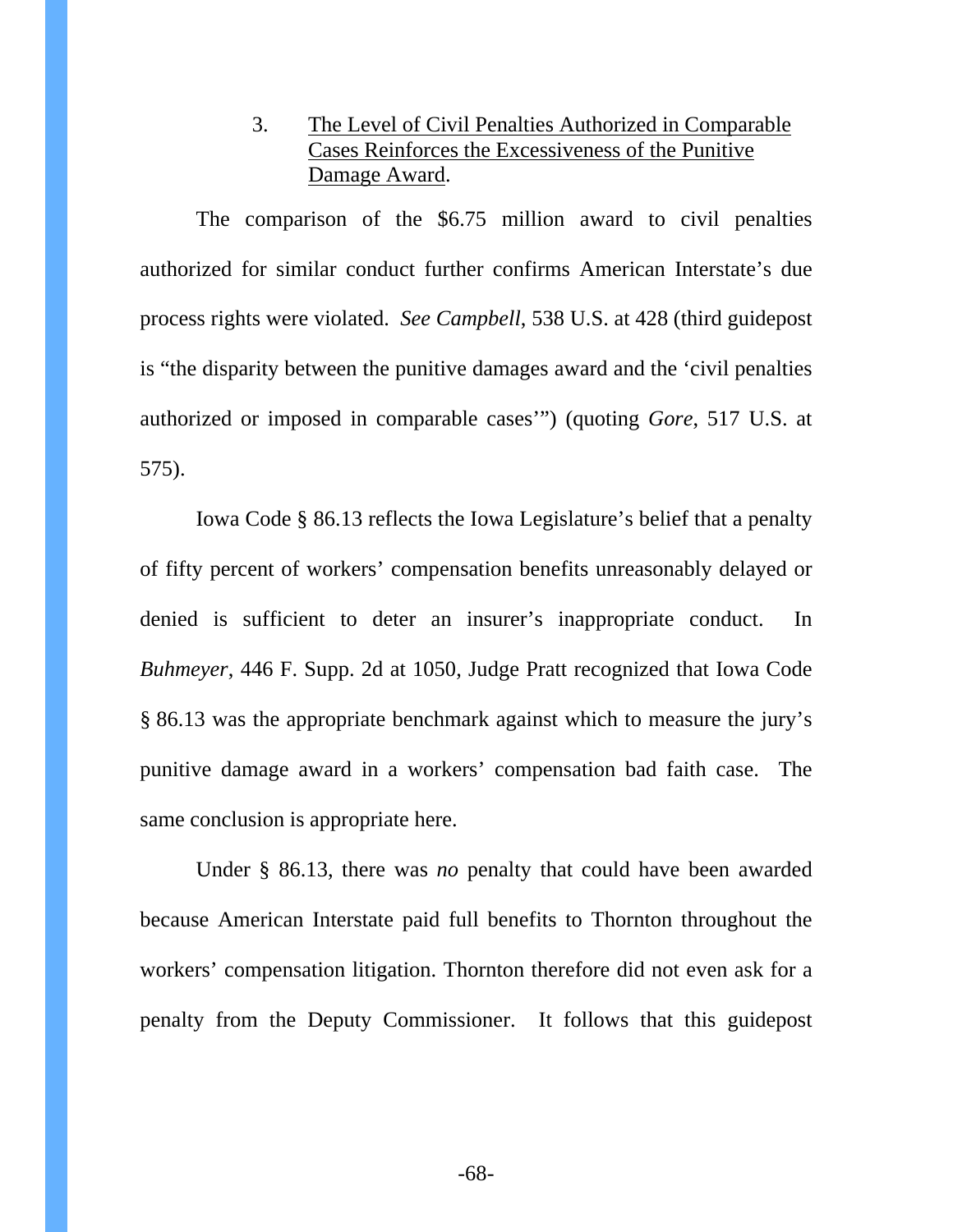### 3. <u>The Level of Civil Penalties Authorized in Comparable Cases Reinforces the Excessiveness of the Punitive Damage Award</u>.

The comparison of the $6.75 million award to civil penalties authorized for similar conduct further confirms American Interstate's due process rights were violated. *See Campbell*, 538 U.S. at 428 (third guidepost is "the disparity between the punitive damages award and the 'civil penalties authorized or imposed in comparable cases'") (quoting *Gore*, 517 U.S. at 575).

Iowa Code § 86.13 reflects the Iowa Legislature's belief that a penalty of fifty percent of workers' compensation benefits unreasonably delayed or denied is sufficient to deter an insurer's inappropriate conduct. In *Buhmeyer*, 446 F. Supp. 2d at 1050, Judge Pratt recognized that Iowa Code § 86.13 was the appropriate benchmark against which to measure the jury's punitive damage award in a workers' compensation bad faith case. The same conclusion is appropriate here.

Under § 86.13, there was *no* penalty that could have been awarded because American Interstate paid full benefits to Thornton throughout the workers' compensation litigation. Thornton therefore did not even ask for a penalty from the Deputy Commissioner. It follows that this guidepost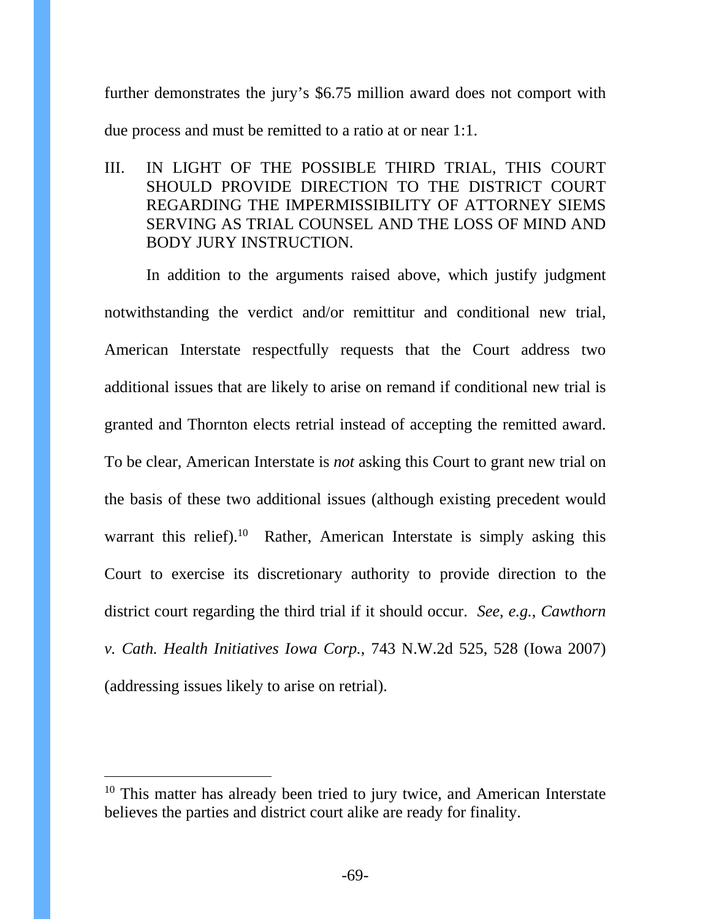further demonstrates the jury's $6.75 million award does not comport with due process and must be remitted to a ratio at or near 1:1.

## III. IN LIGHT OF THE POSSIBLE THIRD TRIAL, THIS COURT SHOULD PROVIDE DIRECTION TO THE DISTRICT COURT REGARDING THE IMPERMISSIBILITY OF ATTORNEY SIEMS SERVING AS TRIAL COUNSEL AND THE LOSS OF MIND AND BODY JURY INSTRUCTION.

In addition to the arguments raised above, which justify judgment notwithstanding the verdict and/or remittitur and conditional new trial, American Interstate respectfully requests that the Court address two additional issues that are likely to arise on remand if conditional new trial is granted and Thornton elects retrial instead of accepting the remitted award. To be clear, American Interstate is *not* asking this Court to grant new trial on the basis of these two additional issues (although existing precedent would warrant this relief).[10] Rather, American Interstate is simply asking this Court to exercise its discretionary authority to provide direction to the district court regarding the third trial if it should occur. *See, e.g.*, *Cawthorn v. Cath. Health Initiatives Iowa Corp.*, 743 N.W.2d 525, 528 (Iowa 2007) (addressing issues likely to arise on retrial).

---

[10] This matter has already been tried to jury twice, and American Interstate believes the parties and district court alike are ready for finality.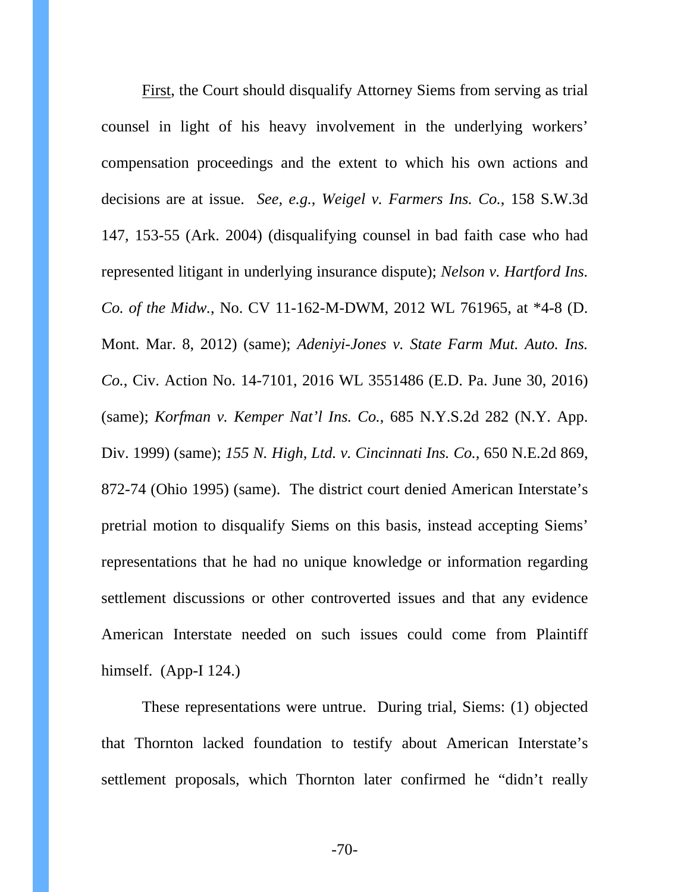First, the Court should disqualify Attorney Siems from serving as trial counsel in light of his heavy involvement in the underlying workers' compensation proceedings and the extent to which his own actions and decisions are at issue. *See, e.g.*, *Weigel v. Farmers Ins. Co.*, 158 S.W.3d 147, 153-55 (Ark. 2004) (disqualifying counsel in bad faith case who had represented litigant in underlying insurance dispute); *Nelson v. Hartford Ins. Co. of the Midw.*, No. CV 11-162-M-DWM, 2012 WL 761965, at *4-8 (D. Mont. Mar. 8, 2012) (same); *Adeniyi-Jones v. State Farm Mut. Auto. Ins. Co.*, Civ. Action No. 14-7101, 2016 WL 3551486 (E.D. Pa. June 30, 2016) (same); *Korfman v. Kemper Nat'l Ins. Co.*, 685 N.Y.S.2d 282 (N.Y. App. Div. 1999) (same); *155 N. High, Ltd. v. Cincinnati Ins. Co.*, 650 N.E.2d 869, 872-74 (Ohio 1995) (same). The district court denied American Interstate's pretrial motion to disqualify Siems on this basis, instead accepting Siems' representations that he had no unique knowledge or information regarding settlement discussions or other controverted issues and that any evidence American Interstate needed on such issues could come from Plaintiff himself. (App-I 124.)

These representations were untrue. During trial, Siems: (1) objected that Thornton lacked foundation to testify about American Interstate's settlement proposals, which Thornton later confirmed he "didn't really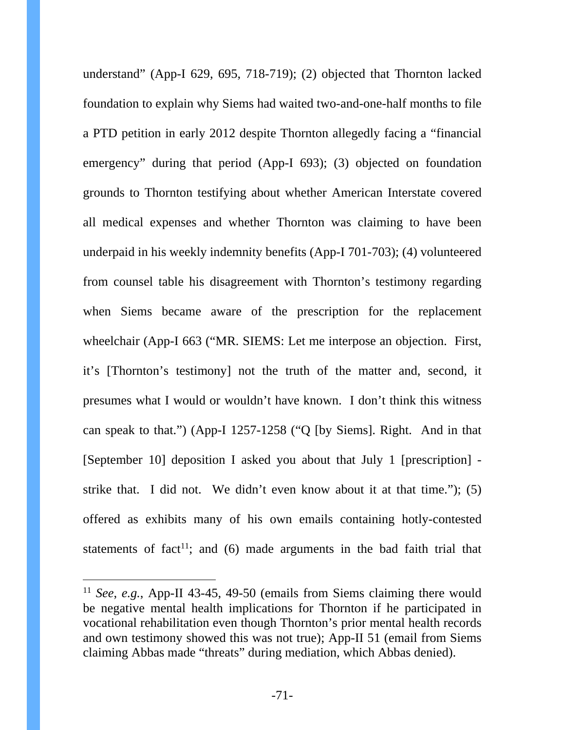understand" (App-I 629, 695, 718-719); (2) objected that Thornton lacked foundation to explain why Siems had waited two-and-one-half months to file a PTD petition in early 2012 despite Thornton allegedly facing a "financial emergency" during that period (App-I 693); (3) objected on foundation grounds to Thornton testifying about whether American Interstate covered all medical expenses and whether Thornton was claiming to have been underpaid in his weekly indemnity benefits (App-I 701-703); (4) volunteered from counsel table his disagreement with Thornton's testimony regarding when Siems became aware of the prescription for the replacement wheelchair (App-I 663 ("MR. SIEMS: Let me interpose an objection. First, it's [Thornton's testimony] not the truth of the matter and, second, it presumes what I would or wouldn't have known. I don't think this witness can speak to that.") (App-I 1257-1258 ("Q [by Siems]. Right. And in that [September 10] deposition I asked you about that July 1 [prescription] - strike that. I did not. We didn't even know about it at that time."); (5) offered as exhibits many of his own emails containing hotly-contested statements of fact[11]; and (6) made arguments in the bad faith trial that

[11] *See*, *e.g.*, App-II 43-45, 49-50 (emails from Siems claiming there would be negative mental health implications for Thornton if he participated in vocational rehabilitation even though Thornton's prior mental health records and own testimony showed this was not true); App-II 51 (email from Siems claiming Abbas made "threats" during mediation, which Abbas denied).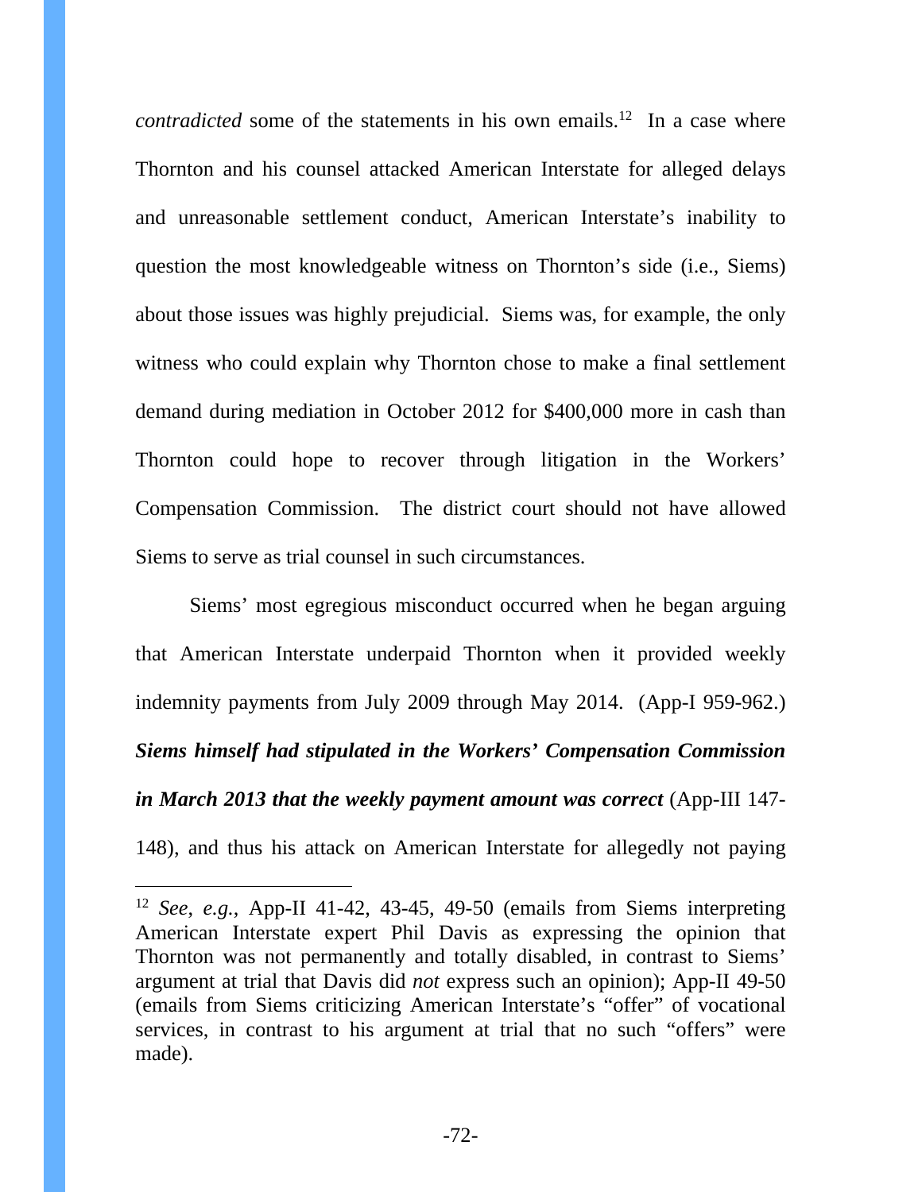*contradicted* some of the statements in his own emails.[12] In a case where Thornton and his counsel attacked American Interstate for alleged delays and unreasonable settlement conduct, American Interstate's inability to question the most knowledgeable witness on Thornton's side (i.e., Siems) about those issues was highly prejudicial. Siems was, for example, the only witness who could explain why Thornton chose to make a final settlement demand during mediation in October 2012 for $400,000 more in cash than Thornton could hope to recover through litigation in the Workers' Compensation Commission. The district court should not have allowed Siems to serve as trial counsel in such circumstances.

Siems' most egregious misconduct occurred when he began arguing that American Interstate underpaid Thornton when it provided weekly indemnity payments from July 2009 through May 2014. (App-I 959-962.) ***Siems himself had stipulated in the Workers' Compensation Commission in March 2013 that the weekly payment amount was correct*** (App-III 147-148), and thus his attack on American Interstate for allegedly not paying

[12] *See*, *e.g.*, App-II 41-42, 43-45, 49-50 (emails from Siems interpreting American Interstate expert Phil Davis as expressing the opinion that Thornton was not permanently and totally disabled, in contrast to Siems' argument at trial that Davis did *not* express such an opinion); App-II 49-50 (emails from Siems criticizing American Interstate's "offer" of vocational services, in contrast to his argument at trial that no such "offers" were made).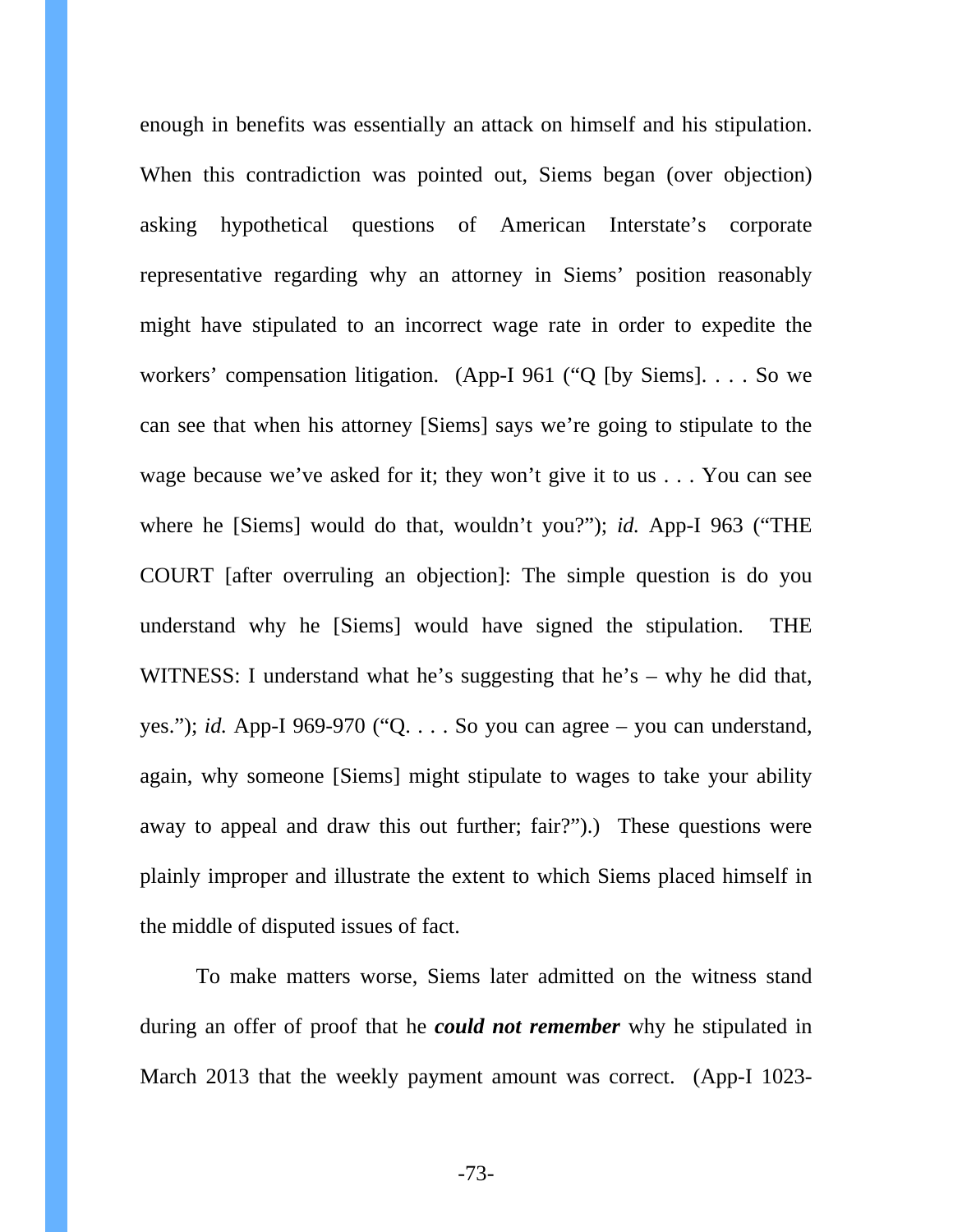enough in benefits was essentially an attack on himself and his stipulation. When this contradiction was pointed out, Siems began (over objection) asking hypothetical questions of American Interstate's corporate representative regarding why an attorney in Siems' position reasonably might have stipulated to an incorrect wage rate in order to expedite the workers' compensation litigation. (App-I 961 ("Q [by Siems]. . . . So we can see that when his attorney [Siems] says we're going to stipulate to the wage because we've asked for it; they won't give it to us . . . You can see where he [Siems] would do that, wouldn't you?"); *id.* App-I 963 ("THE COURT [after overruling an objection]: The simple question is do you understand why he [Siems] would have signed the stipulation. THE WITNESS: I understand what he's suggesting that he's – why he did that, yes."); *id.* App-I 969-970 ("Q. . . . So you can agree – you can understand, again, why someone [Siems] might stipulate to wages to take your ability away to appeal and draw this out further; fair?").) These questions were plainly improper and illustrate the extent to which Siems placed himself in the middle of disputed issues of fact.

To make matters worse, Siems later admitted on the witness stand during an offer of proof that he ***could not remember*** why he stipulated in March 2013 that the weekly payment amount was correct. (App-I 1023-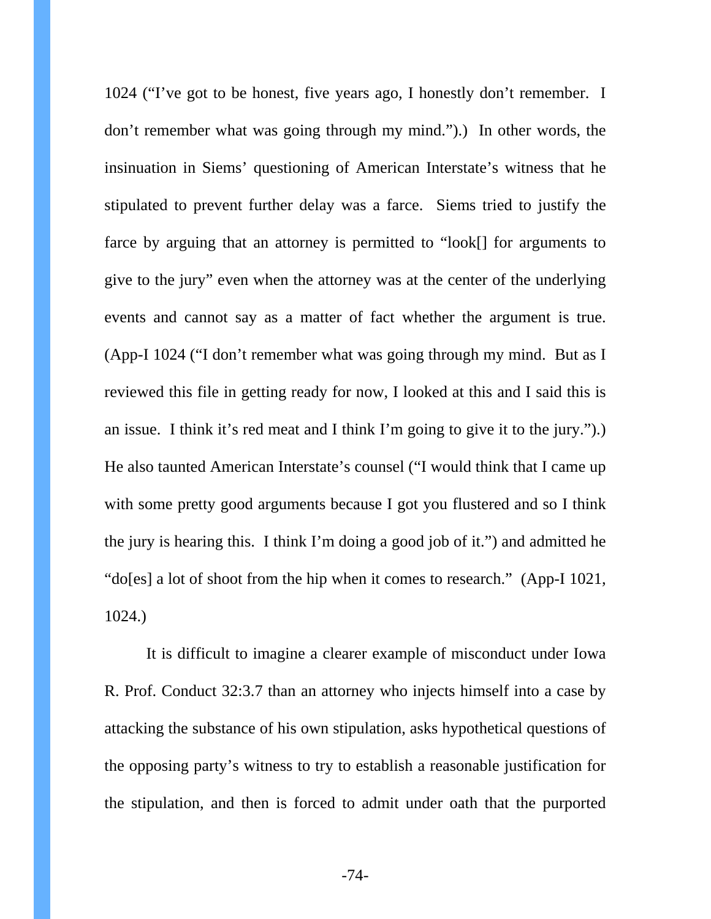1024 ("I've got to be honest, five years ago, I honestly don't remember. I don't remember what was going through my mind.").) In other words, the insinuation in Siems' questioning of American Interstate's witness that he stipulated to prevent further delay was a farce. Siems tried to justify the farce by arguing that an attorney is permitted to "look[] for arguments to give to the jury" even when the attorney was at the center of the underlying events and cannot say as a matter of fact whether the argument is true. (App-I 1024 ("I don't remember what was going through my mind. But as I reviewed this file in getting ready for now, I looked at this and I said this is an issue. I think it's red meat and I think I'm going to give it to the jury.").) He also taunted American Interstate's counsel ("I would think that I came up with some pretty good arguments because I got you flustered and so I think the jury is hearing this. I think I'm doing a good job of it.") and admitted he "do[es] a lot of shoot from the hip when it comes to research." (App-I 1021, 1024.)

It is difficult to imagine a clearer example of misconduct under Iowa R. Prof. Conduct 32:3.7 than an attorney who injects himself into a case by attacking the substance of his own stipulation, asks hypothetical questions of the opposing party's witness to try to establish a reasonable justification for the stipulation, and then is forced to admit under oath that the purported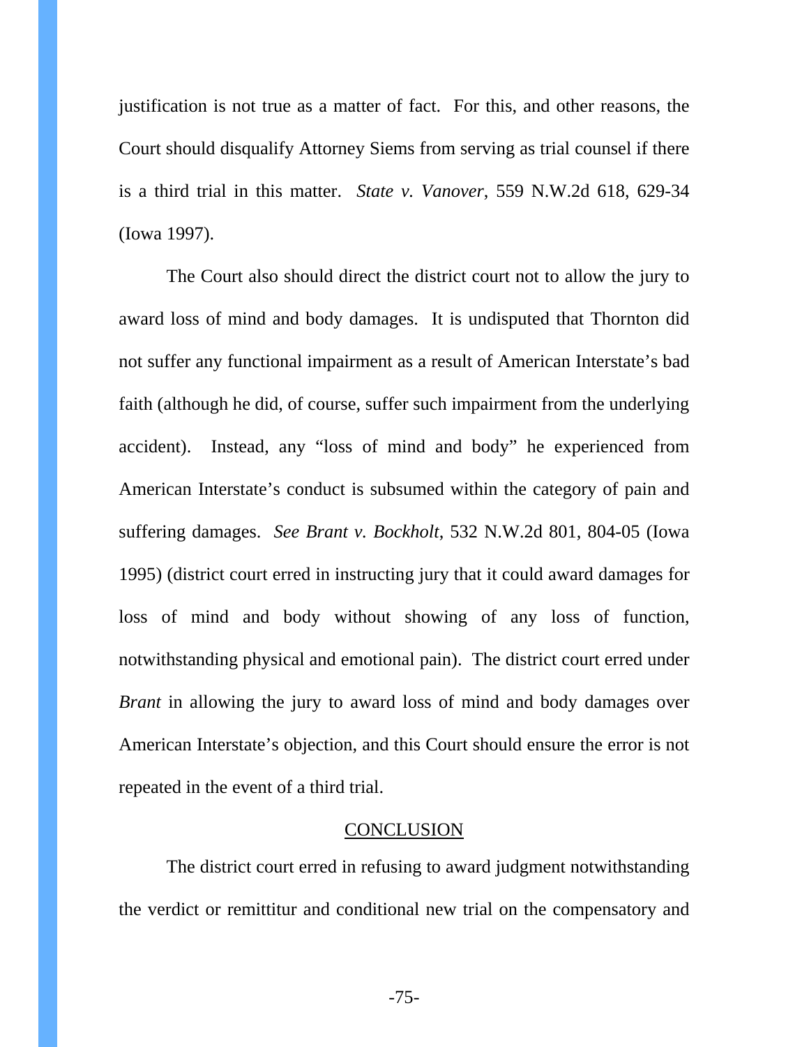justification is not true as a matter of fact. For this, and other reasons, the Court should disqualify Attorney Siems from serving as trial counsel if there is a third trial in this matter. *State v. Vanover*, 559 N.W.2d 618, 629-34 (Iowa 1997).

The Court also should direct the district court not to allow the jury to award loss of mind and body damages. It is undisputed that Thornton did not suffer any functional impairment as a result of American Interstate's bad faith (although he did, of course, suffer such impairment from the underlying accident). Instead, any "loss of mind and body" he experienced from American Interstate's conduct is subsumed within the category of pain and suffering damages. *See Brant v. Bockholt*, 532 N.W.2d 801, 804-05 (Iowa 1995) (district court erred in instructing jury that it could award damages for loss of mind and body without showing of any loss of function, notwithstanding physical and emotional pain). The district court erred under *Brant* in allowing the jury to award loss of mind and body damages over American Interstate's objection, and this Court should ensure the error is not repeated in the event of a third trial.

## CONCLUSION

The district court erred in refusing to award judgment notwithstanding the verdict or remittitur and conditional new trial on the compensatory and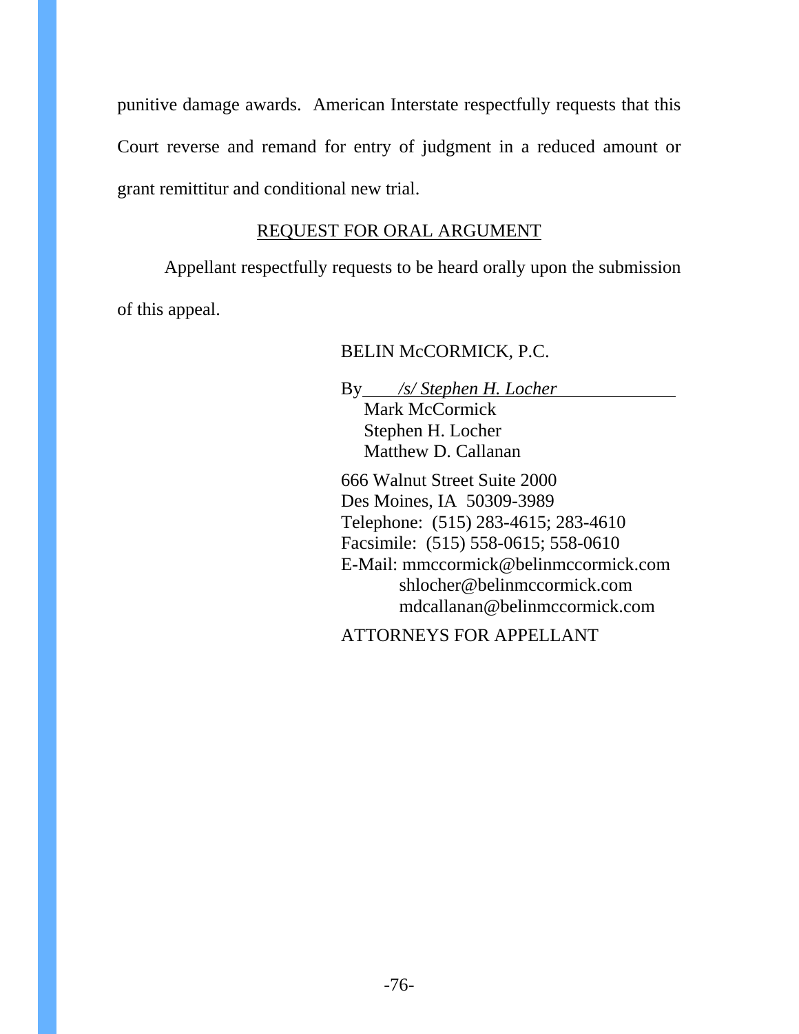punitive damage awards. American Interstate respectfully requests that this Court reverse and remand for entry of judgment in a reduced amount or grant remittitur and conditional new trial.

## REQUEST FOR ORAL ARGUMENT

Appellant respectfully requests to be heard orally upon the submission of this appeal.

BELIN McCORMICK, P.C.

By *_/s/ Stephen H. Locher_*
Mark McCormick
Stephen H. Locher
Matthew D. Callanan

666 Walnut Street Suite 2000
Des Moines, IA 50309-3989
Telephone: (515) 283-4615; 283-4610
Facsimile: (515) 558-0615; 558-0610
E-Mail: mmccormick@belinmccormick.com
shlocher@belinmccormick.com
mdcallanan@belinmccormick.com

ATTORNEYS FOR APPELLANT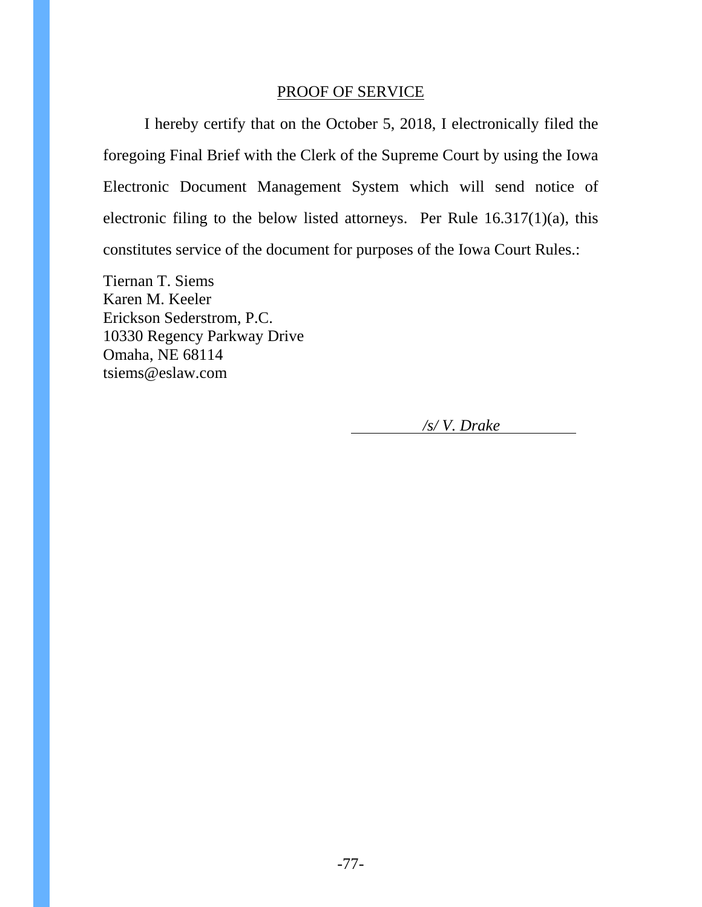## PROOF OF SERVICE

I hereby certify that on the October 5, 2018, I electronically filed the foregoing Final Brief with the Clerk of the Supreme Court by using the Iowa Electronic Document Management System which will send notice of electronic filing to the below listed attorneys. Per Rule 16.317(1)(a), this constitutes service of the document for purposes of the Iowa Court Rules.:

Tiernan T. Siems  
Karen M. Keeler  
Erickson Sederstrom, P.C.  
10330 Regency Parkway Drive  
Omaha, NE 68114  
tsiems@eslaw.com

*/s/ V. Drake*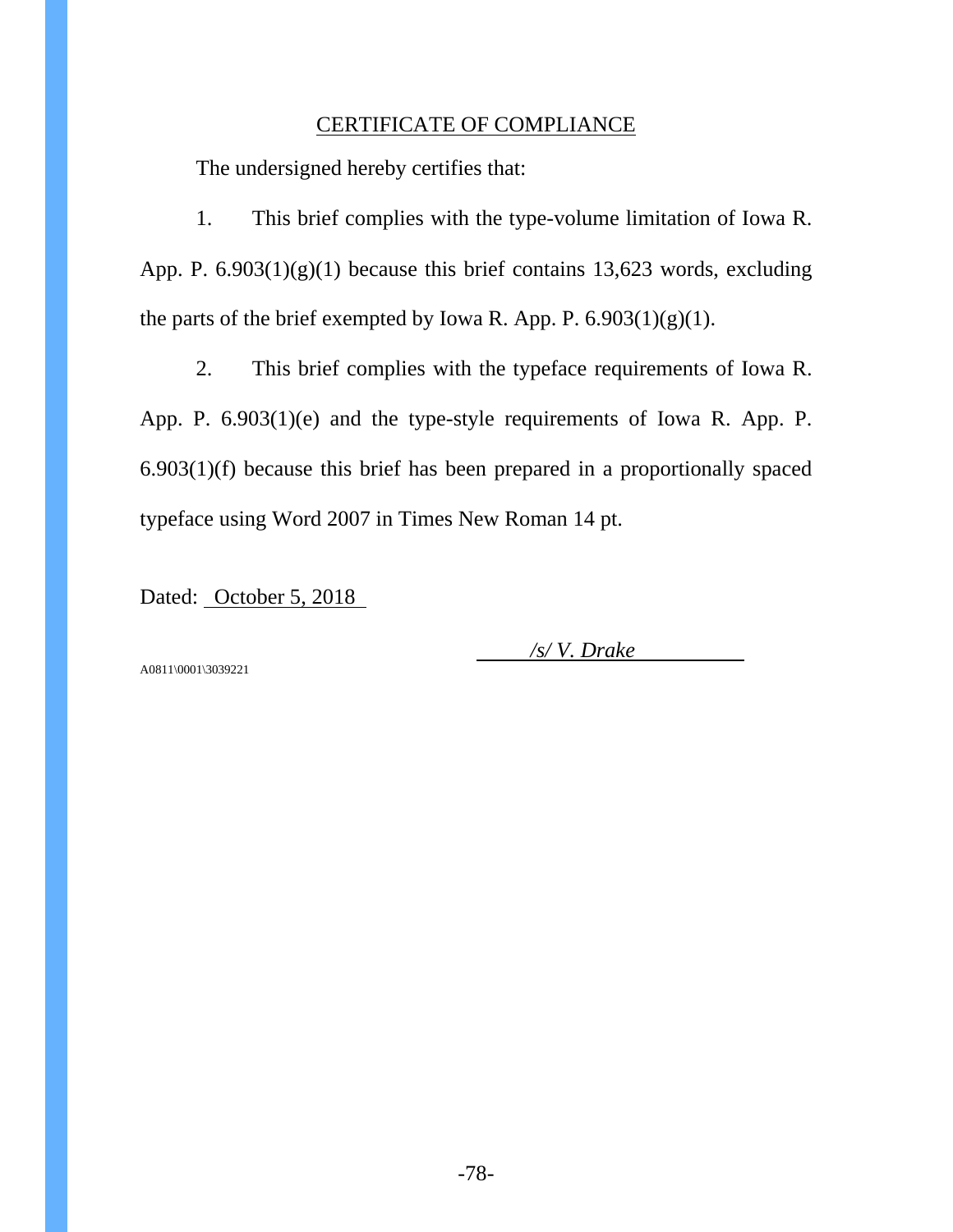## CERTIFICATE OF COMPLIANCE

The undersigned hereby certifies that:

1. This brief complies with the type-volume limitation of Iowa R. App. P. 6.903(1)(g)(1) because this brief contains 13,623 words, excluding the parts of the brief exempted by Iowa R. App. P. 6.903(1)(g)(1).

2. This brief complies with the typeface requirements of Iowa R. App. P. 6.903(1)(e) and the type-style requirements of Iowa R. App. P. 6.903(1)(f) because this brief has been prepared in a proportionally spaced typeface using Word 2007 in Times New Roman 14 pt.

Dated: October 5, 2018

*/s/ V. Drake*

A0811\0001\3039221